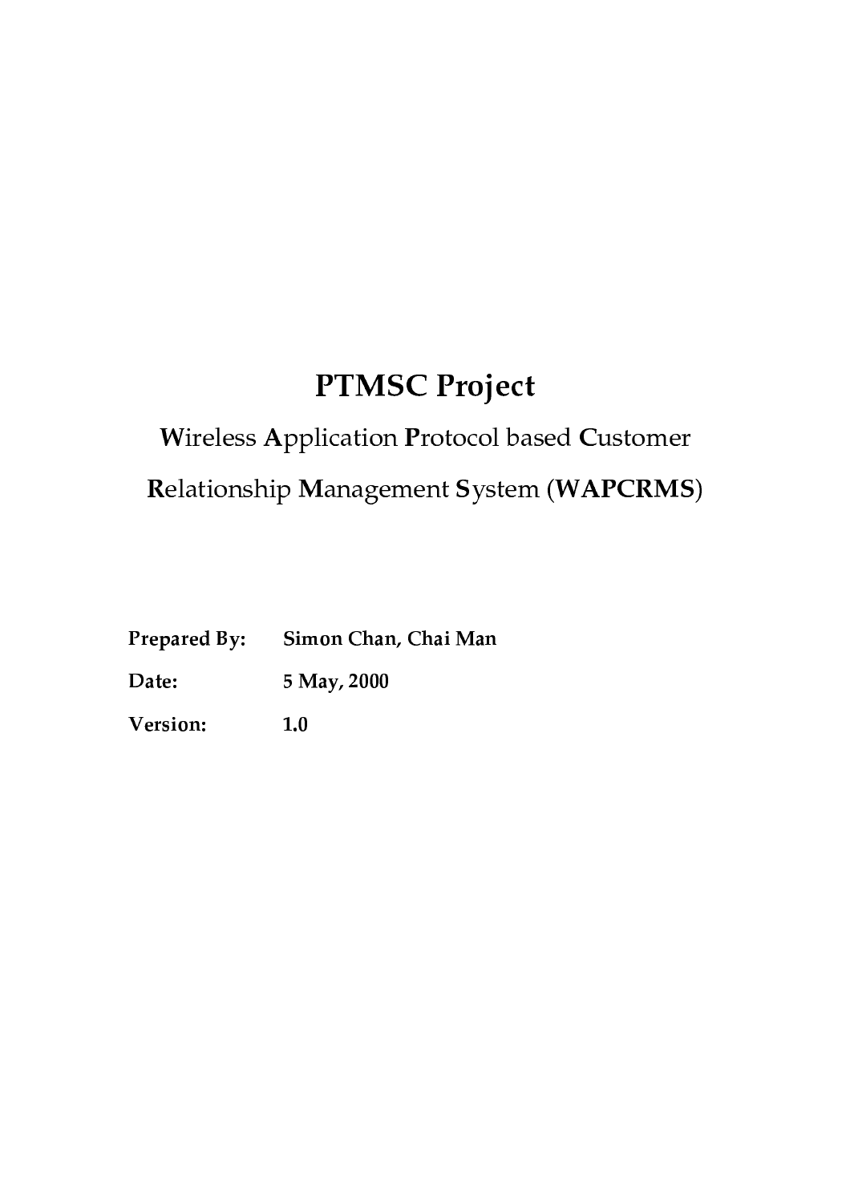# PTMSC Project

**W**ireless **A**pplication **P**rotocol based **C**ustomer **R**elationship **M**anagement **S**ystem (**WAPCRMS**)

**Prepared By:** **Simon Chan, Chai Man**

**Date:** **5 May, 2000**

**Version:** **1.0**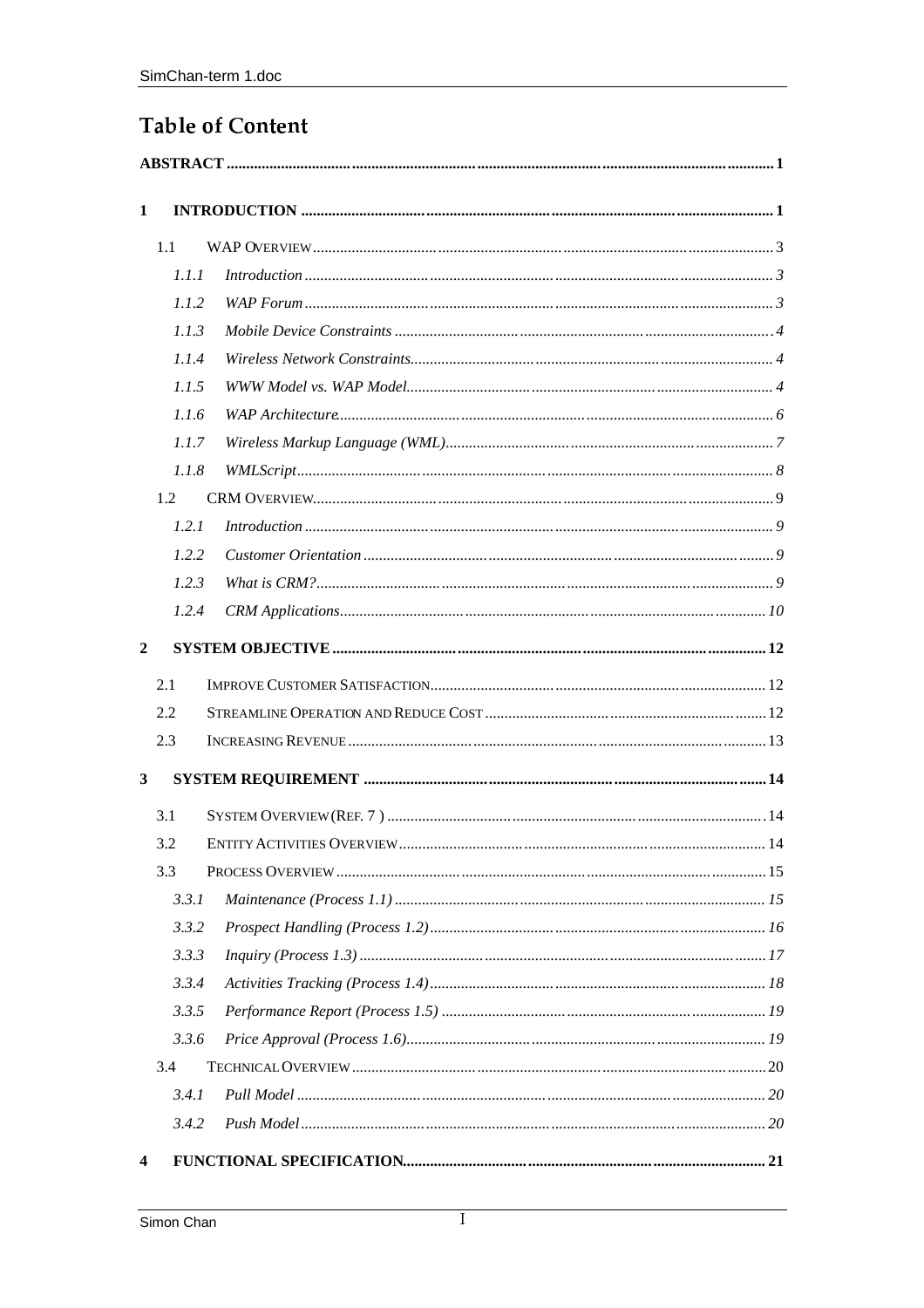# Table of Content

ABSTRACT ..... 1

1 INTRODUCTION ..... 1

- 1.1 WAP OVERVIEW ..... 3
  - 1.1.1 *Introduction* ..... 3
  - 1.1.2 *WAP Forum* ..... 3
  - 1.1.3 *Mobile Device Constraints* ..... 4
  - 1.1.4 *Wireless Network Constraints* ..... 4
  - 1.1.5 *WWW Model vs. WAP Model* ..... 4
  - 1.1.6 *WAP Architecture* ..... 6
  - 1.1.7 *Wireless Markup Language (WML)* ..... 7
  - 1.1.8 *WMLScript* ..... 8
- 1.2 CRM OVERVIEW ..... 9
  - 1.2.1 *Introduction* ..... 9
  - 1.2.2 *Customer Orientation* ..... 9
  - 1.2.3 *What is CRM?* ..... 9
  - 1.2.4 *CRM Applications* ..... 10

2 SYSTEM OBJECTIVE ..... 12

- 2.1 IMPROVE CUSTOMER SATISFACTION ..... 12
- 2.2 STREAMLINE OPERATION AND REDUCE COST ..... 12
- 2.3 INCREASING REVENUE ..... 13

3 SYSTEM REQUIREMENT ..... 14

- 3.1 SYSTEM OVERVIEW (REF. 7 ) ..... 14
- 3.2 ENTITY ACTIVITIES OVERVIEW ..... 14
- 3.3 PROCESS OVERVIEW ..... 15
  - 3.3.1 *Maintenance (Process 1.1)* ..... 15
  - 3.3.2 *Prospect Handling (Process 1.2)* ..... 16
  - 3.3.3 *Inquiry (Process 1.3)* ..... 17
  - 3.3.4 *Activities Tracking (Process 1.4)* ..... 18
  - 3.3.5 *Performance Report (Process 1.5)* ..... 19
  - 3.3.6 *Price Approval (Process 1.6)* ..... 19
- 3.4 TECHNICAL OVERVIEW ..... 20
  - 3.4.1 *Pull Model* ..... 20
  - 3.4.2 *Push Model* ..... 20

4 FUNCTIONAL SPECIFICATION ..... 21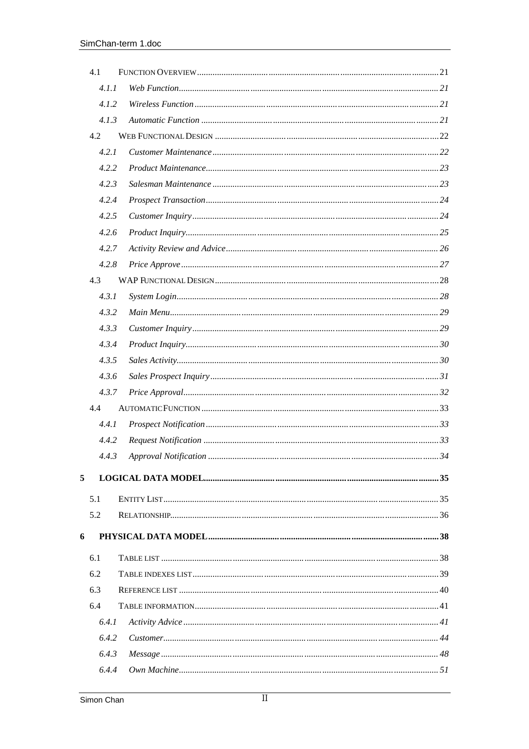- 4.1 FUNCTION OVERVIEW ........................................ 21
  - 4.1.1 *Web Function* ........................................ 21
  - 4.1.2 *Wireless Function* ........................................ 21
  - 4.1.3 *Automatic Function* ........................................ 21
- 4.2 WEB FUNCTIONAL DESIGN ........................................ 22
  - 4.2.1 *Customer Maintenance* ........................................ 22
  - 4.2.2 *Product Maintenance* ........................................ 23
  - 4.2.3 *Salesman Maintenance* ........................................ 23
  - 4.2.4 *Prospect Transaction* ........................................ 24
  - 4.2.5 *Customer Inquiry* ........................................ 24
  - 4.2.6 *Product Inquiry* ........................................ 25
  - 4.2.7 *Activity Review and Advice* ........................................ 26
  - 4.2.8 *Price Approve* ........................................ 27
- 4.3 WAP FUNCTIONAL DESIGN ........................................ 28
  - 4.3.1 *System Login* ........................................ 28
  - 4.3.2 *Main Menu* ........................................ 29
  - 4.3.3 *Customer Inquiry* ........................................ 29
  - 4.3.4 *Product Inquiry* ........................................ 30
  - 4.3.5 *Sales Activity* ........................................ 30
  - 4.3.6 *Sales Prospect Inquiry* ........................................ 31
  - 4.3.7 *Price Approval* ........................................ 32
- 4.4 AUTOMATIC FUNCTION ........................................ 33
  - 4.4.1 *Prospect Notification* ........................................ 33
  - 4.4.2 *Request Notification* ........................................ 33
  - 4.4.3 *Approval Notification* ........................................ 34

**5 LOGICAL DATA MODEL ........................................ 35**

- 5.1 ENTITY LIST ........................................ 35
- 5.2 RELATIONSHIP ........................................ 36

**6 PHYSICAL DATA MODEL ........................................ 38**

- 6.1 TABLE LIST ........................................ 38
- 6.2 TABLE INDEXES LIST ........................................ 39
- 6.3 REFERENCE LIST ........................................ 40
- 6.4 TABLE INFORMATION ........................................ 41
  - 6.4.1 *Activity Advice* ........................................ 41
  - 6.4.2 *Customer* ........................................ 44
  - 6.4.3 *Message* ........................................ 48
  - 6.4.4 *Own Machine* ........................................ 51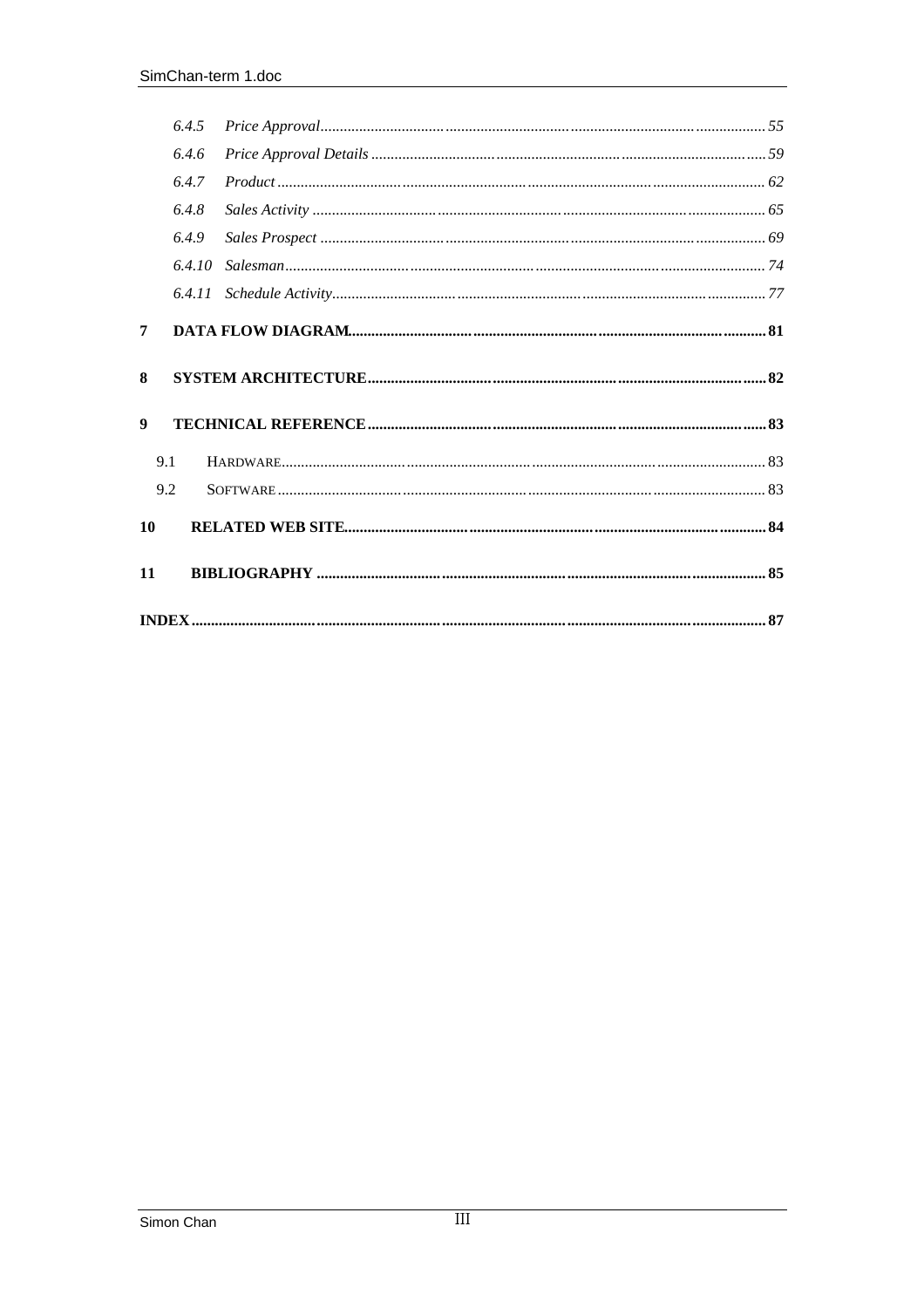- 6.4.5 *Price Approval* ........ 55
- 6.4.6 *Price Approval Details* ........ 59
- 6.4.7 *Product* ........ 62
- 6.4.8 *Sales Activity* ........ 65
- 6.4.9 *Sales Prospect* ........ 69
- 6.4.10 *Salesman* ........ 74
- 6.4.11 *Schedule Activity* ........ 77

**7 DATA FLOW DIAGRAM** ........ **81**

**8 SYSTEM ARCHITECTURE** ........ **82**

**9 TECHNICAL REFERENCE** ........ **83**

- 9.1 HARDWARE ........ 83
- 9.2 SOFTWARE ........ 83

**10 RELATED WEB SITE** ........ **84**

**11 BIBLIOGRAPHY** ........ **85**

**INDEX** ........ **87**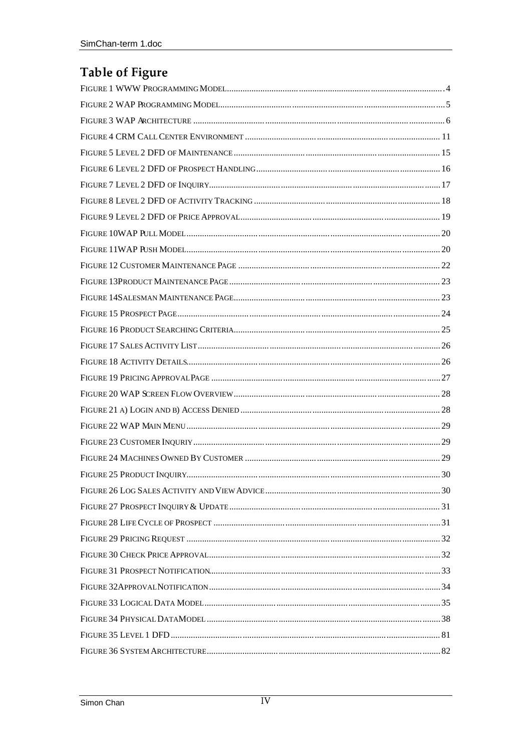# Table of Figure

FIGURE 1 WWW PROGRAMMING MODEL ........ 4
FIGURE 2 WAP PROGRAMMING MODEL ........ 5
FIGURE 3 WAP ARCHITECTURE ........ 6
FIGURE 4 CRM CALL CENTER ENVIRONMENT ........ 11
FIGURE 5 LEVEL 2 DFD OF MAINTENANCE ........ 15
FIGURE 6 LEVEL 2 DFD OF PROSPECT HANDLING ........ 16
FIGURE 7 LEVEL 2 DFD OF INQUIRY ........ 17
FIGURE 8 LEVEL 2 DFD OF ACTIVITY TRACKING ........ 18
FIGURE 9 LEVEL 2 DFD OF PRICE APPROVAL ........ 19
FIGURE 10WAP PULL MODEL ........ 20
FIGURE 11WAP PUSH MODEL ........ 20
FIGURE 12 CUSTOMER MAINTENANCE PAGE ........ 22
FIGURE 13PRODUCT MAINTENANCE PAGE ........ 23
FIGURE 14SALESMAN MAINTENANCE PAGE ........ 23
FIGURE 15 PROSPECT PAGE ........ 24
FIGURE 16 PRODUCT SEARCHING CRITERIA ........ 25
FIGURE 17 SALES ACTIVITY LIST ........ 26
FIGURE 18 ACTIVITY DETAILS ........ 26
FIGURE 19 PRICING APPROVAL PAGE ........ 27
FIGURE 20 WAP SCREEN FLOW OVERVIEW ........ 28
FIGURE 21 A) LOGIN AND B) ACCESS DENIED ........ 28
FIGURE 22 WAP MAIN MENU ........ 29
FIGURE 23 CUSTOMER INQURIY ........ 29
FIGURE 24 MACHINES OWNED BY CUSTOMER ........ 29
FIGURE 25 PRODUCT INQUIRY ........ 30
FIGURE 26 LOG SALES ACTIVITY AND VIEW ADVICE ........ 30
FIGURE 27 PROSPECT INQUIRY & UPDATE ........ 31
FIGURE 28 LIFE CYCLE OF PROSPECT ........ 31
FIGURE 29 PRICING REQUEST ........ 32
FIGURE 30 CHECK PRICE APPROVAL ........ 32
FIGURE 31 PROSPECT NOTIFICATION ........ 33
FIGURE 32APPROVAL NOTIFICATION ........ 34
FIGURE 33 LOGICAL DATA MODEL ........ 35
FIGURE 34 PHYSICAL DATAMODEL ........ 38
FIGURE 35 LEVEL 1 DFD ........ 81
FIGURE 36 SYSTEM ARCHITECTURE ........ 82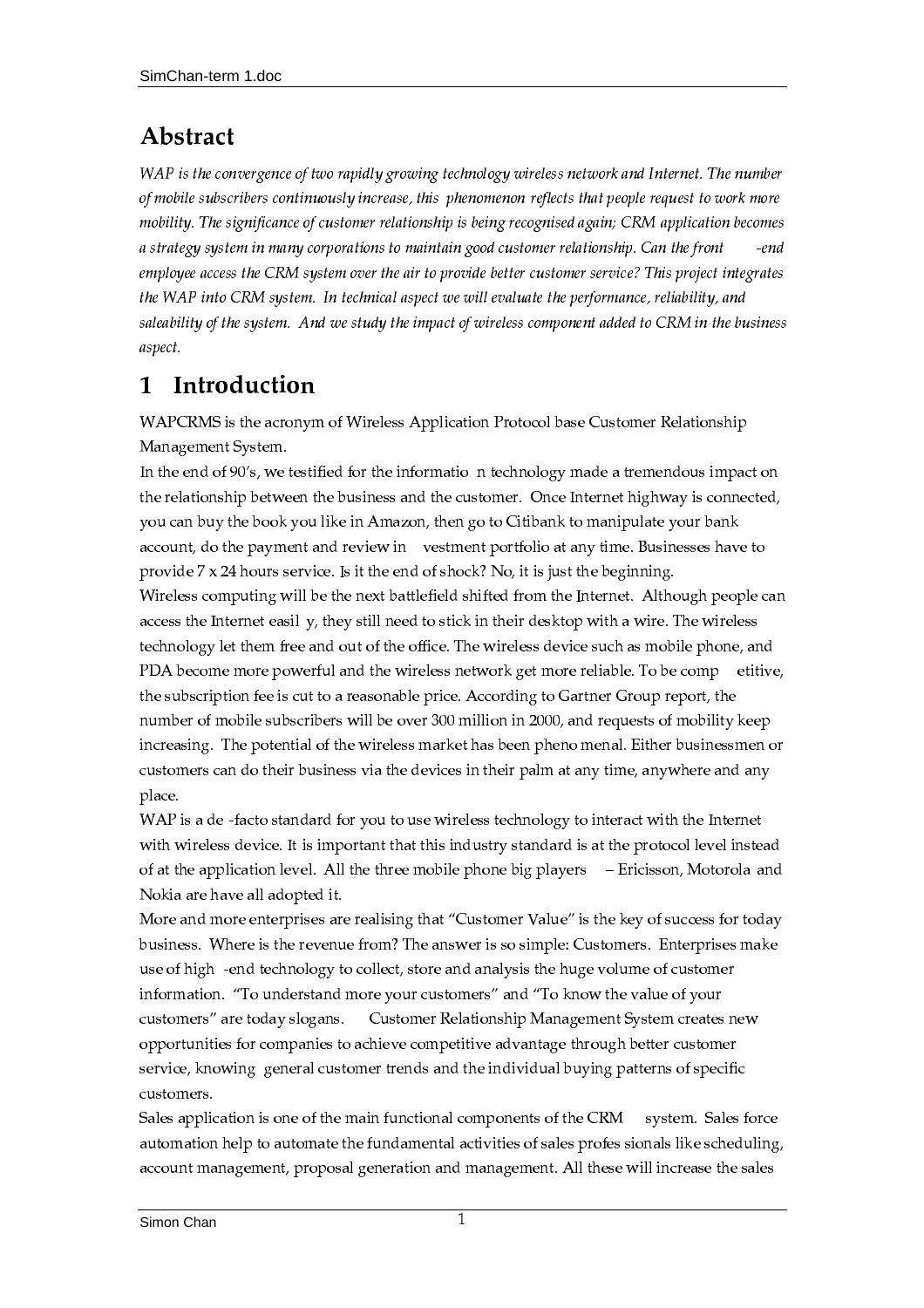# Abstract

*WAP is the convergence of two rapidly growing technology wireless network and Internet. The number of mobile subscribers continuously increase, this phenomenon reflects that people request to work more mobility. The significance of customer relationship is being recognised again; CRM application becomes a strategy system in many corporations to maintain good customer relationship. Can the front -end employee access the CRM system over the air to provide better customer service? This project integrates the WAP into CRM system. In technical aspect we will evaluate the performance, reliability, and saleability of the system. And we study the impact of wireless component added to CRM in the business aspect.*

# 1 Introduction

WAPCRMS is the acronym of Wireless Application Protocol base Customer Relationship Management System.

In the end of 90's, we testified for the informatio n technology made a tremendous impact on the relationship between the business and the customer. Once Internet highway is connected, you can buy the book you like in Amazon, then go to Citibank to manipulate your bank account, do the payment and review in vestment portfolio at any time. Businesses have to provide 7 x 24 hours service. Is it the end of shock? No, it is just the beginning.

Wireless computing will be the next battlefield shifted from the Internet. Although people can access the Internet easil y, they still need to stick in their desktop with a wire. The wireless technology let them free and out of the office. The wireless device such as mobile phone, and PDA become more powerful and the wireless network get more reliable. To be comp etitive, the subscription fee is cut to a reasonable price. According to Gartner Group report, the number of mobile subscribers will be over 300 million in 2000, and requests of mobility keep increasing. The potential of the wireless market has been pheno menal. Either businessmen or customers can do their business via the devices in their palm at any time, anywhere and any place.

WAP is a de -facto standard for you to use wireless technology to interact with the Internet with wireless device. It is important that this industry standard is at the protocol level instead of at the application level. All the three mobile phone big players – Ericisson, Motorola and Nokia are have all adopted it.

More and more enterprises are realising that "Customer Value" is the key of success for today business. Where is the revenue from? The answer is so simple: Customers. Enterprises make use of high -end technology to collect, store and analysis the huge volume of customer information. "To understand more your customers" and "To know the value of your customers" are today slogans. Customer Relationship Management System creates new opportunities for companies to achieve competitive advantage through better customer service, knowing general customer trends and the individual buying patterns of specific customers.

Sales application is one of the main functional components of the CRM system. Sales force automation help to automate the fundamental activities of sales profes sionals like scheduling, account management, proposal generation and management. All these will increase the sales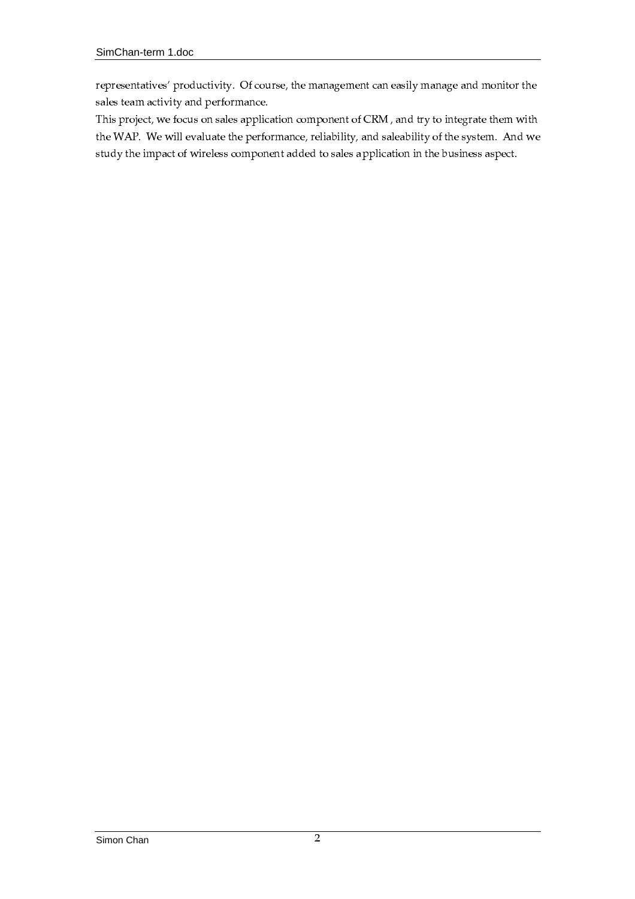representatives' productivity. Of course, the management can easily manage and monitor the sales team activity and performance.

This project, we focus on sales application component of CRM , and try to integrate them with the WAP. We will evaluate the performance, reliability, and saleability of the system. And we study the impact of wireless component added to sales application in the business aspect.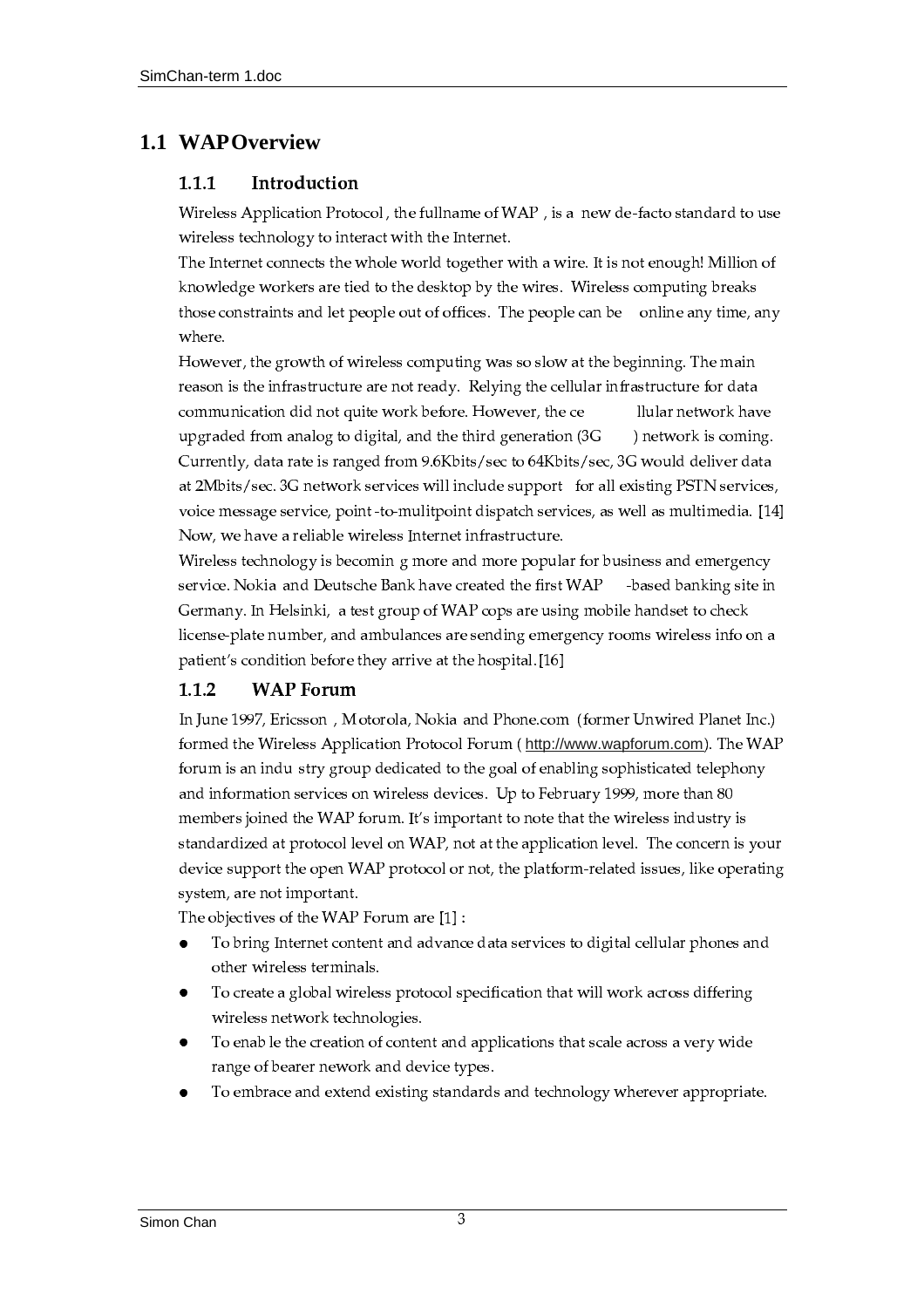## 1.1 WAP Overview

### 1.1.1 Introduction

Wireless Application Protocol , the fullname of WAP , is a new de-facto standard to use wireless technology to interact with the Internet.

The Internet connects the whole world together with a wire. It is not enough! Million of knowledge workers are tied to the desktop by the wires. Wireless computing breaks those constraints and let people out of offices. The people can be online any time, any where.

However, the growth of wireless computing was so slow at the beginning. The main reason is the infrastructure are not ready. Relying the cellular infrastructure for data communication did not quite work before. However, the cellular network have upgraded from analog to digital, and the third generation (3G ) network is coming. Currently, data rate is ranged from 9.6Kbits/sec to 64Kbits/sec, 3G would deliver data at 2Mbits/sec. 3G network services will include support for all existing PSTN services, voice message service, point-to-mulitpoint dispatch services, as well as multimedia. [14] Now, we have a reliable wireless Internet infrastructure.

Wireless technology is becoming more and more popular for business and emergency service. Nokia and Deutsche Bank have created the first WAP -based banking site in Germany. In Helsinki, a test group of WAP cops are using mobile handset to check license-plate number, and ambulances are sending emergency rooms wireless info on a patient's condition before they arrive at the hospital.[16]

### 1.1.2 WAP Forum

In June 1997, Ericsson , Motorola, Nokia and Phone.com (former Unwired Planet Inc.) formed the Wireless Application Protocol Forum ( http://www.wapforum.com). The WAP forum is an industry group dedicated to the goal of enabling sophisticated telephony and information services on wireless devices. Up to February 1999, more than 80 members joined the WAP forum. It's important to note that the wireless industry is standardized at protocol level on WAP, not at the application level. The concern is your device support the open WAP protocol or not, the platform-related issues, like operating system, are not important.

The objectives of the WAP Forum are [1] :

- To bring Internet content and advance data services to digital cellular phones and other wireless terminals.
- To create a global wireless protocol specification that will work across differing wireless network technologies.
- To enable the creation of content and applications that scale across a very wide range of bearer nework and device types.
- To embrace and extend existing standards and technology wherever appropriate.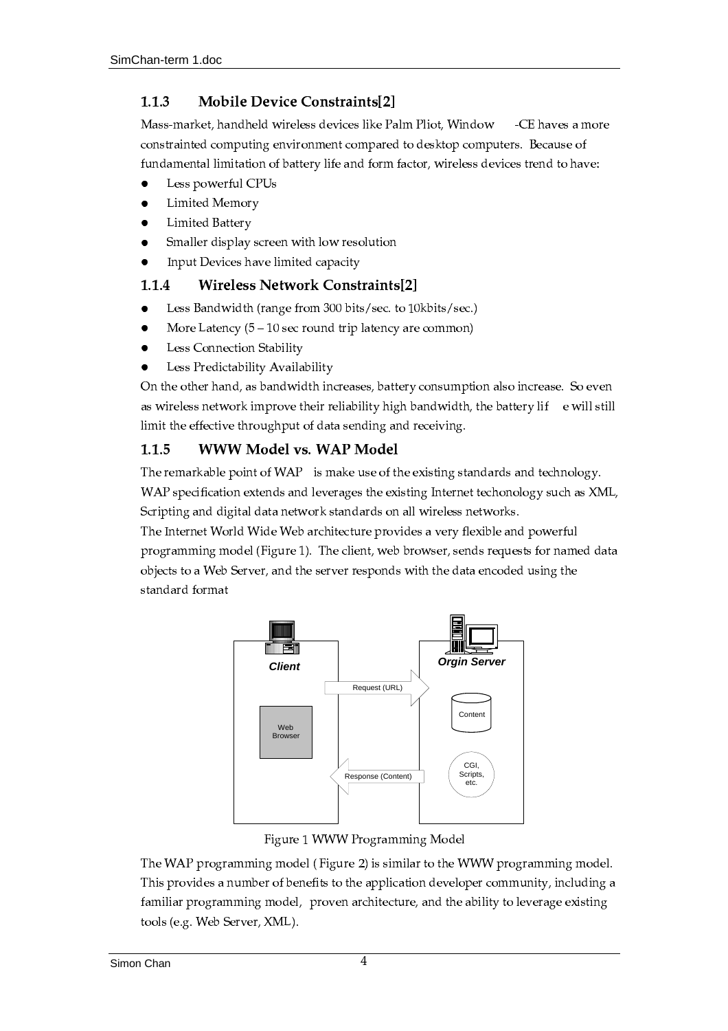### 1.1.3 Mobile Device Constraints[2]

Mass-market, handheld wireless devices like Palm Pliot, Window -CE haves a more constrainted computing environment compared to desktop computers. Because of fundamental limitation of battery life and form factor, wireless devices trend to have:

- Less powerful CPUs
- Limited Memory
- Limited Battery
- Smaller display screen with low resolution
- Input Devices have limited capacity

### 1.1.4 Wireless Network Constraints[2]

- Less Bandwidth (range from 300 bits/sec. to 10kbits/sec.)
- More Latency (5 – 10 sec round trip latency are common)
- Less Connection Stability
- Less Predictability Availability

On the other hand, as bandwidth increases, battery consumption also increase. So even as wireless network improve their reliability high bandwidth, the battery lif e will still limit the effective throughput of data sending and receiving.

### 1.1.5 WWW Model vs. WAP Model

The remarkable point of WAP is make use of the existing standards and technology. WAP specification extends and leverages the existing Internet techonology such as XML, Scripting and digital data network standards on all wireless networks.

The Internet World Wide Web architecture provides a very flexible and powerful programming model (Figure 1). The client, web browser, sends requests for named data objects to a Web Server, and the server responds with the data encoded using the standard format

Client | Web Browser | Request (URL) | Response (Content) | Orgin Server | Content | CGI, Scripts, etc.

Figure 1 WWW Programming Model

The WAP programming model ( Figure 2) is similar to the WWW programming model. This provides a number of benefits to the application developer community, including a familiar programming model, proven architecture, and the ability to leverage existing tools (e.g. Web Server, XML).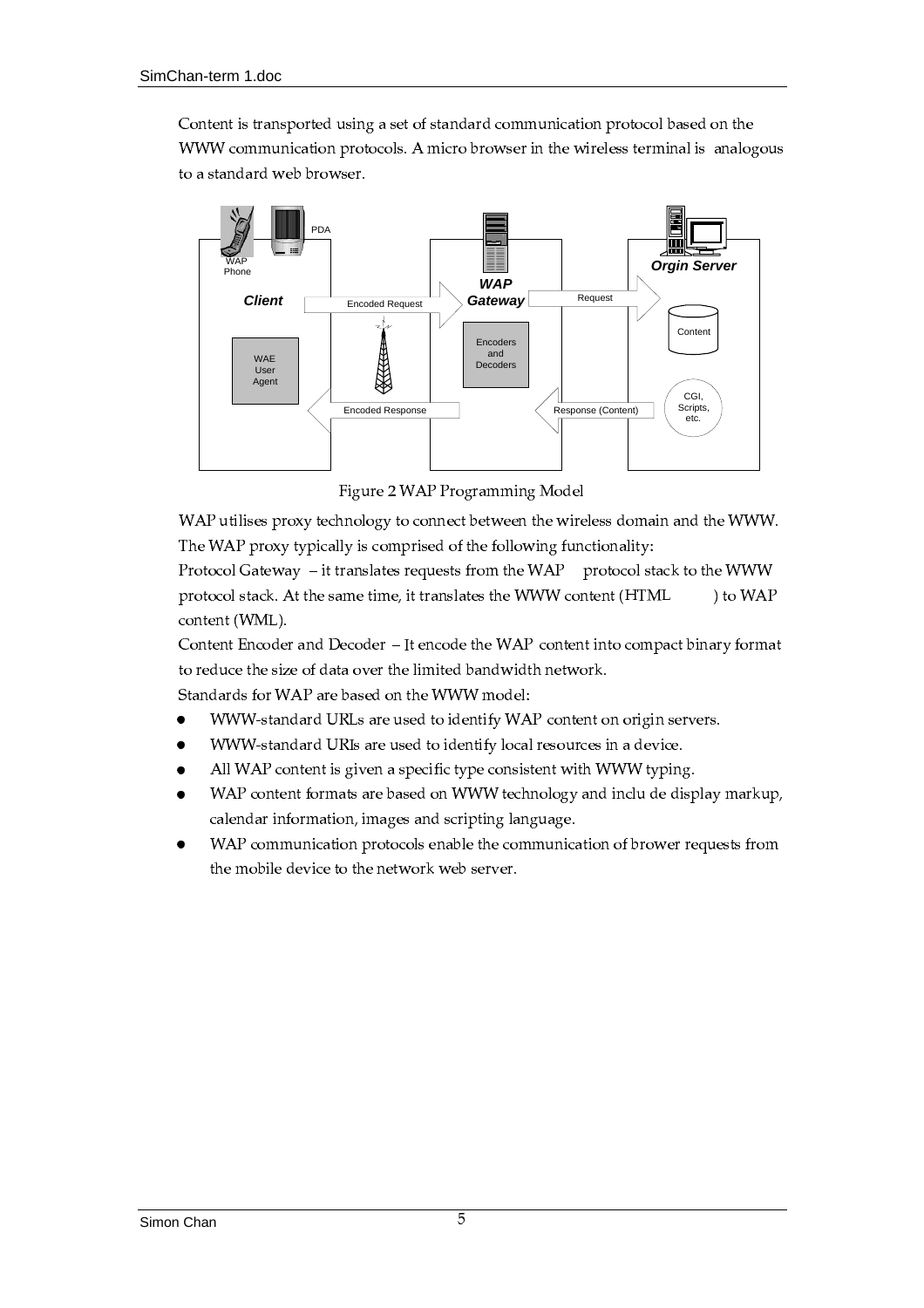Content is transported using a set of standard communication protocol based on the WWW communication protocols. A micro browser in the wireless terminal is analogous to a standard web browser.

Figure 2 WAP Programming Model

WAP utilises proxy technology to connect between the wireless domain and the WWW. The WAP proxy typically is comprised of the following functionality:

Protocol Gateway – it translates requests from the WAP protocol stack to the WWW protocol stack. At the same time, it translates the WWW content (HTML ) to WAP content (WML).

Content Encoder and Decoder – It encode the WAP content into compact binary format to reduce the size of data over the limited bandwidth network.

Standards for WAP are based on the WWW model:

- WWW-standard URLs are used to identify WAP content on origin servers.
- WWW-standard URIs are used to identify local resources in a device.
- All WAP content is given a specific type consistent with WWW typing.
- WAP content formats are based on WWW technology and inclu de display markup, calendar information, images and scripting language.
- WAP communication protocols enable the communication of brower requests from the mobile device to the network web server.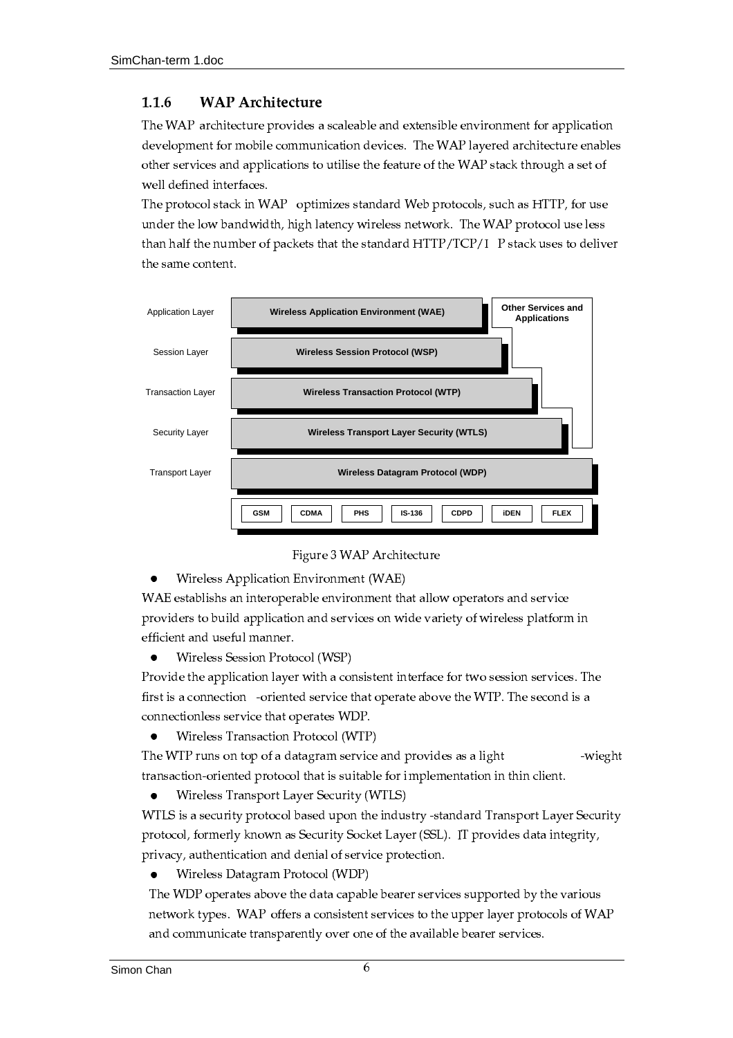### 1.1.6 WAP Architecture

The WAP architecture provides a scaleable and extensible environment for application development for mobile communication devices. The WAP layered architecture enables other services and applications to utilise the feature of the WAP stack through a set of well defined interfaces.

The protocol stack in WAP optimizes standard Web protocols, such as HTTP, for use under the low bandwidth, high latency wireless network. The WAP protocol use less than half the number of packets that the standard HTTP/TCP/I P stack uses to deliver the same content.

| Layer | Protocol | |
|---|---|---|
| Application Layer | Wireless Application Environment (WAE) | Other Services and Applications |
| Session Layer | Wireless Session Protocol (WSP) | |
| Transaction Layer | Wireless Transaction Protocol (WTP) | |
| Security Layer | Wireless Transport Layer Security (WTLS) | |
| Transport Layer | Wireless Datagram Protocol (WDP) | |
| | GSM, CDMA, PHS, IS-136, CDPD, iDEN, FLEX | |

Figure 3 WAP Architecture

- Wireless Application Environment (WAE)

WAE establishs an interoperable environment that allow operators and service providers to build application and services on wide variety of wireless platform in efficient and useful manner.

- Wireless Session Protocol (WSP)

Provide the application layer with a consistent interface for two session services. The first is a connection -oriented service that operate above the WTP. The second is a connectionless service that operates WDP.

- Wireless Transaction Protocol (WTP)

The WTP runs on top of a datagram service and provides as a light -wieght transaction-oriented protocol that is suitable for implementation in thin client.

- Wireless Transport Layer Security (WTLS)

WTLS is a security protocol based upon the industry -standard Transport Layer Security protocol, formerly known as Security Socket Layer (SSL). IT provides data integrity, privacy, authentication and denial of service protection.

- Wireless Datagram Protocol (WDP)

The WDP operates above the data capable bearer services supported by the various network types. WAP offers a consistent services to the upper layer protocols of WAP and communicate transparently over one of the available bearer services.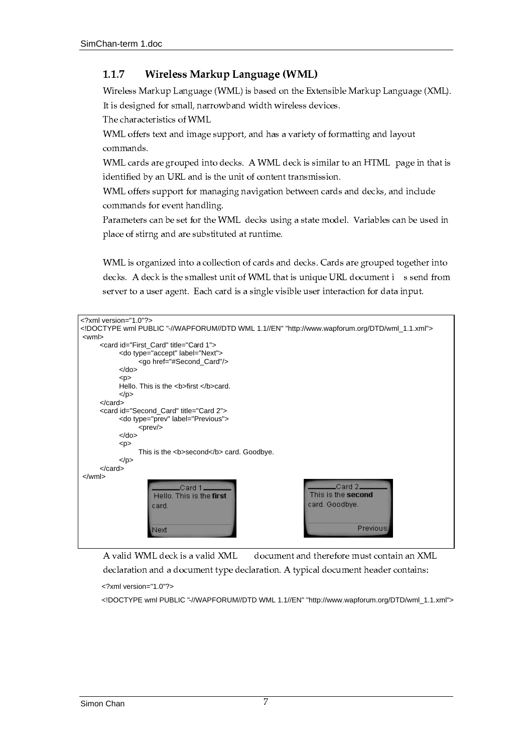### 1.1.7 Wireless Markup Language (WML)

Wireless Markup Language (WML) is based on the Extensible Markup Language (XML). It is designed for small, narrowband width wireless devices.

The characteristics of WML

WML offers text and image support, and has a variety of formatting and layout commands.

WML cards are grouped into decks. A WML deck is similar to an HTML page in that is identified by an URL and is the unit of content transmission.

WML offers support for managing navigation between cards and decks, and include commands for event handling.

Parameters can be set for the WML decks using a state model. Variables can be used in place of stirng and are substituted at runtime.

WML is organized into a collection of cards and decks. Cards are grouped together into decks. A deck is the smallest unit of WML that is unique URL document i s send from server to a user agent. Each card is a single visible user interaction for data input.

```
<?xml version="1.0"?>
<!DOCTYPE wml PUBLIC "-//WAPFORUM//DTD WML 1.1//EN" "http://www.wapforum.org/DTD/wml_1.1.xml">
<wml>
    <card id="First_Card" title="Card 1">
        <do type="accept" label="Next">
            <go href="#Second_Card"/>
        </do>
        <p>
        Hello. This is the <b>first </b>card.
        </p>
    </card>
    <card id="Second_Card" title="Card 2">
        <do type="prev" label="Previous">
            <prev/>
        </do>
        <p>
            This is the <b>second</b> card. Goodbye.
        </p>
    </card>
</wml>
```

A valid WML deck is a valid XML document and therefore must contain an XML declaration and a document type declaration. A typical document header contains:

```
<?xml version="1.0"?>
<!DOCTYPE wml PUBLIC "-//WAPFORUM//DTD WML 1.1//EN" "http://www.wapforum.org/DTD/wml_1.1.xml">
```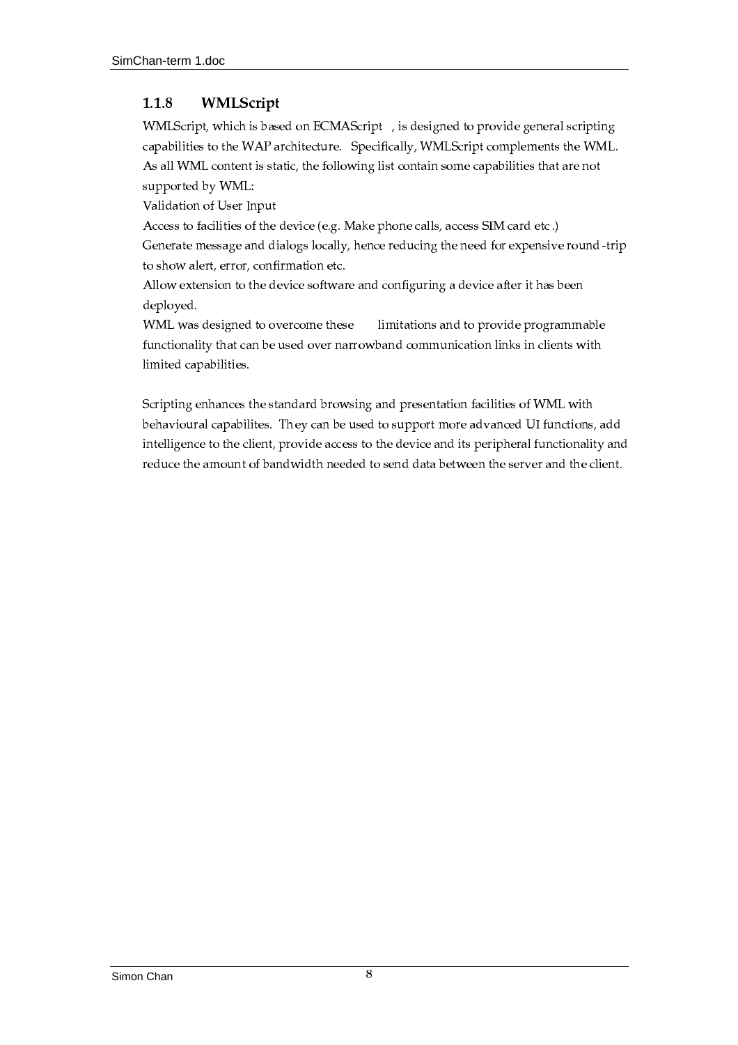### 1.1.8 WMLScript

WMLScript, which is based on ECMAScript , is designed to provide general scripting capabilities to the WAP architecture. Specifically, WMLScript complements the WML. As all WML content is static, the following list contain some capabilities that are not supported by WML:

Validation of User Input

Access to facilities of the device (e.g. Make phone calls, access SIM card etc.)

Generate message and dialogs locally, hence reducing the need for expensive round-trip to show alert, error, confirmation etc.

Allow extension to the device software and configuring a device after it has been deployed.

WML was designed to overcome these limitations and to provide programmable functionality that can be used over narrowband communication links in clients with limited capabilities.

Scripting enhances the standard browsing and presentation facilities of WML with behavioural capabilites. They can be used to support more advanced UI functions, add intelligence to the client, provide access to the device and its peripheral functionality and reduce the amount of bandwidth needed to send data between the server and the client.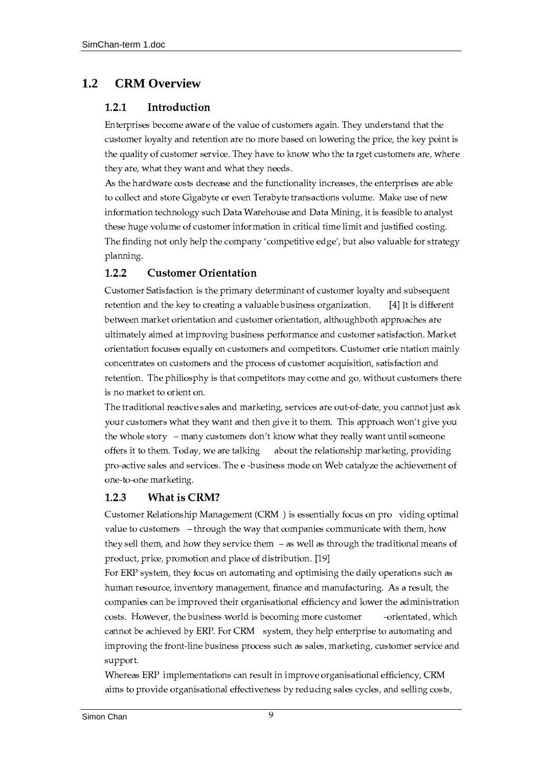## 1.2 CRM Overview

### 1.2.1 Introduction

Enterprises become aware of the value of customers again. They understand that the customer loyalty and retention are no more based on lowering the price, the key point is the quality of customer service. They have to know who the ta rget customers are, where they are, what they want and what they needs.

As the hardware costs decrease and the functionality increases, the enterprises are able to collect and store Gigabyte or even Terabyte transactions volume. Make use of new information technology such Data Warehouse and Data Mining, it is feasible to analyst these huge volume of customer information in critical time limit and justified costing. The finding not only help the company 'competitive edge', but also valuable for strategy planning.

### 1.2.2 Customer Orientation

Customer Satisfaction is the primary determinant of customer loyalty and subsequent retention and the key to creating a valuable business organization. [4] It is different between market orientation and customer orientation, althoughboth approaches are ultimately aimed at improving business performance and customer satisfaction. Market orientation focuses equally on customers and competitors. Customer orie ntation mainly concentrates on customers and the process of customer acquisition, satisfaction and retention. The philiosphy is that competitors may come and go, without customers there is no market to orient on.

The traditional reactive sales and marketing, services are out-of-date, you cannot just ask your customers what they want and then give it to them. This approach won't give you the whole story – many customers don't know what they really want until someone offers it to them. Today, we are talking about the relationship marketing, providing pro-active sales and services. The e -business mode on Web catalyze the achievement of one-to-one marketing.

### 1.2.3 What is CRM?

Customer Relationship Management (CRM ) is essentially focus on pro viding optimal value to customers – through the way that companies communicate with them, how they sell them, and how they service them – as well as through the traditional means of product, price, promotion and place of distribution. [19]

For ERP system, they focus on automating and optimising the daily operations such as human resource, inventory management, finance and manufacturing. As a result, the companies can be improved their organisational efficiency and lower the administration costs. However, the business world is becoming more customer -orientated, which cannot be achieved by ERP. For CRM system, they help enterprise to automating and improving the front-line business process such as sales, marketing, customer service and support.

Whereas ERP implementations can result in improve organisational efficiency, CRM aims to provide organisational effectiveness by reducing sales cycles, and selling costs,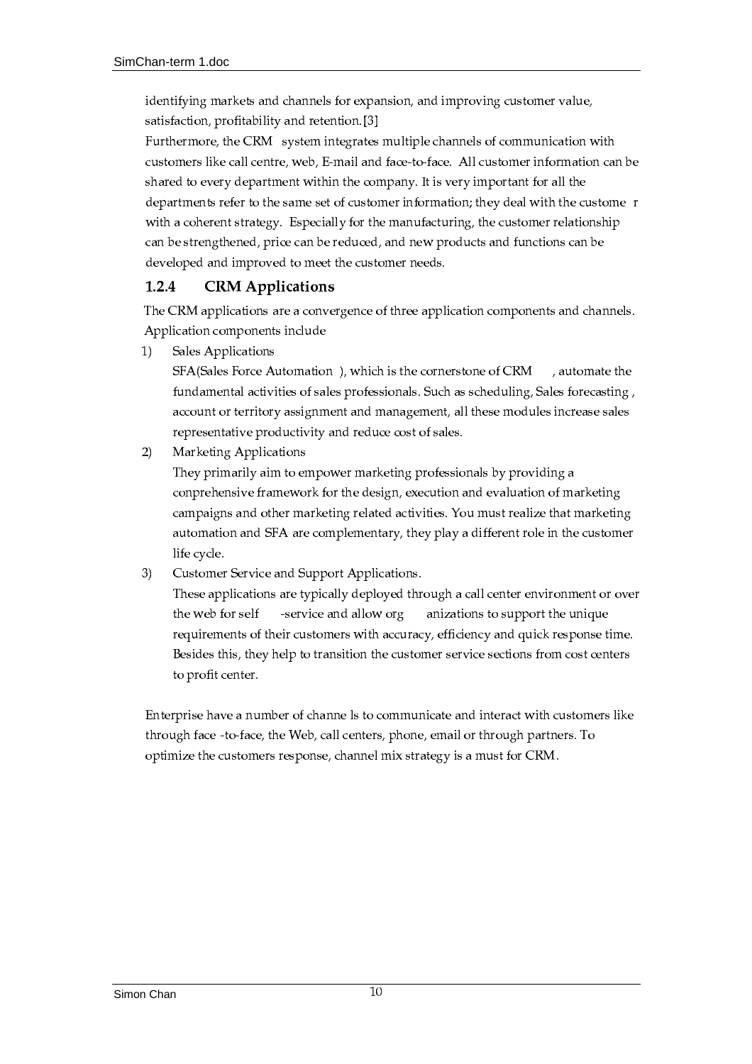identifying markets and channels for expansion, and improving customer value, satisfaction, profitability and retention.[3]

Furthermore, the CRM system integrates multiple channels of communication with customers like call centre, web, E-mail and face-to-face. All customer information can be shared to every department within the company. It is very important for all the departments refer to the same set of customer information; they deal with the customer with a coherent strategy. Especially for the manufacturing, the customer relationship can be strengthened, price can be reduced, and new products and functions can be developed and improved to meet the customer needs.

### 1.2.4 CRM Applications

The CRM applications are a convergence of three application components and channels. Application components include

1) Sales Applications

   SFA(Sales Force Automation ), which is the cornerstone of CRM , automate the fundamental activities of sales professionals. Such as scheduling, Sales forecasting , account or territory assignment and management, all these modules increase sales representative productivity and reduce cost of sales.

2) Marketing Applications

   They primarily aim to empower marketing professionals by providing a conprehensive framework for the design, execution and evaluation of marketing campaigns and other marketing related activities. You must realize that marketing automation and SFA are complementary, they play a different role in the customer life cycle.

3) Customer Service and Support Applications.

   These applications are typically deployed through a call center environment or over the web for self-service and allow organizations to support the unique requirements of their customers with accuracy, efficiency and quick response time. Besides this, they help to transition the customer service sections from cost centers to profit center.

Enterprise have a number of channels to communicate and interact with customers like through face-to-face, the Web, call centers, phone, email or through partners. To optimize the customers response, channel mix strategy is a must for CRM.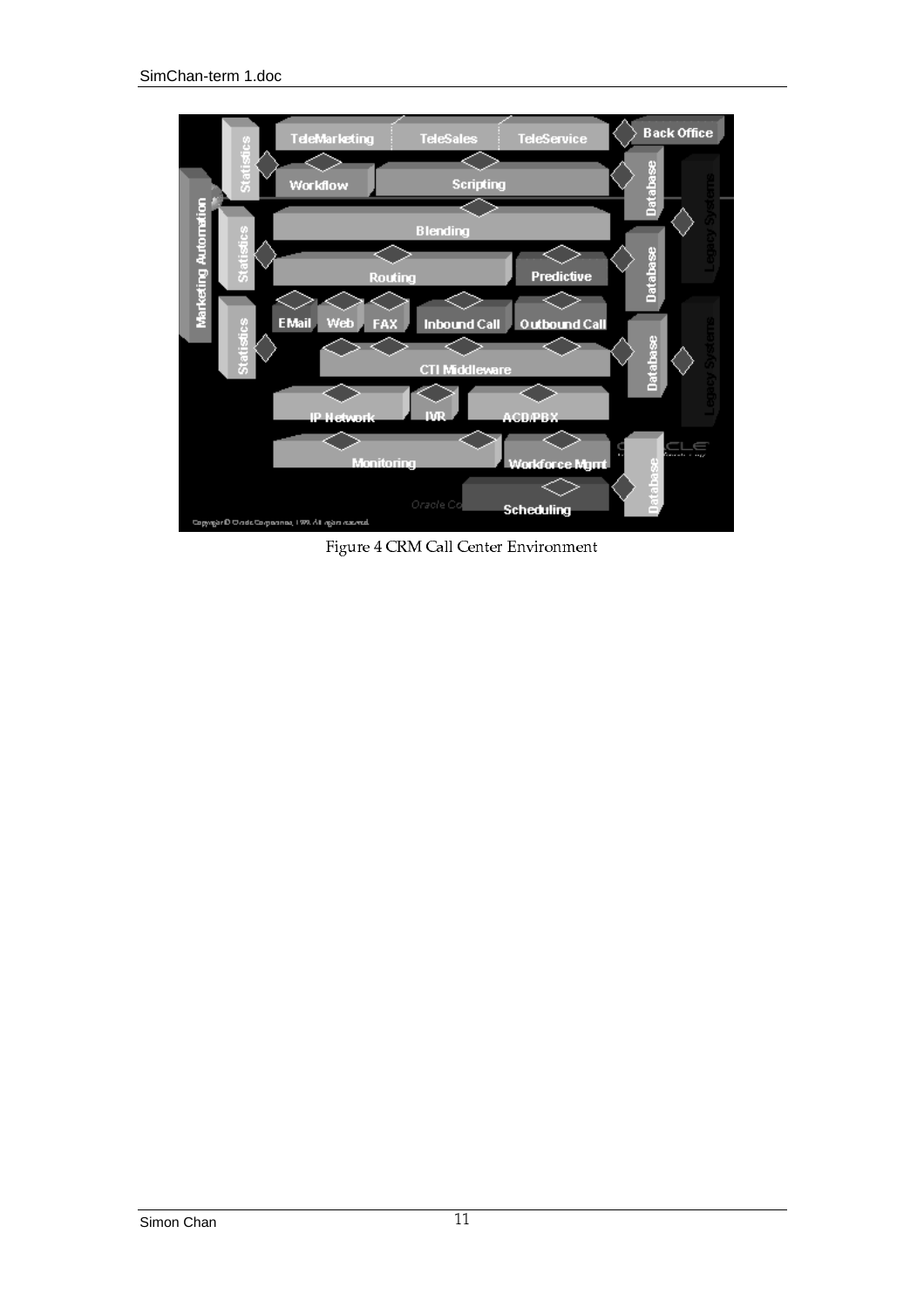Figure 4 CRM Call Center Environment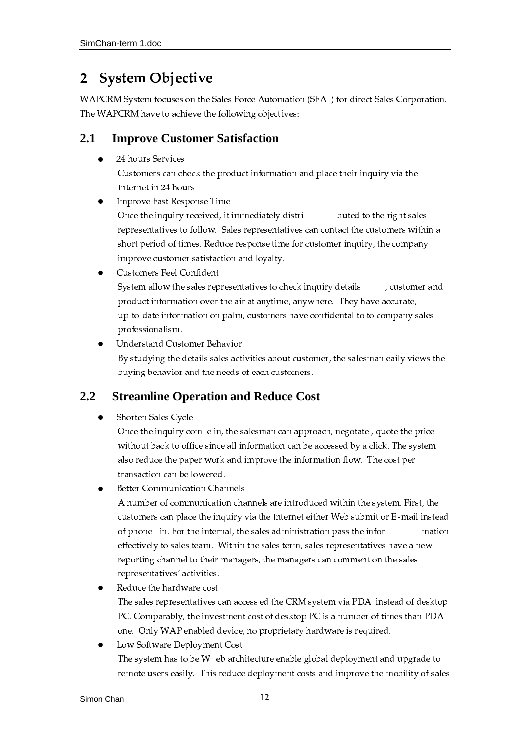# 2 System Objective

WAPCRM System focuses on the Sales Force Automation (SFA ) for direct Sales Corporation. The WAPCRM have to achieve the following objectives:

## 2.1 Improve Customer Satisfaction

- 24 hours Services
  Customers can check the product information and place their inquiry via the Internet in 24 hours
- Improve Fast Response Time
  Once the inquiry received, it immediately distri buted to the right sales representatives to follow. Sales representatives can contact the customers within a short period of times. Reduce response time for customer inquiry, the company improve customer satisfaction and loyalty.
- Customers Feel Confident
  System allow the sales representatives to check inquiry details , customer and product information over the air at anytime, anywhere. They have accurate, up-to-date information on palm, customers have confidental to to company sales professionalism.
- Understand Customer Behavior
  By studying the details sales activities about customer, the salesman eaily views the buying behavior and the needs of each customers.

## 2.2 Streamline Operation and Reduce Cost

- Shorten Sales Cycle
  Once the inquiry com e in, the salesman can approach, negotate , quote the price without back to office since all information can be accessed by a click. The system also reduce the paper work and improve the information flow. The cost per transaction can be lowered.
- Better Communication Channels
  A number of communication channels are introduced within the system. First, the customers can place the inquiry via the Internet either Web submit or E-mail instead of phone -in. For the internal, the sales administration pass the infor mation effectively to sales team. Within the sales term, sales representatives have a new reporting channel to their managers, the managers can comment on the sales representatives' activities.
- Reduce the hardware cost
  The sales representatives can access ed the CRM system via PDA instead of desktop PC. Comparably, the investment cost of desktop PC is a number of times than PDA one. Only WAP enabled device, no proprietary hardware is required.
- Low Software Deployment Cost
  The system has to be W eb architecture enable global deployment and upgrade to remote users easily. This reduce deployment costs and improve the mobility of sales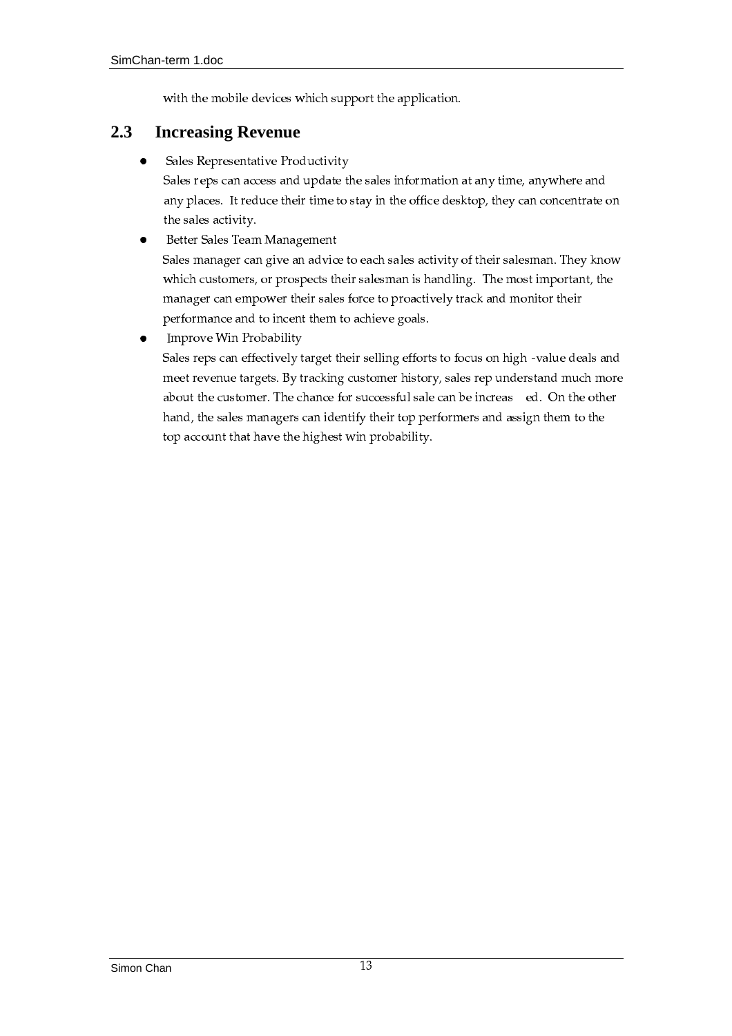with the mobile devices which support the application.

## 2.3 Increasing Revenue

- Sales Representative Productivity

  Sales reps can access and update the sales information at any time, anywhere and any places. It reduce their time to stay in the office desktop, they can concentrate on the sales activity.

- Better Sales Team Management

  Sales manager can give an advice to each sales activity of their salesman. They know which customers, or prospects their salesman is handling. The most important, the manager can empower their sales force to proactively track and monitor their performance and to incent them to achieve goals.

- Improve Win Probability

  Sales reps can effectively target their selling efforts to focus on high -value deals and meet revenue targets. By tracking customer history, sales rep understand much more about the customer. The chance for successful sale can be increased. On the other hand, the sales managers can identify their top performers and assign them to the top account that have the highest win probability.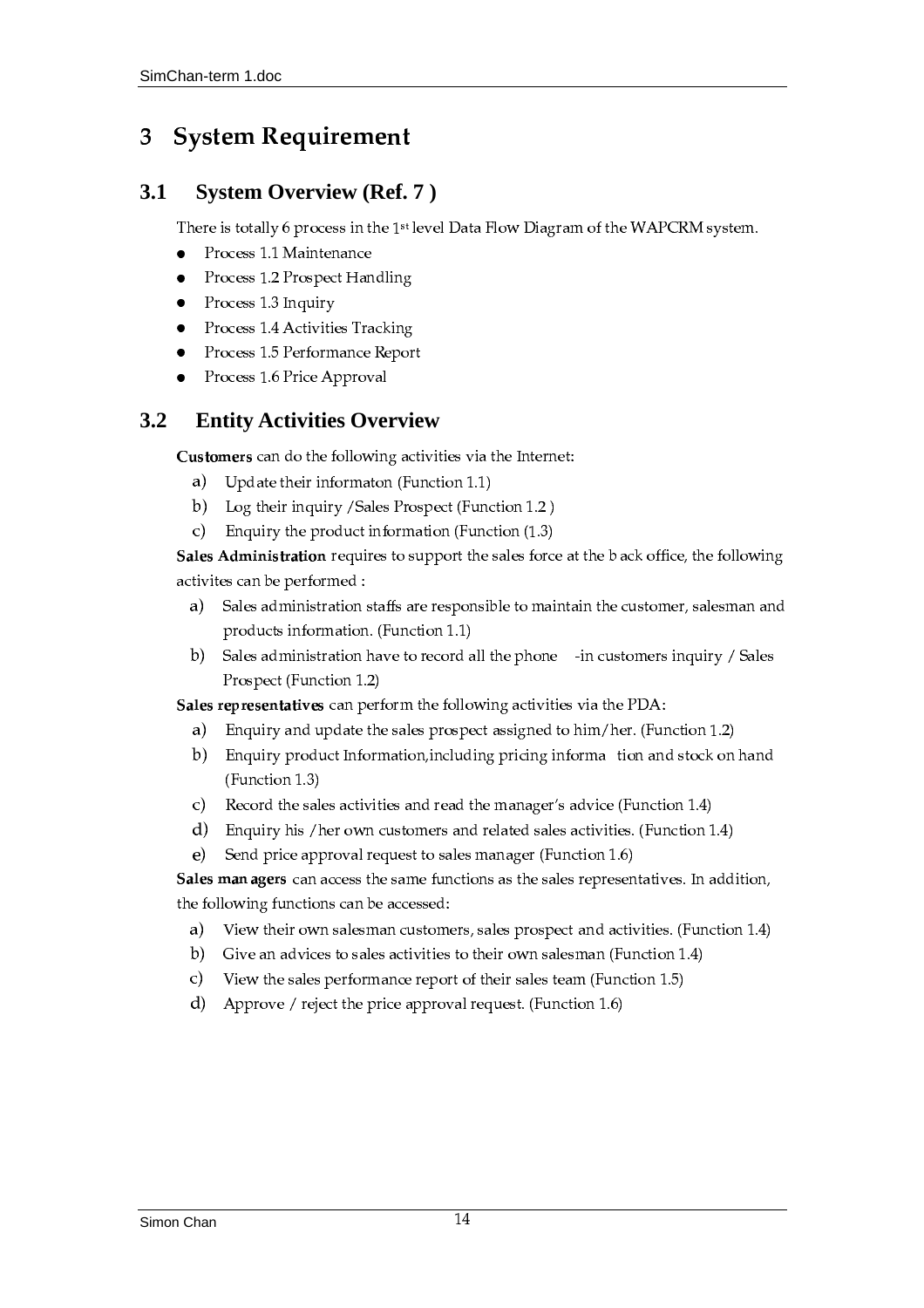# 3 System Requirement

## 3.1 System Overview (Ref. 7 )

There is totally 6 process in the 1st level Data Flow Diagram of the WAPCRM system.

- Process 1.1 Maintenance
- Process 1.2 Prospect Handling
- Process 1.3 Inquiry
- Process 1.4 Activities Tracking
- Process 1.5 Performance Report
- Process 1.6 Price Approval

## 3.2 Entity Activities Overview

**Customers** can do the following activities via the Internet:

a) Update their informaton (Function 1.1)
b) Log their inquiry /Sales Prospect (Function 1.2 )
c) Enquiry the product information (Function (1.3)

**Sales Administration** requires to support the sales force at the back office, the following activites can be performed :

a) Sales administration staffs are responsible to maintain the customer, salesman and products information. (Function 1.1)
b) Sales administration have to record all the phone -in customers inquiry / Sales Prospect (Function 1.2)

**Sales representatives** can perform the following activities via the PDA:

a) Enquiry and update the sales prospect assigned to him/her. (Function 1.2)
b) Enquiry product Information,including pricing information and stock on hand (Function 1.3)
c) Record the sales activities and read the manager's advice (Function 1.4)
d) Enquiry his /her own customers and related sales activities. (Function 1.4)
e) Send price approval request to sales manager (Function 1.6)

**Sales managers** can access the same functions as the sales representatives. In addition, the following functions can be accessed:

a) View their own salesman customers, sales prospect and activities. (Function 1.4)
b) Give an advices to sales activities to their own salesman (Function 1.4)
c) View the sales performance report of their sales team (Function 1.5)
d) Approve / reject the price approval request. (Function 1.6)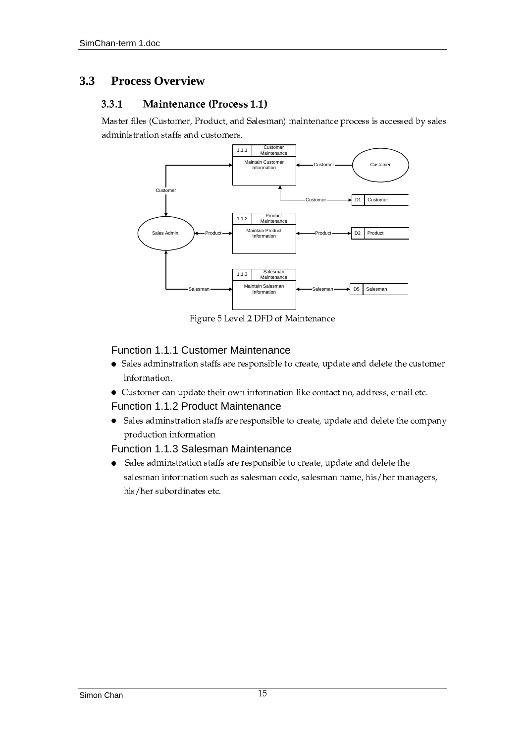## 3.3 Process Overview

### 3.3.1 Maintenance (Process 1.1)

Master files (Customer, Product, and Salesman) maintenance process is accessed by sales administration staffs and customers.

Figure 5 Level 2 DFD of Maintenance

#### Function 1.1.1 Customer Maintenance

- Sales adminstration staffs are responsible to create, update and delete the customer information.
- Customer can update their own information like contact no, address, email etc.

#### Function 1.1.2 Product Maintenance

- Sales adminstration staffs are responsible to create, update and delete the company production information

#### Function 1.1.3 Salesman Maintenance

- Sales adminstration staffs are responsible to create, update and delete the salesman information such as salesman code, salesman name, his/her managers, his/her subordinates etc.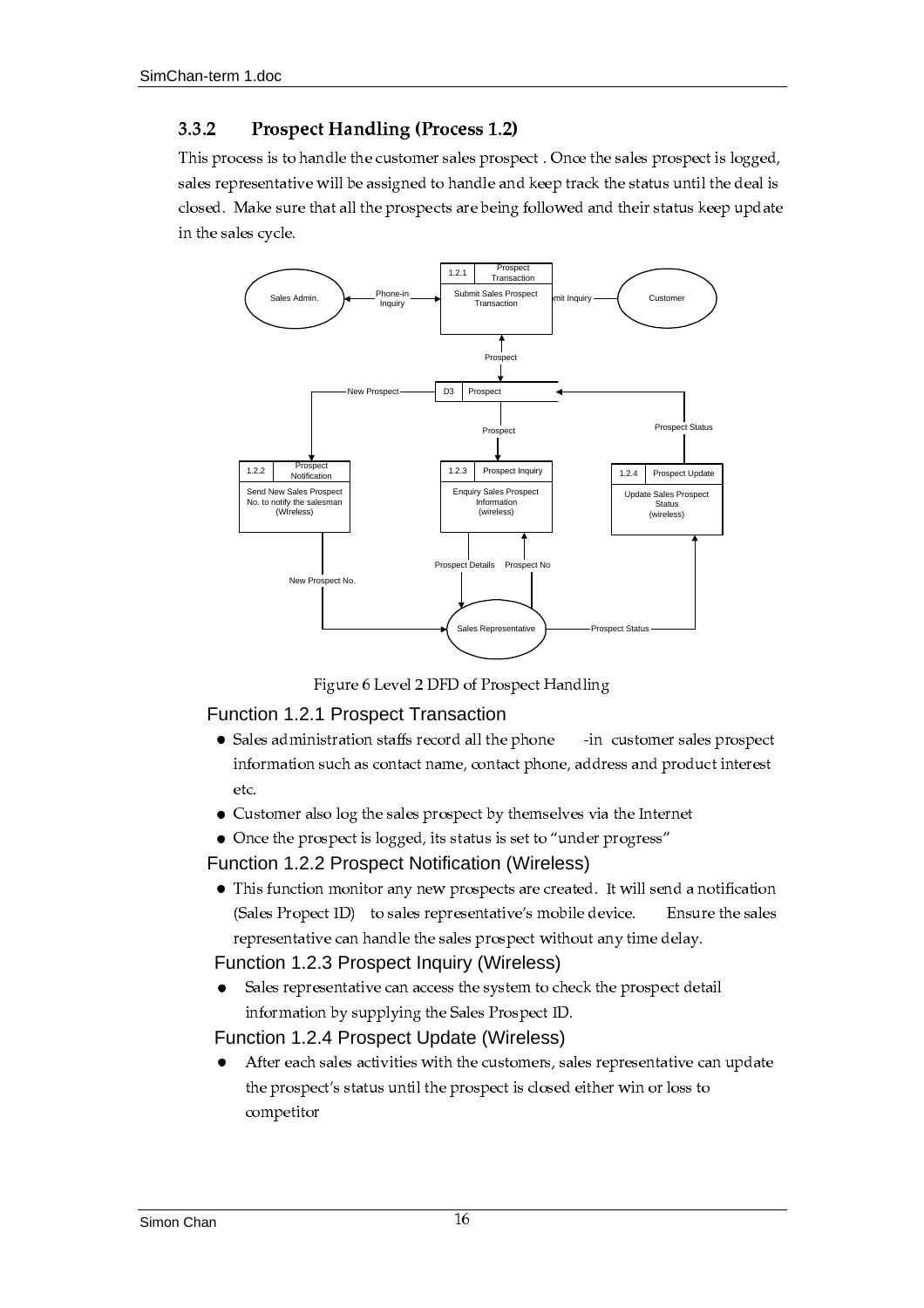### 3.3.2 Prospect Handling (Process 1.2)

This process is to handle the customer sales prospect . Once the sales prospect is logged, sales representative will be assigned to handle and keep track the status until the deal is closed. Make sure that all the prospects are being followed and their status keep update in the sales cycle.

Figure 6 Level 2 DFD of Prospect Handling

#### Function 1.2.1 Prospect Transaction

- Sales administration staffs record all the phone -in customer sales prospect information such as contact name, contact phone, address and product interest etc.
- Customer also log the sales prospect by themselves via the Internet
- Once the prospect is logged, its status is set to "under progress"

#### Function 1.2.2 Prospect Notification (Wireless)

- This function monitor any new prospects are created. It will send a notification (Sales Propect ID) to sales representative's mobile device. Ensure the sales representative can handle the sales prospect without any time delay.

#### Function 1.2.3 Prospect Inquiry (Wireless)

- Sales representative can access the system to check the prospect detail information by supplying the Sales Prospect ID.

#### Function 1.2.4 Prospect Update (Wireless)

- After each sales activities with the customers, sales representative can update the prospect's status until the prospect is closed either win or loss to competitor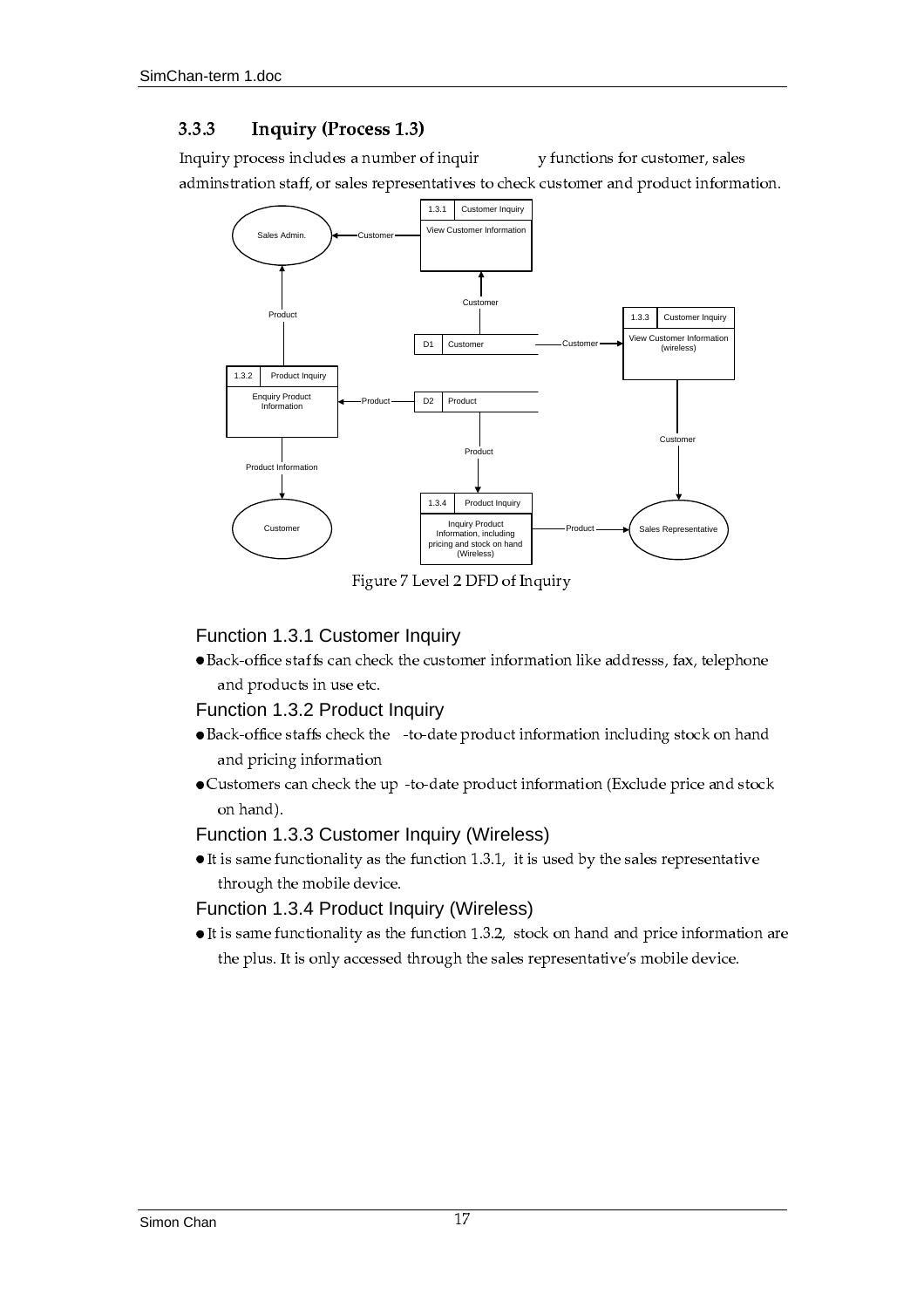### 3.3.3 Inquiry (Process 1.3)

Inquiry process includes a number of inquir y functions for customer, sales adminstration staff, or sales representatives to check customer and product information.

Figure 7 Level 2 DFD of Inquiry

#### Function 1.3.1 Customer Inquiry

- Back-office staffs can check the customer information like addresss, fax, telephone and products in use etc.

#### Function 1.3.2 Product Inquiry

- Back-office staffs check the -to-date product information including stock on hand and pricing information
- Customers can check the up -to-date product information (Exclude price and stock on hand).

#### Function 1.3.3 Customer Inquiry (Wireless)

- It is same functionality as the function 1.3.1, it is used by the sales representative through the mobile device.

#### Function 1.3.4 Product Inquiry (Wireless)

- It is same functionality as the function 1.3.2, stock on hand and price information are the plus. It is only accessed through the sales representative's mobile device.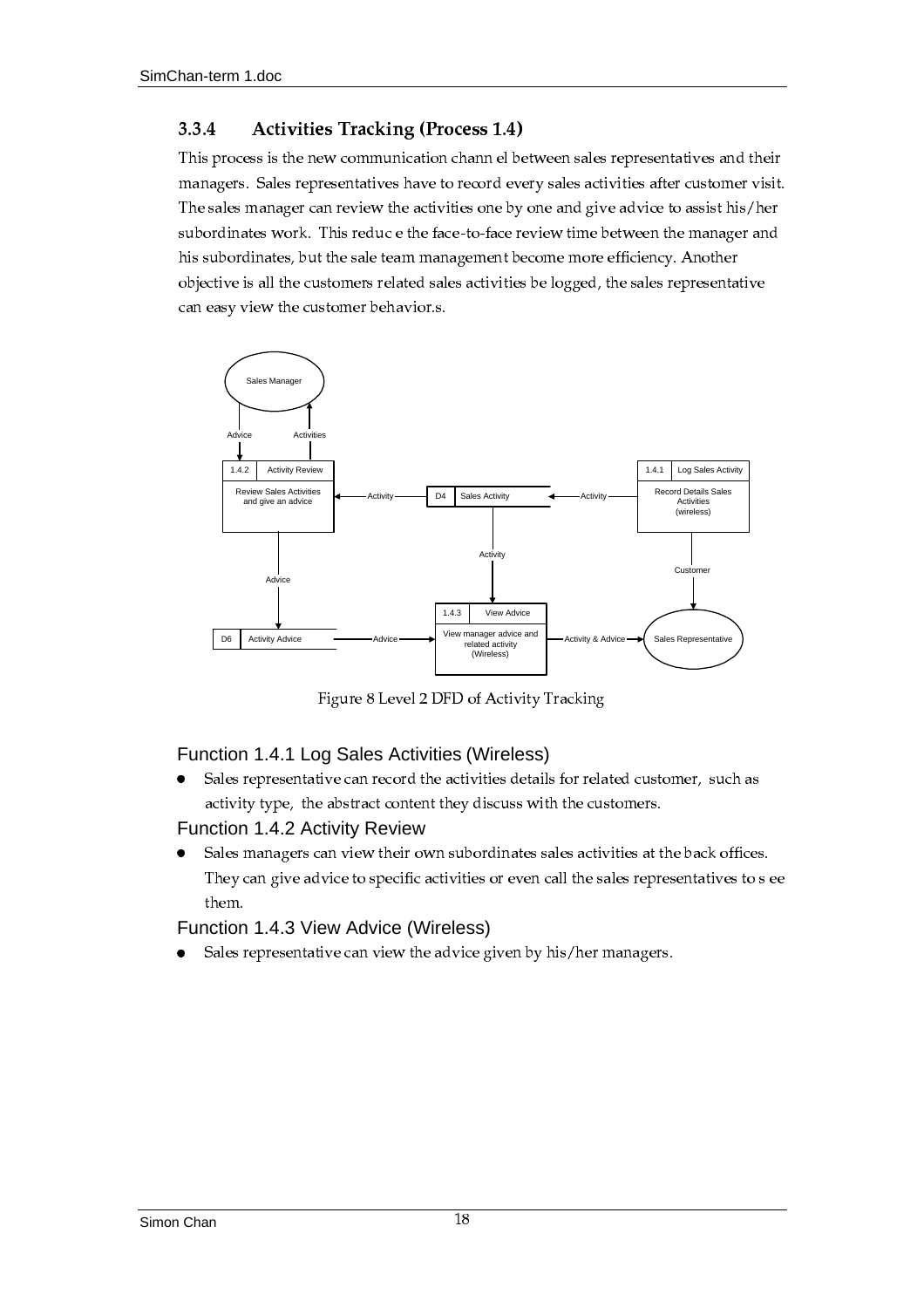### 3.3.4 Activities Tracking (Process 1.4)

This process is the new communication chann el between sales representatives and their managers. Sales representatives have to record every sales activities after customer visit. The sales manager can review the activities one by one and give advice to assist his/her subordinates work. This reduc e the face-to-face review time between the manager and his subordinates, but the sale team management become more efficiency. Another objective is all the customers related sales activities be logged, the sales representative can easy view the customer behavior.s.

Figure 8 Level 2 DFD of Activity Tracking

#### Function 1.4.1 Log Sales Activities (Wireless)

- Sales representative can record the activities details for related customer, such as activity type, the abstract content they discuss with the customers.

#### Function 1.4.2 Activity Review

- Sales managers can view their own subordinates sales activities at the back offices. They can give advice to specific activities or even call the sales representatives to s ee them.

#### Function 1.4.3 View Advice (Wireless)

- Sales representative can view the advice given by his/her managers.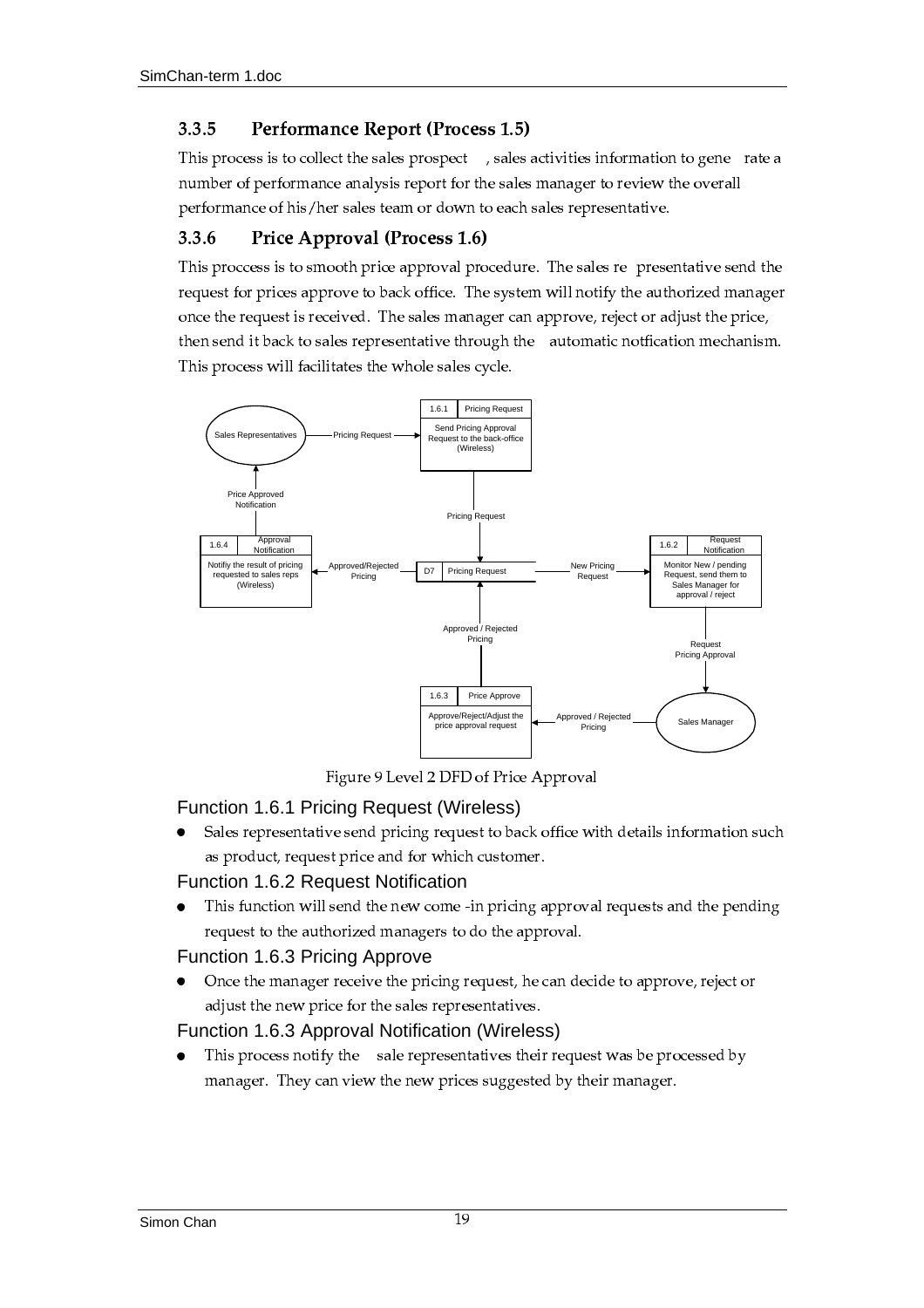### 3.3.5 Performance Report (Process 1.5)

This process is to collect the sales prospect , sales activities information to gene rate a number of performance analysis report for the sales manager to review the overall performance of his/her sales team or down to each sales representative.

### 3.3.6 Price Approval (Process 1.6)

This proccess is to smooth price approval procedure. The sales re presentative send the request for prices approve to back office. The system will notify the authorized manager once the request is received. The sales manager can approve, reject or adjust the price, then send it back to sales representative through the automatic notfication mechanism. This process will facilitates the whole sales cycle.

Figure 9 Level 2 DFD of Price Approval

#### Function 1.6.1 Pricing Request (Wireless)

- Sales representative send pricing request to back office with details information such as product, request price and for which customer.

#### Function 1.6.2 Request Notification

- This function will send the new come -in pricing approval requests and the pending request to the authorized managers to do the approval.

#### Function 1.6.3 Pricing Approve

- Once the manager receive the pricing request, he can decide to approve, reject or adjust the new price for the sales representatives.

#### Function 1.6.3 Approval Notification (Wireless)

- This process notify the sale representatives their request was be processed by manager. They can view the new prices suggested by their manager.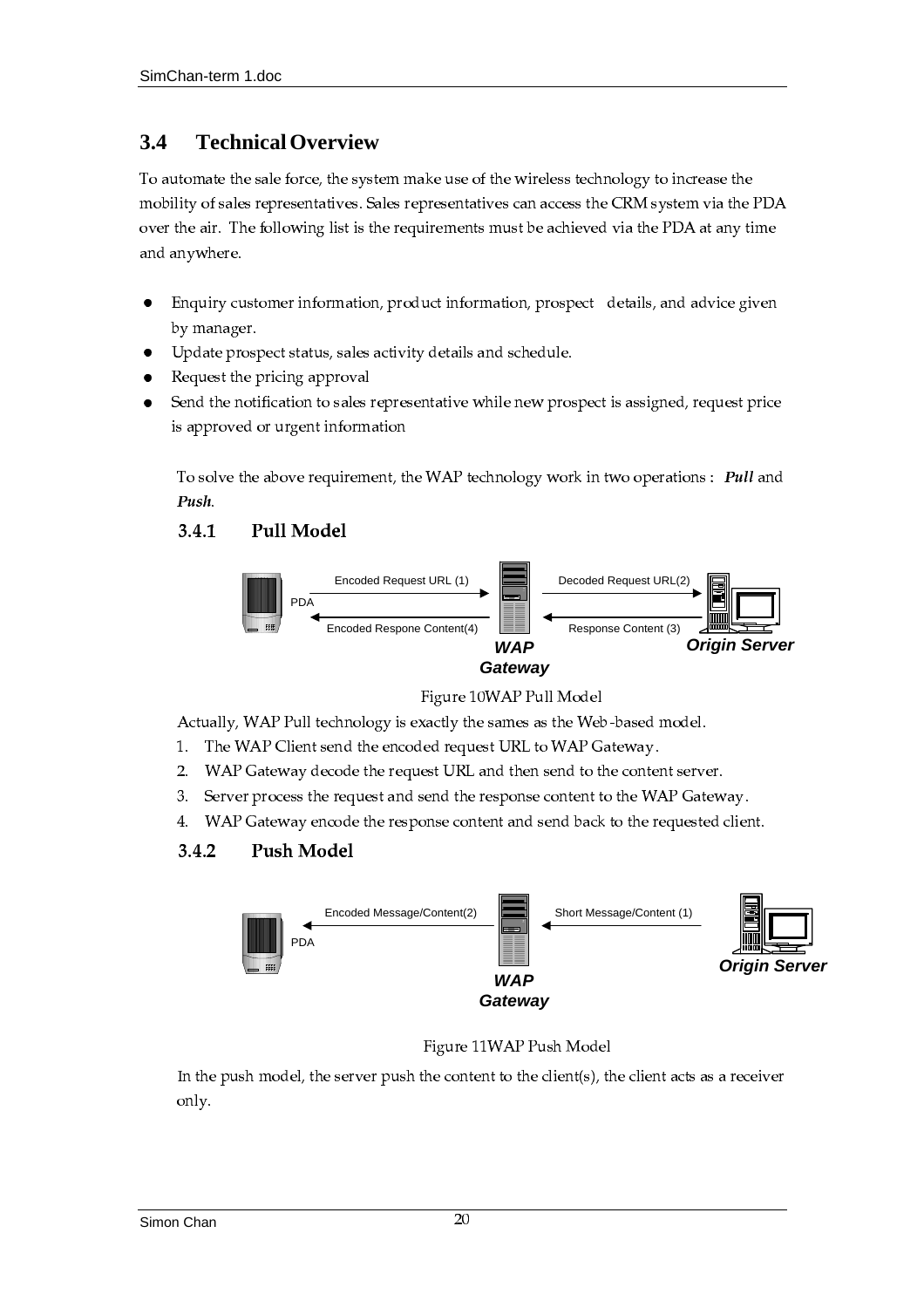## 3.4 Technical Overview

To automate the sale force, the system make use of the wireless technology to increase the mobility of sales representatives. Sales representatives can access the CRM system via the PDA over the air. The following list is the requirements must be achieved via the PDA at any time and anywhere.

- Enquiry customer information, product information, prospect details, and advice given by manager.
- Update prospect status, sales activity details and schedule.
- Request the pricing approval
- Send the notification to sales representative while new prospect is assigned, request price is approved or urgent information

To solve the above requirement, the WAP technology work in two operations : ***Pull*** and ***Push***.

### 3.4.1 Pull Model

PDA — Encoded Request URL (1) → **WAP Gateway** — Decoded Request URL(2) → **Origin Server**

**Origin Server** — Response Content (3) → **WAP Gateway** — Encoded Respone Content(4) → PDA

Figure 10WAP Pull Model

Actually, WAP Pull technology is exactly the sames as the Web-based model.

1. The WAP Client send the encoded request URL to WAP Gateway.
2. WAP Gateway decode the request URL and then send to the content server.
3. Server process the request and send the response content to the WAP Gateway.
4. WAP Gateway encode the response content and send back to the requested client.

### 3.4.2 Push Model

**Origin Server** — Short Message/Content (1) → **WAP Gateway** — Encoded Message/Content(2) → PDA

Figure 11WAP Push Model

In the push model, the server push the content to the client(s), the client acts as a receiver only.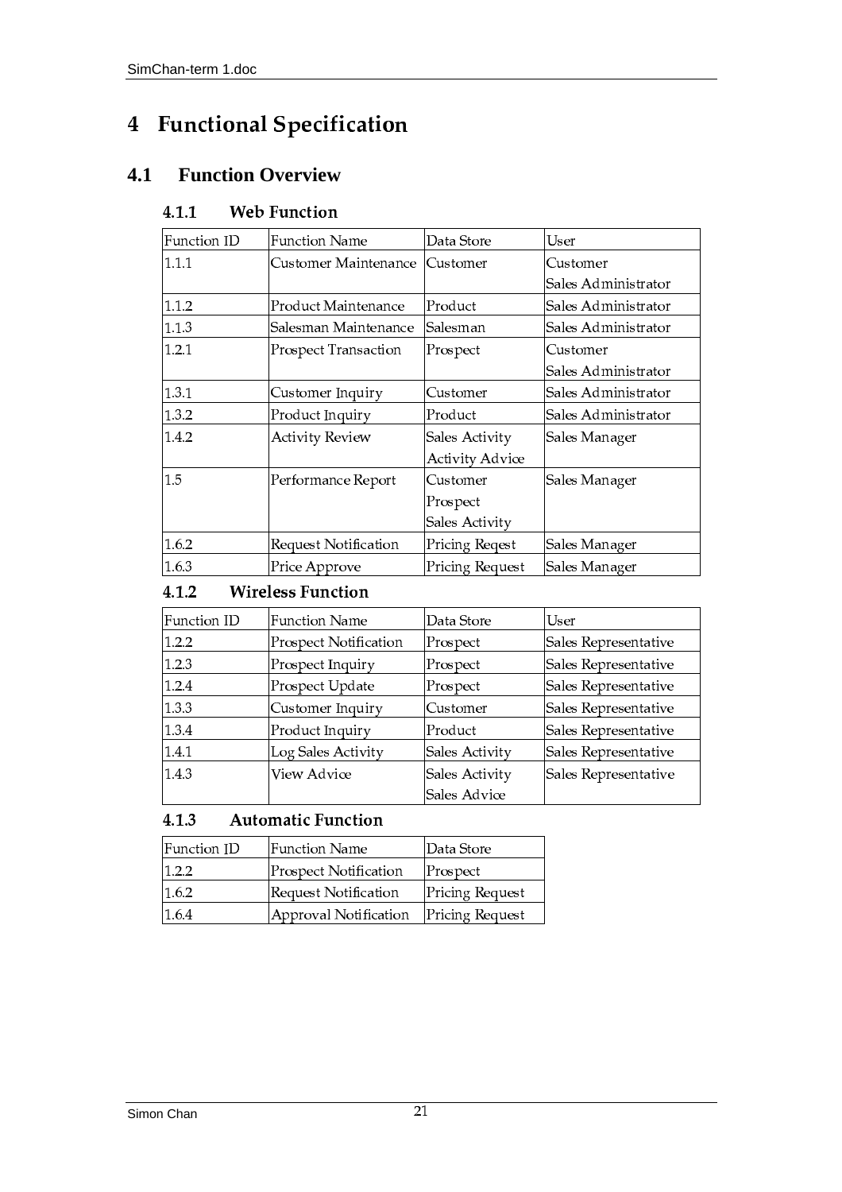# 4 Functional Specification

## 4.1 Function Overview

### 4.1.1 Web Function

| Function ID | Function Name | Data Store | User |
|---|---|---|---|
| 1.1.1 | Customer Maintenance | Customer | Customer<br>Sales Administrator |
| 1.1.2 | Product Maintenance | Product | Sales Administrator |
| 1.1.3 | Salesman Maintenance | Salesman | Sales Administrator |
| 1.2.1 | Prospect Transaction | Prospect | Customer<br>Sales Administrator |
| 1.3.1 | Customer Inquiry | Customer | Sales Administrator |
| 1.3.2 | Product Inquiry | Product | Sales Administrator |
| 1.4.2 | Activity Review | Sales Activity<br>Activity Advice | Sales Manager |
| 1.5 | Performance Report | Customer<br>Prospect<br>Sales Activity | Sales Manager |
| 1.6.2 | Request Notification | Pricing Reqest | Sales Manager |
| 1.6.3 | Price Approve | Pricing Request | Sales Manager |

### 4.1.2 Wireless Function

| Function ID | Function Name | Data Store | User |
|---|---|---|---|
| 1.2.2 | Prospect Notification | Prospect | Sales Representative |
| 1.2.3 | Prospect Inquiry | Prospect | Sales Representative |
| 1.2.4 | Prospect Update | Prospect | Sales Representative |
| 1.3.3 | Customer Inquiry | Customer | Sales Representative |
| 1.3.4 | Product Inquiry | Product | Sales Representative |
| 1.4.1 | Log Sales Activity | Sales Activity | Sales Representative |
| 1.4.3 | View Advice | Sales Activity<br>Sales Advice | Sales Representative |

### 4.1.3 Automatic Function

| Function ID | Function Name | Data Store |
|---|---|---|
| 1.2.2 | Prospect Notification | Prospect |
| 1.6.2 | Request Notification | Pricing Request |
| 1.6.4 | Approval Notification | Pricing Request |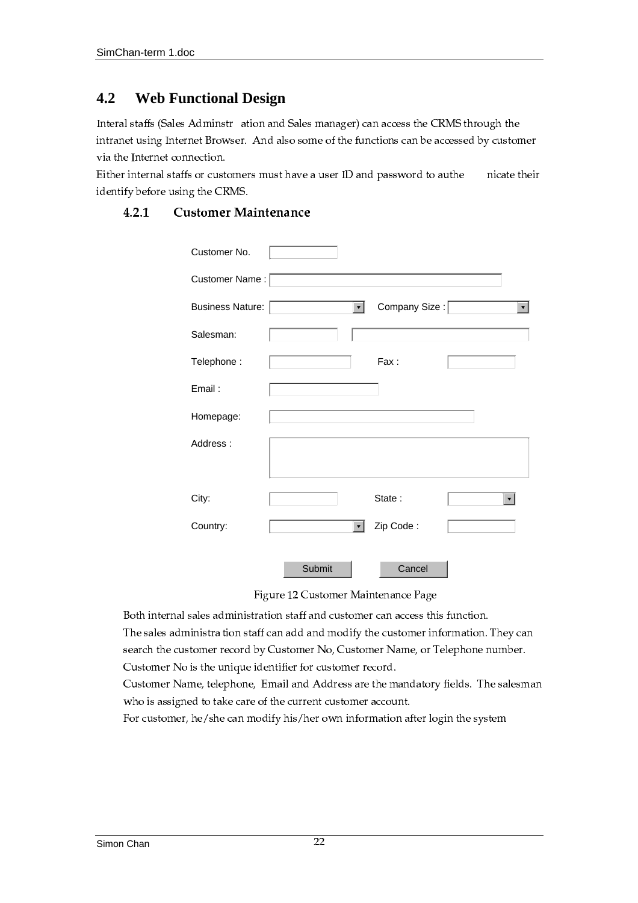## 4.2 Web Functional Design

Interal staffs (Sales Adminstr ation and Sales manager) can access the CRMS through the intranet using Internet Browser. And also some of the functions can be accessed by customer via the Internet connection.

Either internal staffs or customers must have a user ID and password to authe nicate their identify before using the CRMS.

### 4.2.1 Customer Maintenance

Customer No.

Customer Name :

Business Nature: Company Size :

Salesman:

Telephone : Fax :

Email :

Homepage:

Address :

City: State :

Country: Zip Code :

Submit Cancel

Figure 12 Customer Maintenance Page

Both internal sales administration staff and customer can access this function.

The sales administra tion staff can add and modify the customer information. They can search the customer record by Customer No, Customer Name, or Telephone number.

Customer No is the unique identifier for customer record.

Customer Name, telephone, Email and Address are the mandatory fields. The salesman who is assigned to take care of the current customer account.

For customer, he/she can modify his/her own information after login the system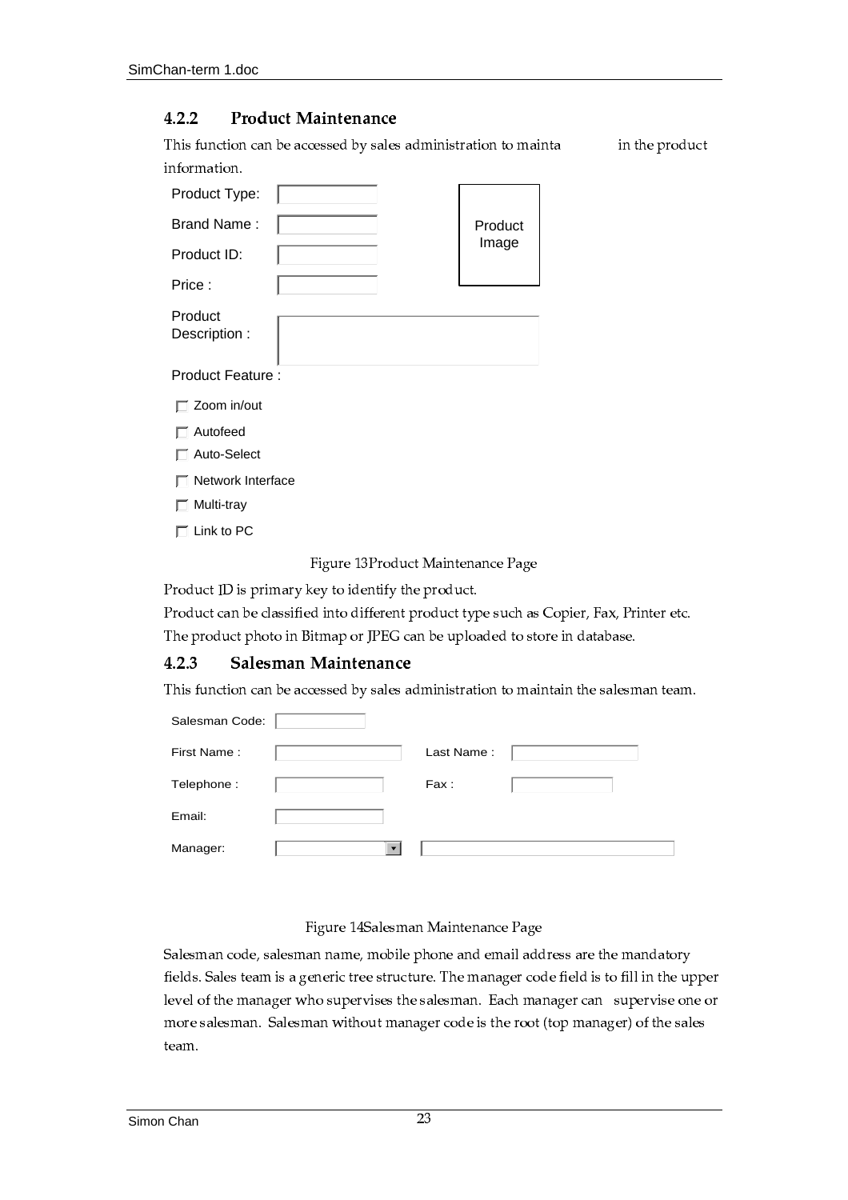### 4.2.2 Product Maintenance

This function can be accessed by sales administration to mainta in the product information.

Product Type:

Brand Name :

Product ID:

Price :

Product Image

Product Description :

Product Feature :

- ☐ Zoom in/out
- ☐ Autofeed
- ☐ Auto-Select
- ☐ Network Interface
- ☐ Multi-tray
- ☐ Link to PC

Figure 13Product Maintenance Page

Product ID is primary key to identify the product.
Product can be classified into different product type such as Copier, Fax, Printer etc.
The product photo in Bitmap or JPEG can be uploaded to store in database.

### 4.2.3 Salesman Maintenance

This function can be accessed by sales administration to maintain the salesman team.

Salesman Code:

First Name : Last Name :

Telephone : Fax :

Email:

Manager:

Figure 14Salesman Maintenance Page

Salesman code, salesman name, mobile phone and email address are the mandatory fields. Sales team is a generic tree structure. The manager code field is to fill in the upper level of the manager who supervises the salesman. Each manager can supervise one or more salesman. Salesman without manager code is the root (top manager) of the sales team.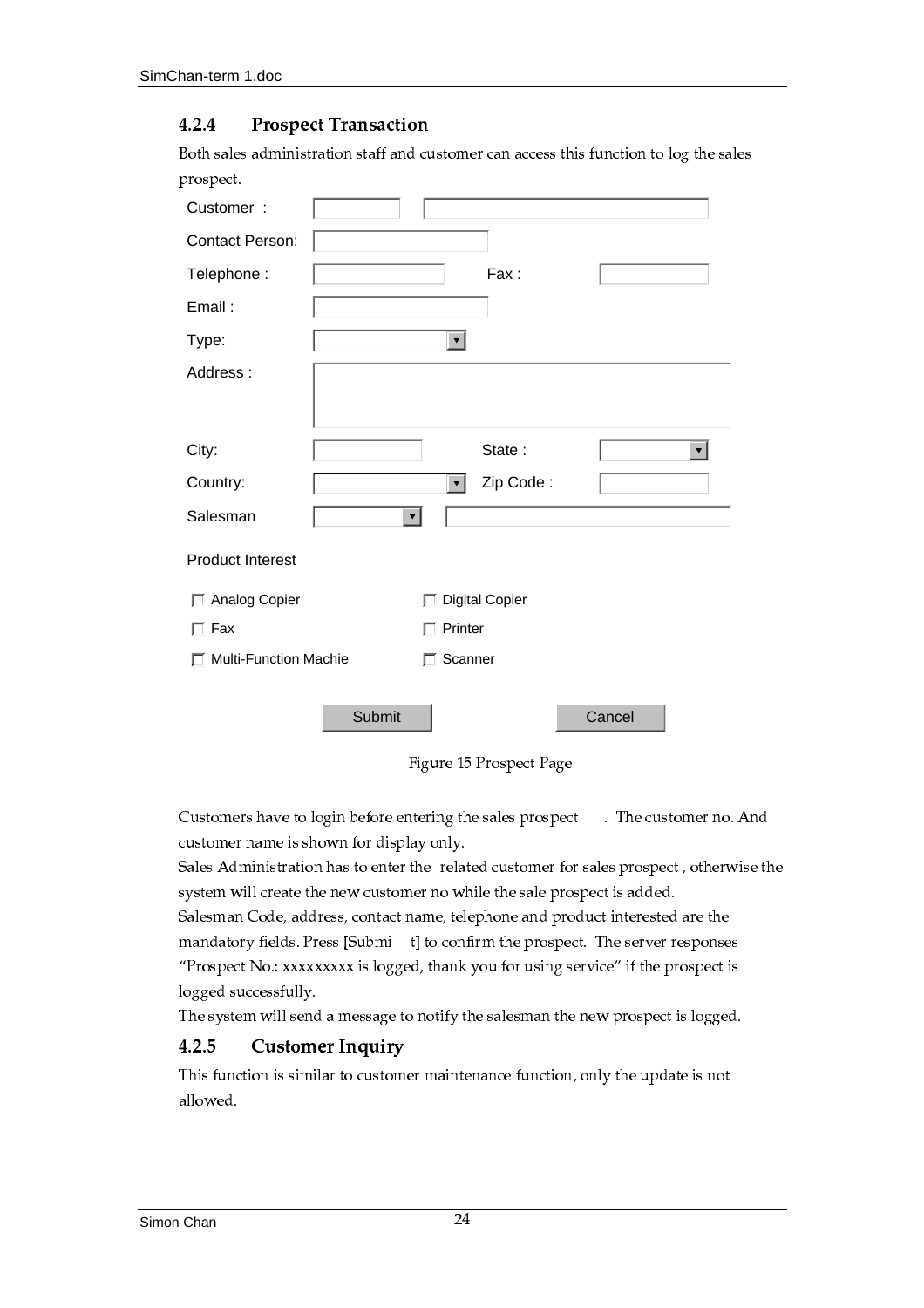### 4.2.4 Prospect Transaction

Both sales administration staff and customer can access this function to log the sales prospect.

| | | | |
|---|---|---|---|
| Customer : | [ ] [ ] | | |
| Contact Person: | [ ] | | |
| Telephone : | [ ] | Fax : | [ ] |
| Email : | [ ] | | |
| Type: | [ ▼] | | |
| Address : | [ ] | | |
| City: | [ ] | State : | [ ▼] |
| Country: | [ ▼] | Zip Code : | [ ] |
| Salesman | [ ▼] [ ] | | |

Product Interest

- ☐ Analog Copier
- ☐ Digital Copier
- ☐ Fax
- ☐ Printer
- ☐ Multi-Function Machie
- ☐ Scanner

[Submit] [Cancel]

Figure 15 Prospect Page

Customers have to login before entering the sales prospect . The customer no. And customer name is shown for display only.

Sales Administration has to enter the related customer for sales prospect , otherwise the system will create the new customer no while the sale prospect is added.

Salesman Code, address, contact name, telephone and product interested are the mandatory fields. Press [Submit] to confirm the prospect. The server responses "Prospect No.: xxxxxxxxx is logged, thank you for using service" if the prospect is logged successfully.

The system will send a message to notify the salesman the new prospect is logged.

### 4.2.5 Customer Inquiry

This function is similar to customer maintenance function, only the update is not allowed.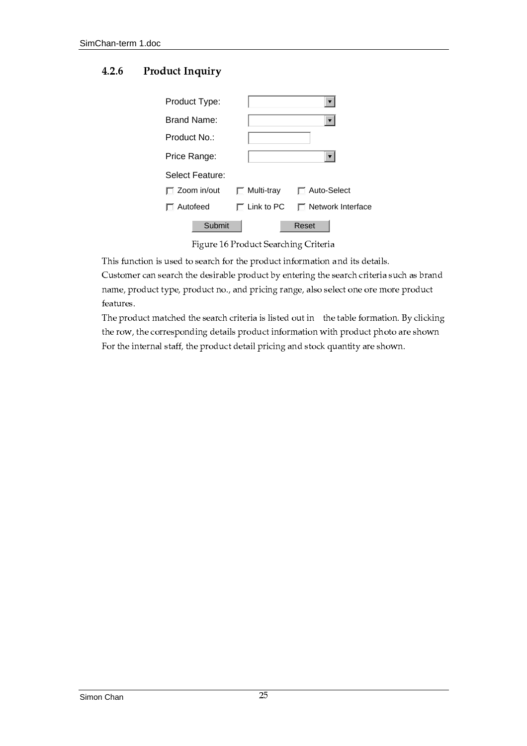### 4.2.6 Product Inquiry

| | | |
|---|---|---|
| Product Type: | [ ▼ ] | |
| Brand Name: | [ ▼ ] | |
| Product No.: | [ ] | |
| Price Range: | [ ▼ ] | |
| Select Feature: | | |
| ☐ Zoom in/out | ☐ Multi-tray | ☐ Auto-Select |
| ☐ Autofeed | ☐ Link to PC | ☐ Network Interface |
| Submit | | Reset |

Figure 16 Product Searching Criteria

This function is used to search for the product information and its details.
Customer can search the desirable product by entering the search criteria such as brand name, product type, product no., and pricing range, also select one ore more product features.
The product matched the search criteria is listed out in the table formation. By clicking the row, the corresponding details product information with product photo are shown For the internal staff, the product detail pricing and stock quantity are shown.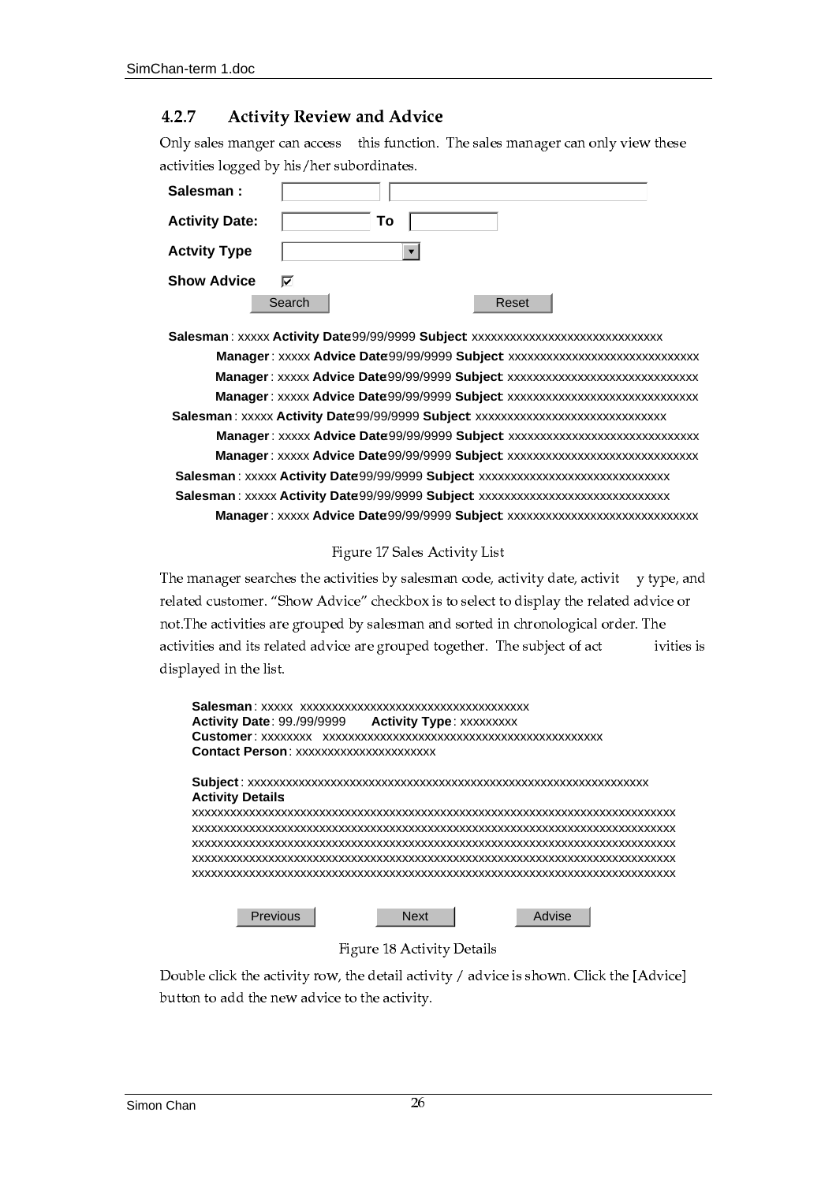### 4.2.7 Activity Review and Advice

Only sales manger can access this function. The sales manager can only view these activities logged by his/her subordinates.

**Salesman :** [ ] [ ]

**Activity Date:** [ ] **To** [ ]

**Actvity Type** [ ▼]

**Show Advice** ☑

[Search] [Reset]

**Salesman** : xxxxx **Activity Date** 99/99/9999 **Subject**: xxxxxxxxxxxxxxxxxxxxxxxxxxxxxx
    **Manager** : xxxxx **Advice Date** 99/99/9999 **Subject**: xxxxxxxxxxxxxxxxxxxxxxxxxxxxxx
    **Manager** : xxxxx **Advice Date** 99/99/9999 **Subject**: xxxxxxxxxxxxxxxxxxxxxxxxxxxxxx
    **Manager** : xxxxx **Advice Date** 99/99/9999 **Subject**: xxxxxxxxxxxxxxxxxxxxxxxxxxxxxx
**Salesman** : xxxxx **Activity Date** 99/99/9999 **Subject**: xxxxxxxxxxxxxxxxxxxxxxxxxxxxxx
    **Manager** : xxxxx **Advice Date** 99/99/9999 **Subject**: xxxxxxxxxxxxxxxxxxxxxxxxxxxxxx
    **Manager** : xxxxx **Advice Date** 99/99/9999 **Subject**: xxxxxxxxxxxxxxxxxxxxxxxxxxxxxx
**Salesman** : xxxxx **Activity Date** 99/99/9999 **Subject**: xxxxxxxxxxxxxxxxxxxxxxxxxxxxxx
**Salesman** : xxxxx **Activity Date** 99/99/9999 **Subject**: xxxxxxxxxxxxxxxxxxxxxxxxxxxxxx
    **Manager** : xxxxx **Advice Date** 99/99/9999 **Subject**: xxxxxxxxxxxxxxxxxxxxxxxxxxxxxx

Figure 17 Sales Activity List

The manager searches the activities by salesman code, activity date, activity type, and related customer. "Show Advice" checkbox is to select to display the related advice or not.The activities are grouped by salesman and sorted in chronological order. The activities and its related advice are grouped together. The subject of activities is displayed in the list.

**Salesman** : xxxxx xxxxxxxxxxxxxxxxxxxxxxxxxxxxxxxxxxxx
**Activity Date** : 99./99/9999 **Activity Type** : xxxxxxxxx
**Customer** : xxxxxxxx xxxxxxxxxxxxxxxxxxxxxxxxxxxxxxxxxxxxxxxxxxxxx
**Contact Person** : xxxxxxxxxxxxxxxxxxxxxx

**Subject** : xxxxxxxxxxxxxxxxxxxxxxxxxxxxxxxxxxxxxxxxxxxxxxxxxxxxxxxxxxxxxxxxx
**Activity Details**
xxxxxxxxxxxxxxxxxxxxxxxxxxxxxxxxxxxxxxxxxxxxxxxxxxxxxxxxxxxxxxxxxxxxxxxxxxxx
xxxxxxxxxxxxxxxxxxxxxxxxxxxxxxxxxxxxxxxxxxxxxxxxxxxxxxxxxxxxxxxxxxxxxxxxxxxx
xxxxxxxxxxxxxxxxxxxxxxxxxxxxxxxxxxxxxxxxxxxxxxxxxxxxxxxxxxxxxxxxxxxxxxxxxxxx
xxxxxxxxxxxxxxxxxxxxxxxxxxxxxxxxxxxxxxxxxxxxxxxxxxxxxxxxxxxxxxxxxxxxxxxxxxxx
xxxxxxxxxxxxxxxxxxxxxxxxxxxxxxxxxxxxxxxxxxxxxxxxxxxxxxxxxxxxxxxxxxxxxxxxxxxx

[Previous] [Next] [Advise]

Figure 18 Activity Details

Double click the activity row, the detail activity / advice is shown. Click the [Advice] button to add the new advice to the activity.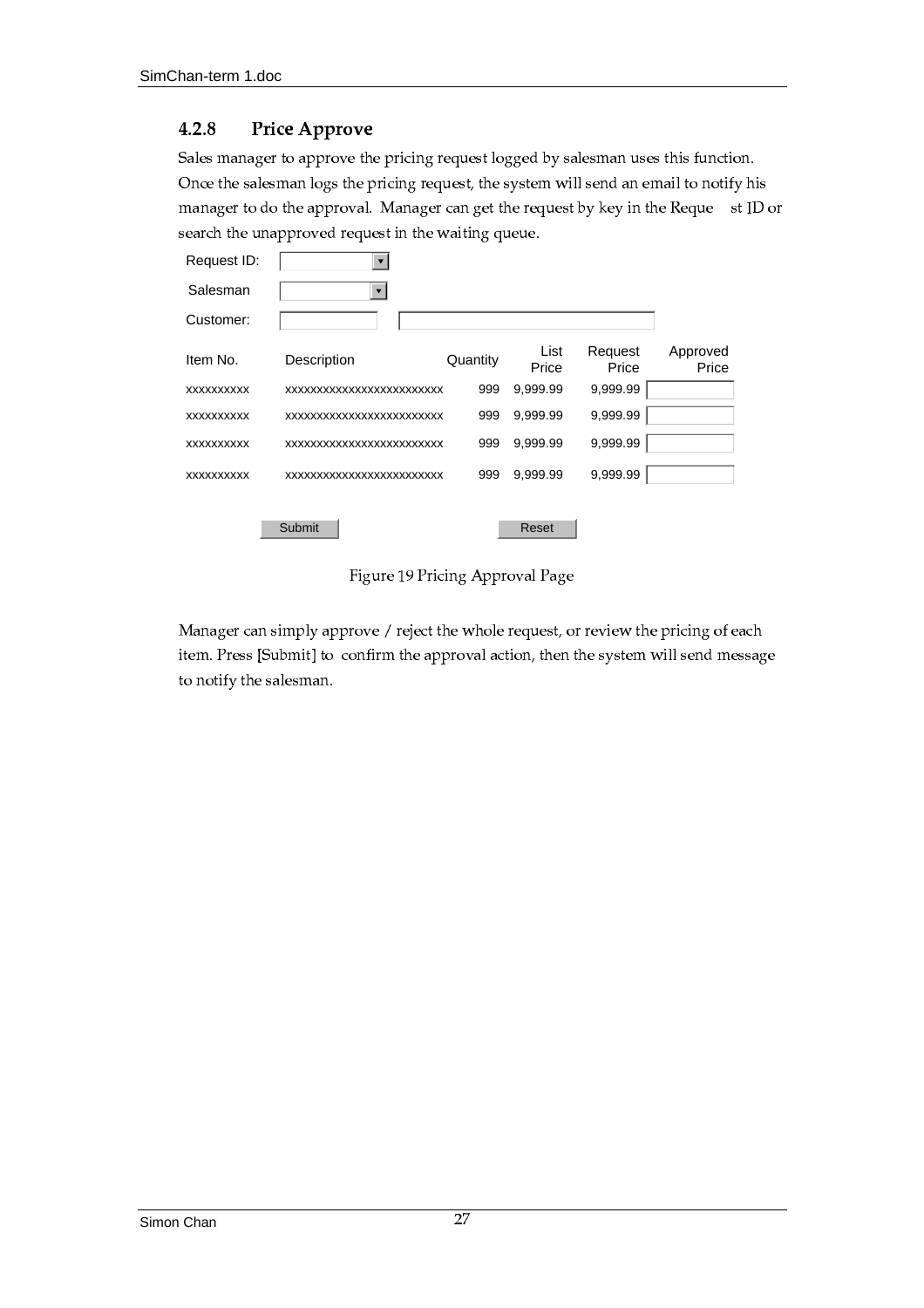### 4.2.8 Price Approve

Sales manager to approve the pricing request logged by salesman uses this function. Once the salesman logs the pricing request, the system will send an email to notify his manager to do the approval. Manager can get the request by key in the Reque st ID or search the unapproved request in the waiting queue.

Request ID:

Salesman

Customer:

| Item No. | Description | Quantity | List Price | Request Price | Approved Price |
|---|---|---|---|---|---|
| xxxxxxxxxx | xxxxxxxxxxxxxxxxxxxxxxxxx | 999 | 9,999.99 | 9,999.99 | |
| xxxxxxxxxx | xxxxxxxxxxxxxxxxxxxxxxxxx | 999 | 9,999.99 | 9,999.99 | |
| xxxxxxxxxx | xxxxxxxxxxxxxxxxxxxxxxxxx | 999 | 9,999.99 | 9,999.99 | |
| xxxxxxxxxx | xxxxxxxxxxxxxxxxxxxxxxxxx | 999 | 9,999.99 | 9,999.99 | |

Submit Reset

Figure 19 Pricing Approval Page

Manager can simply approve / reject the whole request, or review the pricing of each item. Press [Submit] to confirm the approval action, then the system will send message to notify the salesman.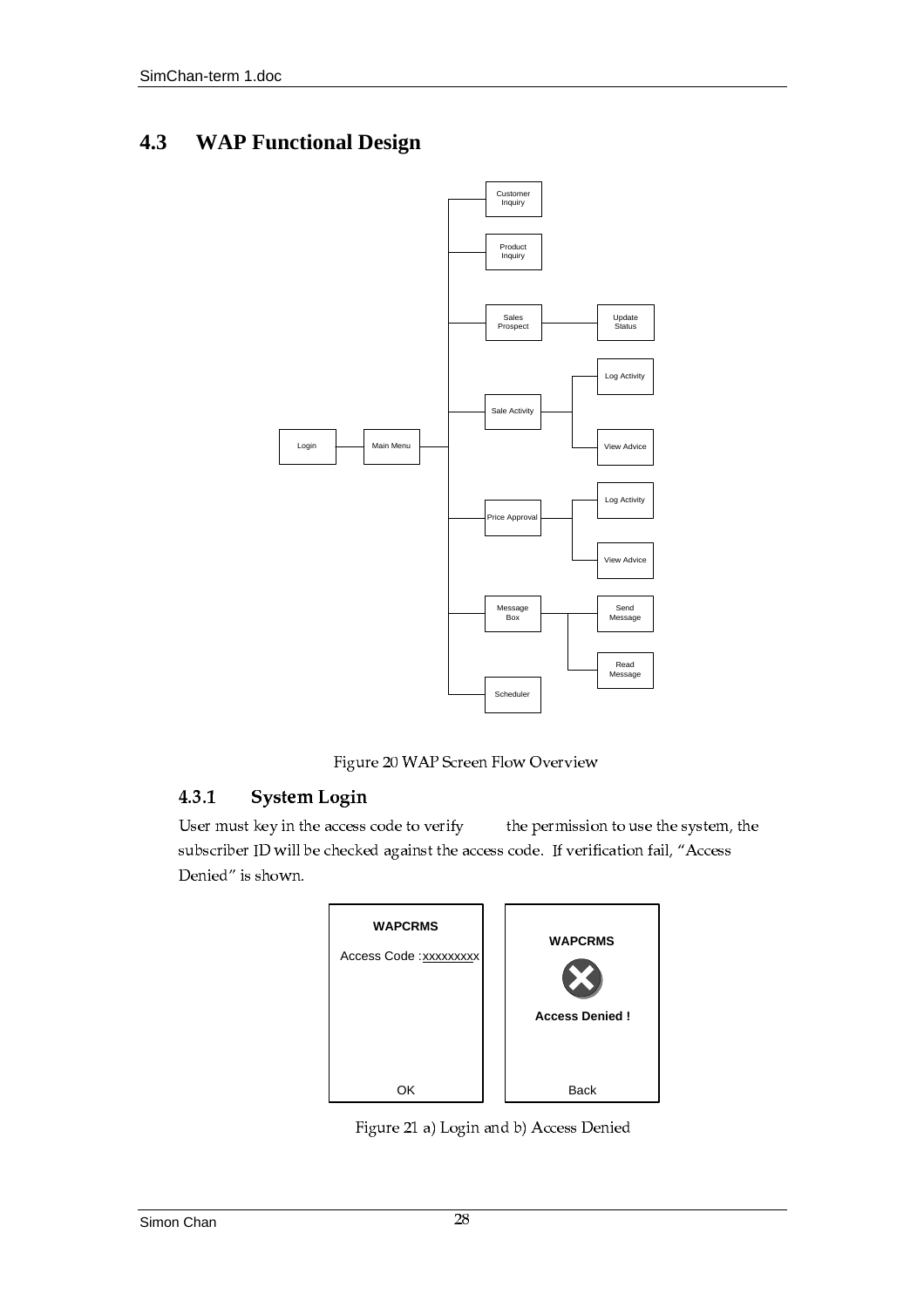## 4.3 WAP Functional Design

Figure 20 WAP Screen Flow Overview

### 4.3.1 System Login

User must key in the access code to verify the permission to use the system, the subscriber ID will be checked against the access code. If verification fail, "Access Denied" is shown.

Figure 21 a) Login and b) Access Denied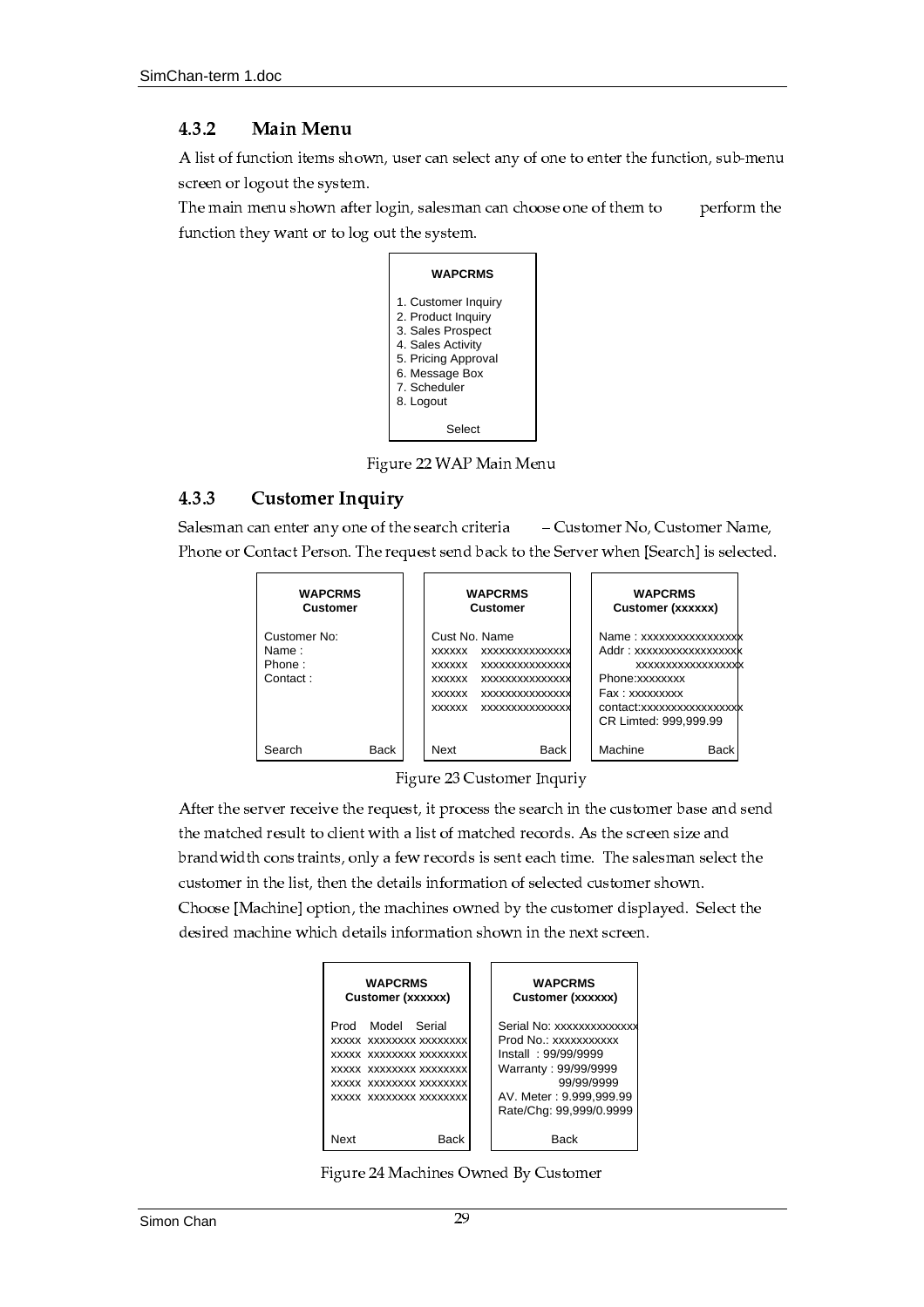### 4.3.2 Main Menu

A list of function items shown, user can select any of one to enter the function, sub-menu screen or logout the system.

The main menu shown after login, salesman can choose one of them to perform the function they want or to log out the system.

```
WAPCRMS

1. Customer Inquiry
2. Product Inquiry
3. Sales Prospect
4. Sales Activity
5. Pricing Approval
6. Message Box
7. Scheduler
8. Logout

Select
```

Figure 22 WAP Main Menu

### 4.3.3 Customer Inquiry

Salesman can enter any one of the search criteria – Customer No, Customer Name, Phone or Contact Person. The request send back to the Server when [Search] is selected.

```
WAPCRMS
Customer

Customer No:
Name :
Phone :
Contact :

Search          Back
```

```
WAPCRMS
Customer

Cust No. Name
xxxxxx   xxxxxxxxxxxxxx
xxxxxx   xxxxxxxxxxxxxx
xxxxxx   xxxxxxxxxxxxxx
xxxxxx   xxxxxxxxxxxxxx
xxxxxx   xxxxxxxxxxxxxx

Next            Back
```

```
WAPCRMS
Customer (xxxxxx)

Name : xxxxxxxxxxxxxxxxx
Addr : xxxxxxxxxxxxxxxxx
       xxxxxxxxxxxxxxxxx
Phone:xxxxxxxx
Fax : xxxxxxxxx
contact:xxxxxxxxxxxxxxxxx
CR Limted: 999,999.99

Machine         Back
```

Figure 23 Customer Inquriy

After the server receive the request, it process the search in the customer base and send the matched result to client with a list of matched records. As the screen size and brandwidth constraints, only a few records is sent each time. The salesman select the customer in the list, then the details information of selected customer shown.

Choose [Machine] option, the machines owned by the customer displayed. Select the desired machine which details information shown in the next screen.

```
WAPCRMS
Customer (xxxxxx)

Prod  Model    Serial
xxxxx xxxxxxxx xxxxxxxx
xxxxx xxxxxxxx xxxxxxxx
xxxxx xxxxxxxx xxxxxxxx
xxxxx xxxxxxxx xxxxxxxx
xxxxx xxxxxxxx xxxxxxxx

Next            Back
```

```
WAPCRMS
Customer (xxxxxx)

Serial No: xxxxxxxxxxxxxx
Prod No.: xxxxxxxxxxx
Install : 99/99/9999
Warranty : 99/99/9999
           99/99/9999
AV. Meter : 9.999,999.99
Rate/Chg: 99,999/0.9999

Back
```

Figure 24 Machines Owned By Customer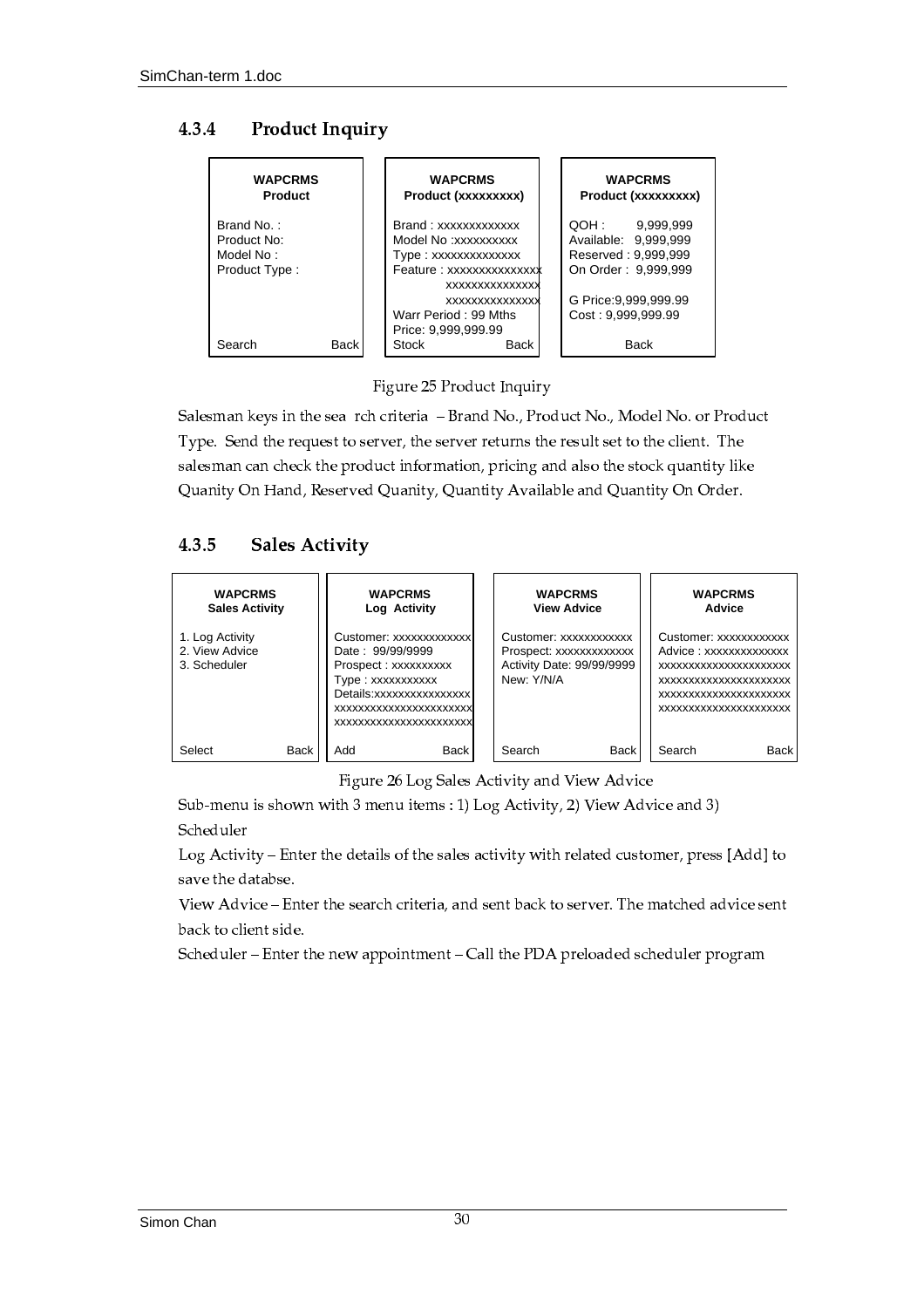### 4.3.4 Product Inquiry

| WAPCRMS Product | WAPCRMS Product (xxxxxxxxx) | WAPCRMS Product (xxxxxxxxx) |
|---|---|---|
| Brand No. :<br>Product No:<br>Model No :<br>Product Type : | Brand : xxxxxxxxxxxxx<br>Model No :xxxxxxxxxx<br>Type : xxxxxxxxxxxxxx<br>Feature : xxxxxxxxxxxxxxx<br>xxxxxxxxxxxxxxx<br>xxxxxxxxxxxxxxx<br>Warr Period : 99 Mths<br>Price: 9,999,999.99 | QOH : 9,999,999<br>Available: 9,999,999<br>Reserved : 9,999,999<br>On Order : 9,999,999<br><br>G Price:9,999,999.99<br>Cost : 9,999,999.99 |
| Search Back | Stock Back | Back |

Figure 25 Product Inquiry

Salesman keys in the sea rch criteria – Brand No., Product No., Model No. or Product Type. Send the request to server, the server returns the result set to the client. The salesman can check the product information, pricing and also the stock quantity like Quanity On Hand, Reserved Quanity, Quantity Available and Quantity On Order.

### 4.3.5 Sales Activity

| WAPCRMS Sales Activity | WAPCRMS Log Activity | WAPCRMS View Advice | WAPCRMS Advice |
|---|---|---|---|
| 1. Log Activity<br>2. View Advice<br>3. Scheduler | Customer: xxxxxxxxxxxxx<br>Date : 99/99/9999<br>Prospect : xxxxxxxxxx<br>Type : xxxxxxxxxxx<br>Details:xxxxxxxxxxxxxxxx<br>xxxxxxxxxxxxxxxxxxxxxxx<br>xxxxxxxxxxxxxxxxxxxxxxx | Customer: xxxxxxxxxxxx<br>Prospect: xxxxxxxxxxxxx<br>Activity Date: 99/99/9999<br>New: Y/N/A | Customer: xxxxxxxxxxxx<br>Advice : xxxxxxxxxxxxxx<br>xxxxxxxxxxxxxxxxxxxxxx<br>xxxxxxxxxxxxxxxxxxxxxx<br>xxxxxxxxxxxxxxxxxxxxxx<br>xxxxxxxxxxxxxxxxxxxxxx |
| Select Back | Add Back | Search Back | Search Back |

Figure 26 Log Sales Activity and View Advice

Sub-menu is shown with 3 menu items : 1) Log Activity, 2) View Advice and 3) Scheduler

Log Activity – Enter the details of the sales activity with related customer, press [Add] to save the databse.

View Advice – Enter the search criteria, and sent back to server. The matched advice sent back to client side.

Scheduler – Enter the new appointment – Call the PDA preloaded scheduler program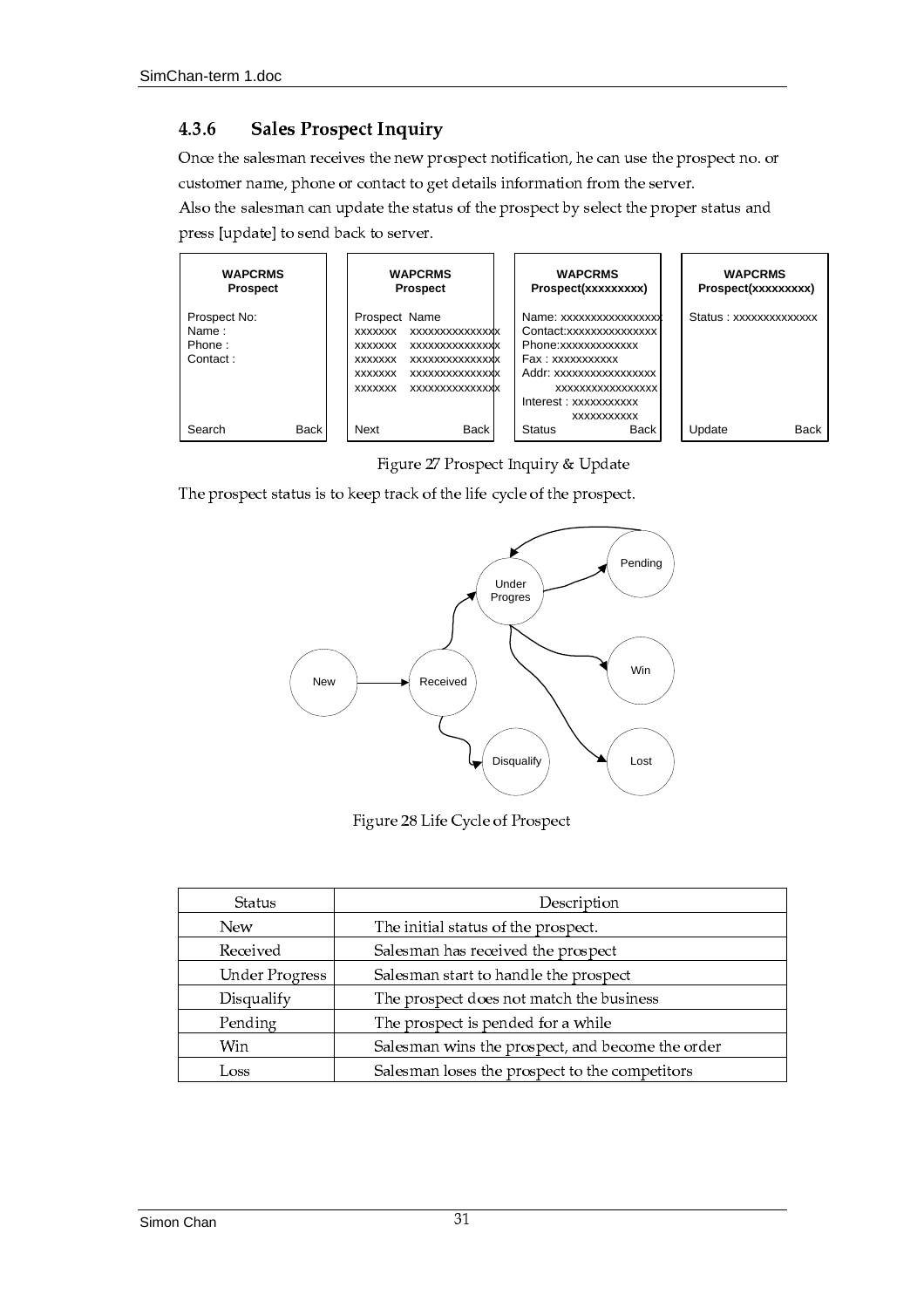### 4.3.6 Sales Prospect Inquiry

Once the salesman receives the new prospect notification, he can use the prospect no. or customer name, phone or contact to get details information from the server.
Also the salesman can update the status of the prospect by select the proper status and press [update] to send back to server.

Figure 27 Prospect Inquiry & Update

The prospect status is to keep track of the life cycle of the prospect.

Figure 28 Life Cycle of Prospect

| Status | Description |
|---|---|
| New | The initial status of the prospect. |
| Received | Salesman has received the prospect |
| Under Progress | Salesman start to handle the prospect |
| Disqualify | The prospect does not match the business |
| Pending | The prospect is pended for a while |
| Win | Salesman wins the prospect, and become the order |
| Loss | Salesman loses the prospect to the competitors |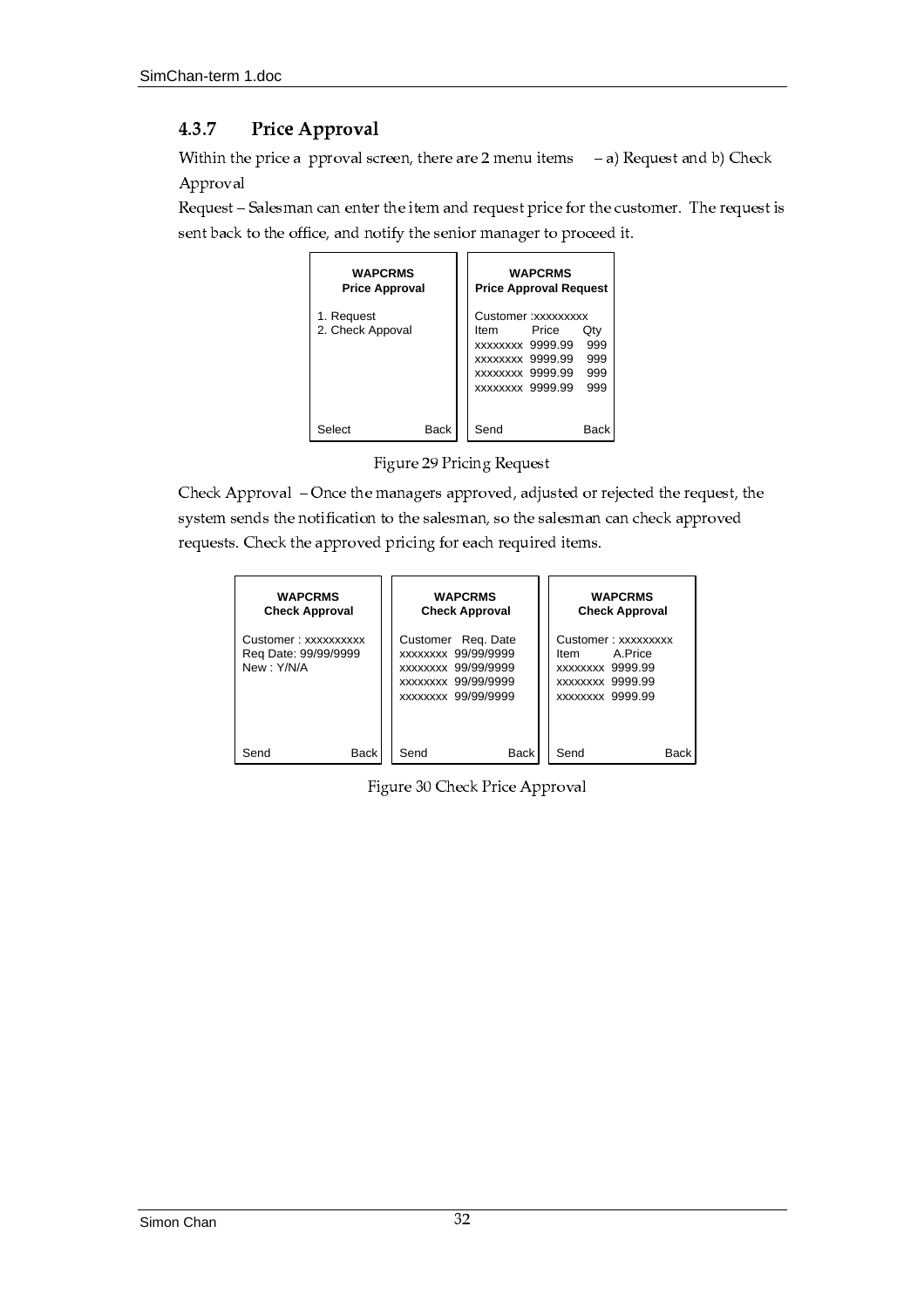### 4.3.7 Price Approval

Within the price a pproval screen, there are 2 menu items – a) Request and b) Check Approval

Request – Salesman can enter the item and request price for the customer. The request is sent back to the office, and notify the senior manager to proceed it.

```
WAPCRMS
Price Approval

1. Request
2. Check Appoval

Select          Back
```

```
WAPCRMS
Price Approval Request

Customer :xxxxxxxxx
Item       Price     Qty
xxxxxxxx  9999.99   999
xxxxxxxx  9999.99   999
xxxxxxxx  9999.99   999
xxxxxxxx  9999.99   999

Send            Back
```

Figure 29 Pricing Request

Check Approval – Once the managers approved, adjusted or rejected the request, the system sends the notification to the salesman, so the salesman can check approved requests. Check the approved pricing for each required items.

```
WAPCRMS
Check Approval

Customer : xxxxxxxxxx
Req Date: 99/99/9999
New : Y/N/A

Send            Back
```

```
WAPCRMS
Check Approval

Customer   Req. Date
xxxxxxxx  99/99/9999
xxxxxxxx  99/99/9999
xxxxxxxx  99/99/9999
xxxxxxxx  99/99/9999

Send            Back
```

```
WAPCRMS
Check Approval

Customer : xxxxxxxxx
Item       A.Price
xxxxxxxx  9999.99
xxxxxxxx  9999.99
xxxxxxxx  9999.99

Send            Back
```

Figure 30 Check Price Approval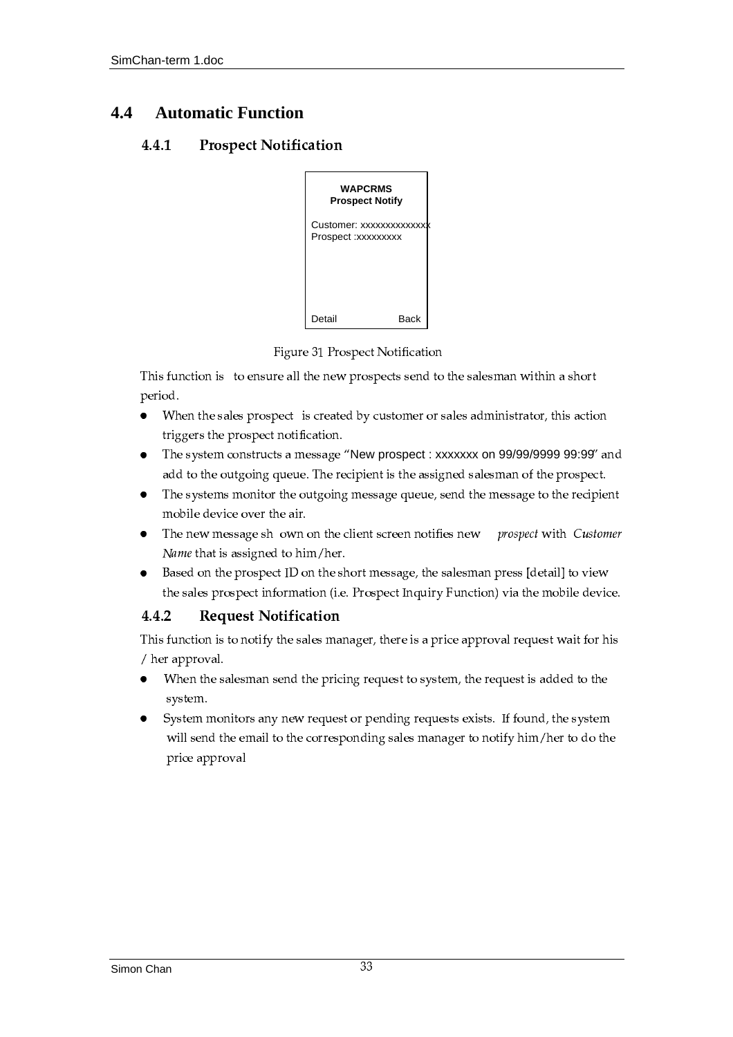## 4.4 Automatic Function

### 4.4.1 Prospect Notification

```
WAPCRMS
Prospect Notify

Customer: xxxxxxxxxxxxxx
Prospect :xxxxxxxxx




Detail          Back
```

Figure 31 Prospect Notification

This function is to ensure all the new prospects send to the salesman within a short period.

- When the sales prospect is created by customer or sales administrator, this action triggers the prospect notification.
- The system constructs a message "New prospect : xxxxxxx on 99/99/9999 99:99" and add to the outgoing queue. The recipient is the assigned salesman of the prospect.
- The systems monitor the outgoing message queue, send the message to the recipient mobile device over the air.
- The new message shown on the client screen notifies new *prospect* with *Customer Name* that is assigned to him/her.
- Based on the prospect ID on the short message, the salesman press [detail] to view the sales prospect information (i.e. Prospect Inquiry Function) via the mobile device.

### 4.4.2 Request Notification

This function is to notify the sales manager, there is a price approval request wait for his / her approval.

- When the salesman send the pricing request to system, the request is added to the system.
- System monitors any new request or pending requests exists. If found, the system will send the email to the corresponding sales manager to notify him/her to do the price approval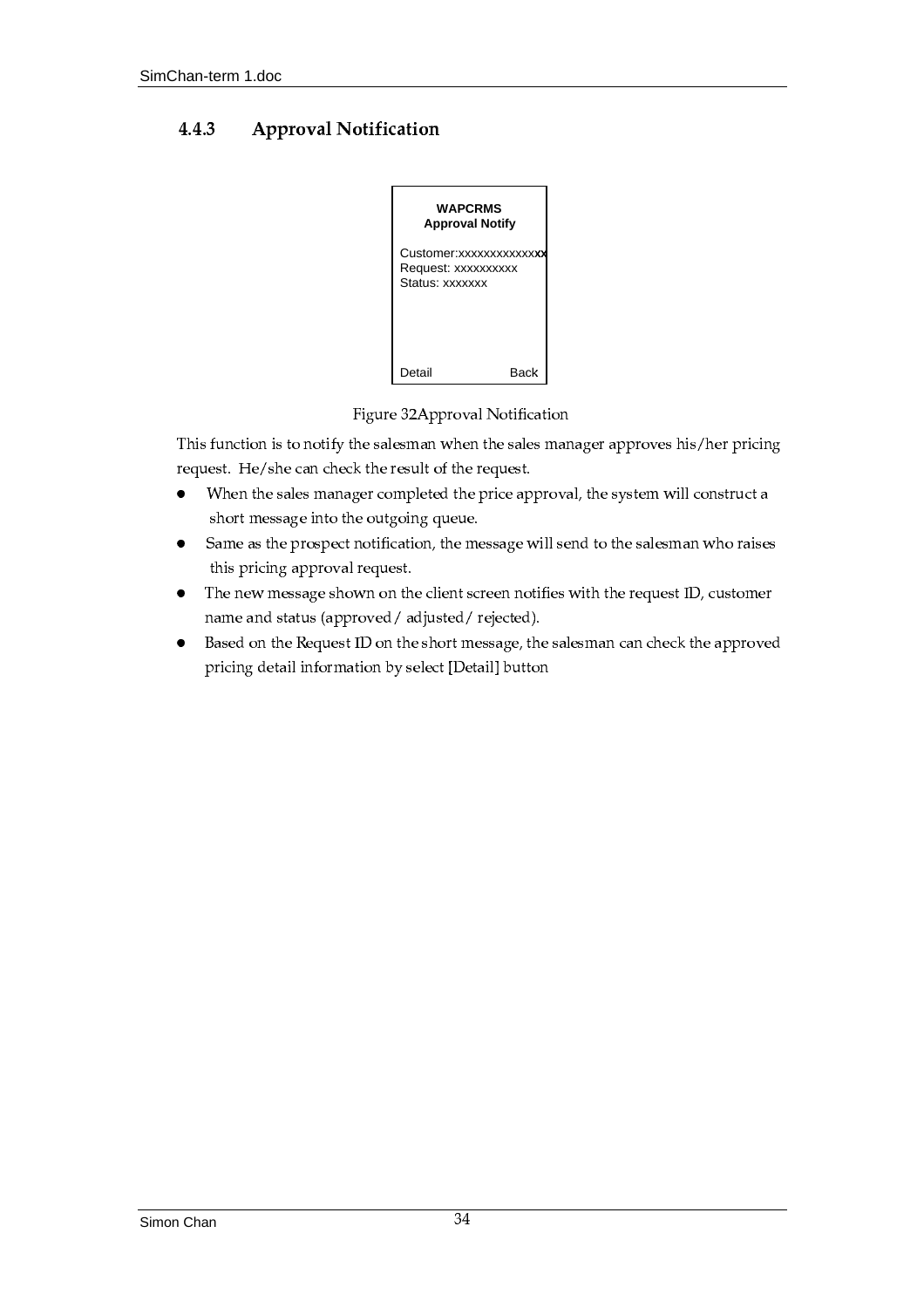### 4.4.3 Approval Notification

WAPCRMS
Approval Notify

Customer:xxxxxxxxxxxxxx
Request: xxxxxxxxxx
Status: xxxxxxx

Detail Back

Figure 32Approval Notification

This function is to notify the salesman when the sales manager approves his/her pricing request. He/she can check the result of the request.

- When the sales manager completed the price approval, the system will construct a short message into the outgoing queue.
- Same as the prospect notification, the message will send to the salesman who raises this pricing approval request.
- The new message shown on the client screen notifies with the request ID, customer name and status (approved / adjusted / rejected).
- Based on the Request ID on the short message, the salesman can check the approved pricing detail information by select [Detail] button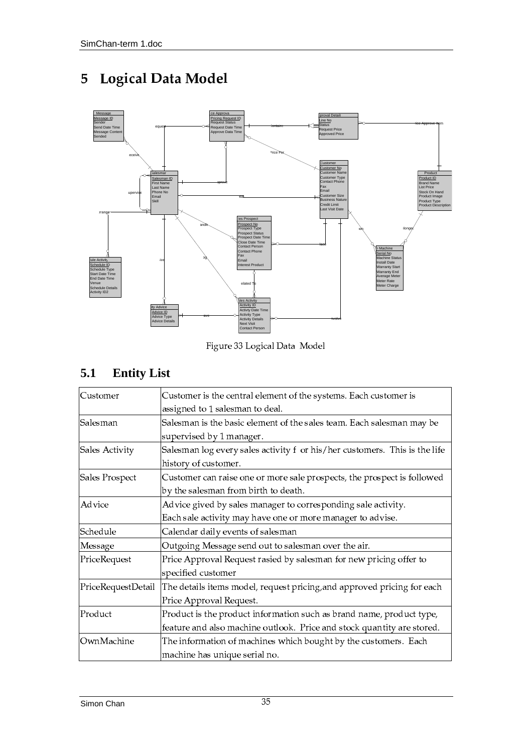# 5 Logical Data Model

Figure 33 Logical Data Model

## 5.1 Entity List

| | |
|---|---|
| Customer | Customer is the central element of the systems. Each customer is assigned to 1 salesman to deal. |
| Salesman | Salesman is the basic element of the sales team. Each salesman may be supervised by 1 manager. |
| Sales Activity | Salesman log every sales activity f or his/her customers. This is the life history of customer. |
| Sales Prospect | Customer can raise one or more sale prospects, the prospect is followed by the salesman from birth to death. |
| Advice | Advice gived by sales manager to corresponding sale activity. Each sale activity may have one or more manager to advise. |
| Schedule | Calendar daily events of salesman |
| Message | Outgoing Message send out to salesman over the air. |
| PriceRequest | Price Approval Request rasied by salesman for new pricing offer to specified customer |
| PriceRequestDetail | The details items model, request pricing,and approved pricing for each Price Approval Request. |
| Product | Product is the product information such as brand name, product type, feature and also machine outlook. Price and stock quantity are stored. |
| OwnMachine | The information of machines which bought by the customers. Each machine has unique serial no. |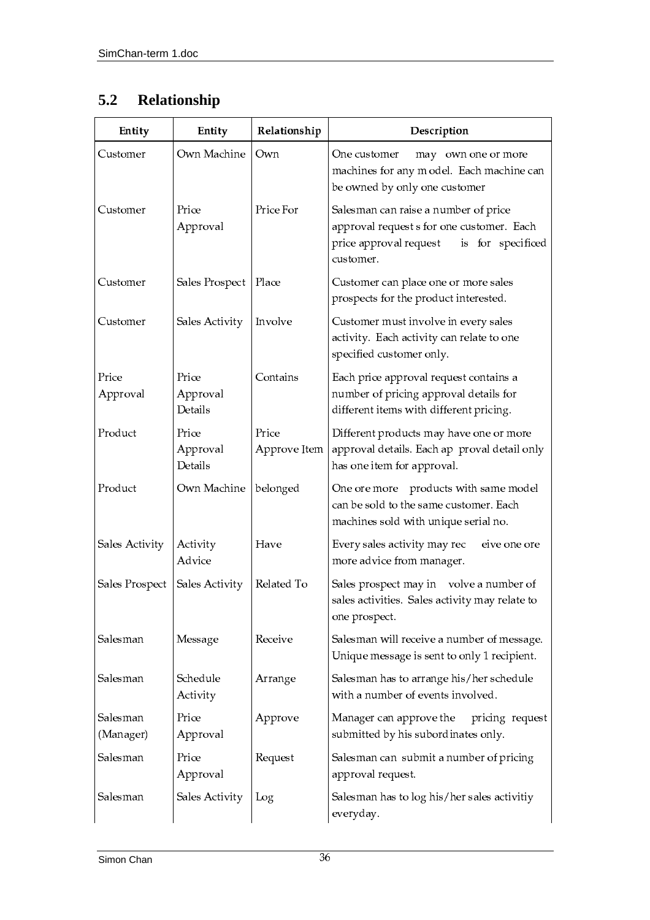## 5.2 Relationship

| Entity | Entity | Relationship | Description |
|---|---|---|---|
| Customer | Own Machine | Own | One customer may own one or more machines for any model. Each machine can be owned by only one customer |
| Customer | Price Approval | Price For | Salesman can raise a number of price approval requests for one customer. Each price approval request is for specificed customer. |
| Customer | Sales Prospect | Place | Customer can place one or more sales prospects for the product interested. |
| Customer | Sales Activity | Involve | Customer must involve in every sales activity. Each activity can relate to one specified customer only. |
| Price Approval | Price Approval Details | Contains | Each price approval request contains a number of pricing approval details for different items with different pricing. |
| Product | Price Approval Details | Price Approve Item | Different products may have one or more approval details. Each approval detail only has one item for approval. |
| Product | Own Machine | belonged | One ore more products with same model can be sold to the same customer. Each machines sold with unique serial no. |
| Sales Activity | Activity Advice | Have | Every sales activity may receive one ore more advice from manager. |
| Sales Prospect | Sales Activity | Related To | Sales prospect may involve a number of sales activities. Sales activity may relate to one prospect. |
| Salesman | Message | Receive | Salesman will receive a number of message. Unique message is sent to only 1 recipient. |
| Salesman | Schedule Activity | Arrange | Salesman has to arrange his/her schedule with a number of events involved. |
| Salesman (Manager) | Price Approval | Approve | Manager can approve the pricing request submitted by his subordinates only. |
| Salesman | Price Approval | Request | Salesman can submit a number of pricing approval request. |
| Salesman | Sales Activity | Log | Salesman has to log his/her sales activitiy everyday. |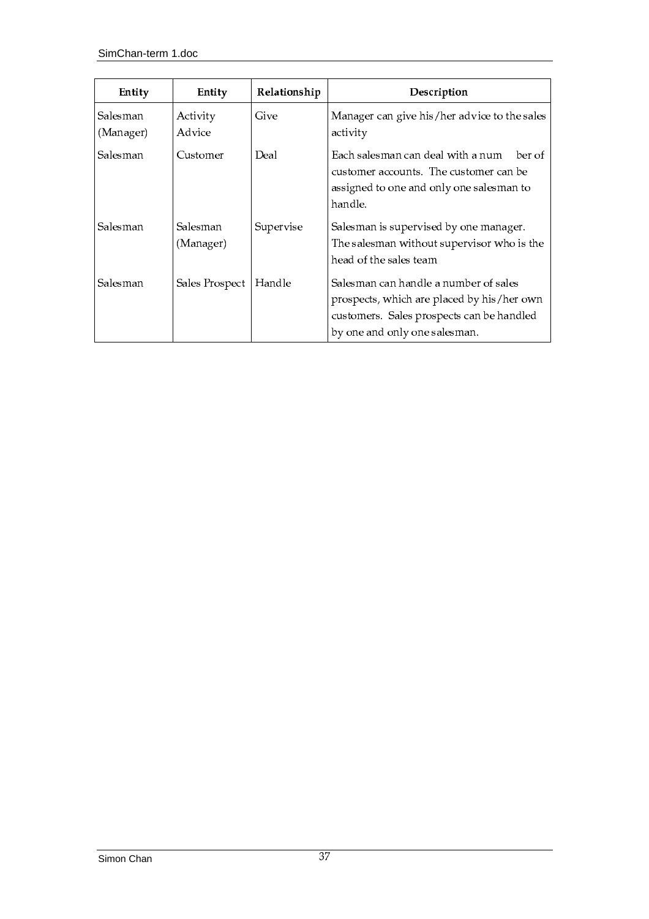| Entity | Entity | Relationship | Description |
|---|---|---|---|
| Salesman (Manager) | Activity Advice | Give | Manager can give his/her advice to the sales activity |
| Salesman | Customer | Deal | Each salesman can deal with a number of customer accounts. The customer can be assigned to one and only one salesman to handle. |
| Salesman | Salesman (Manager) | Supervise | Salesman is supervised by one manager. The salesman without supervisor who is the head of the sales team |
| Salesman | Sales Prospect | Handle | Salesman can handle a number of sales prospects, which are placed by his/her own customers. Sales prospects can be handled by one and only one salesman. |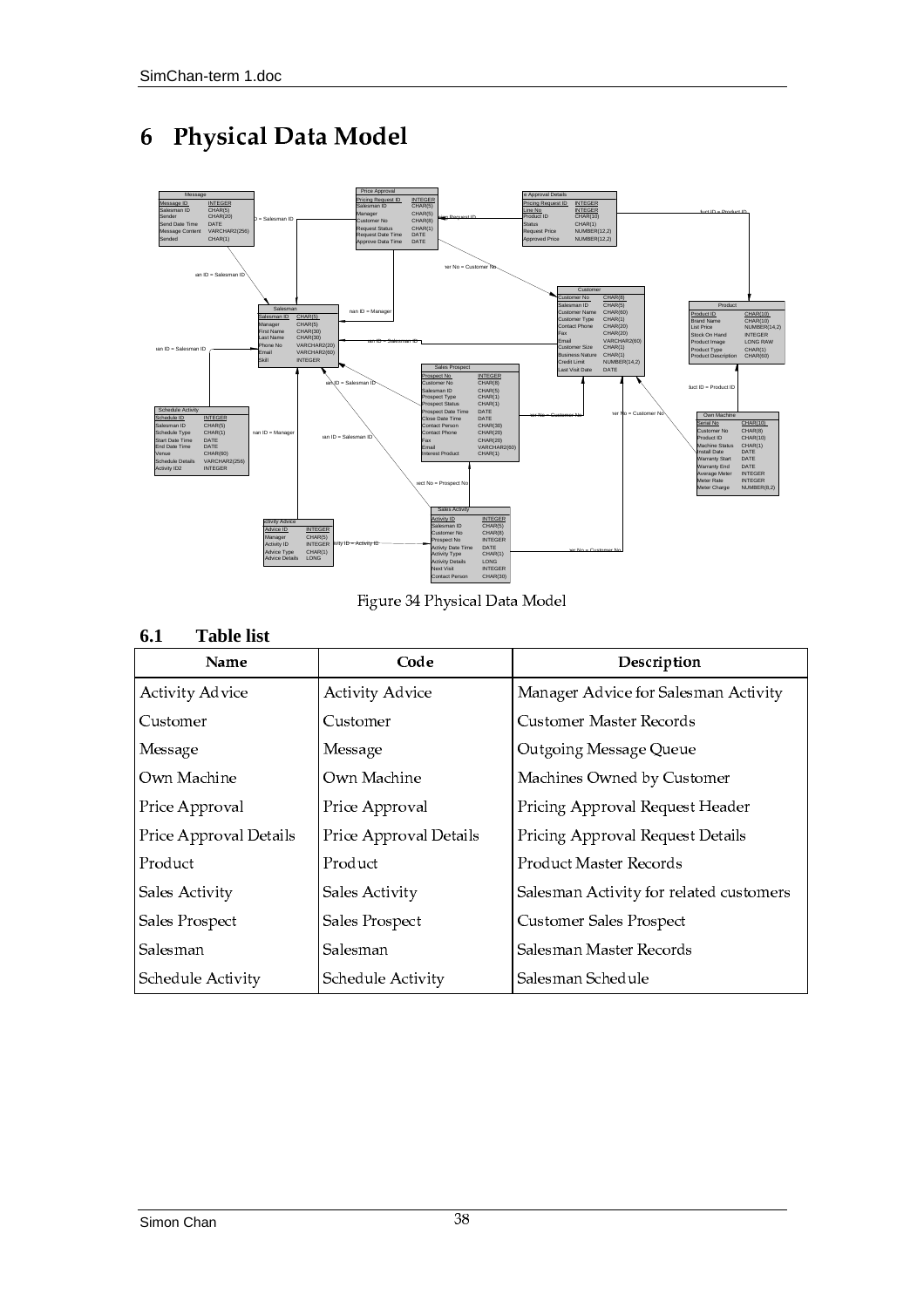# 6 Physical Data Model

Figure 34 Physical Data Model

## 6.1 Table list

| Name | Code | Description |
|---|---|---|
| Activity Advice | Activity Advice | Manager Advice for Salesman Activity |
| Customer | Customer | Customer Master Records |
| Message | Message | Outgoing Message Queue |
| Own Machine | Own Machine | Machines Owned by Customer |
| Price Approval | Price Approval | Pricing Approval Request Header |
| Price Approval Details | Price Approval Details | Pricing Approval Request Details |
| Product | Product | Product Master Records |
| Sales Activity | Sales Activity | Salesman Activity for related customers |
| Sales Prospect | Sales Prospect | Customer Sales Prospect |
| Salesman | Salesman | Salesman Master Records |
| Schedule Activity | Schedule Activity | Salesman Schedule |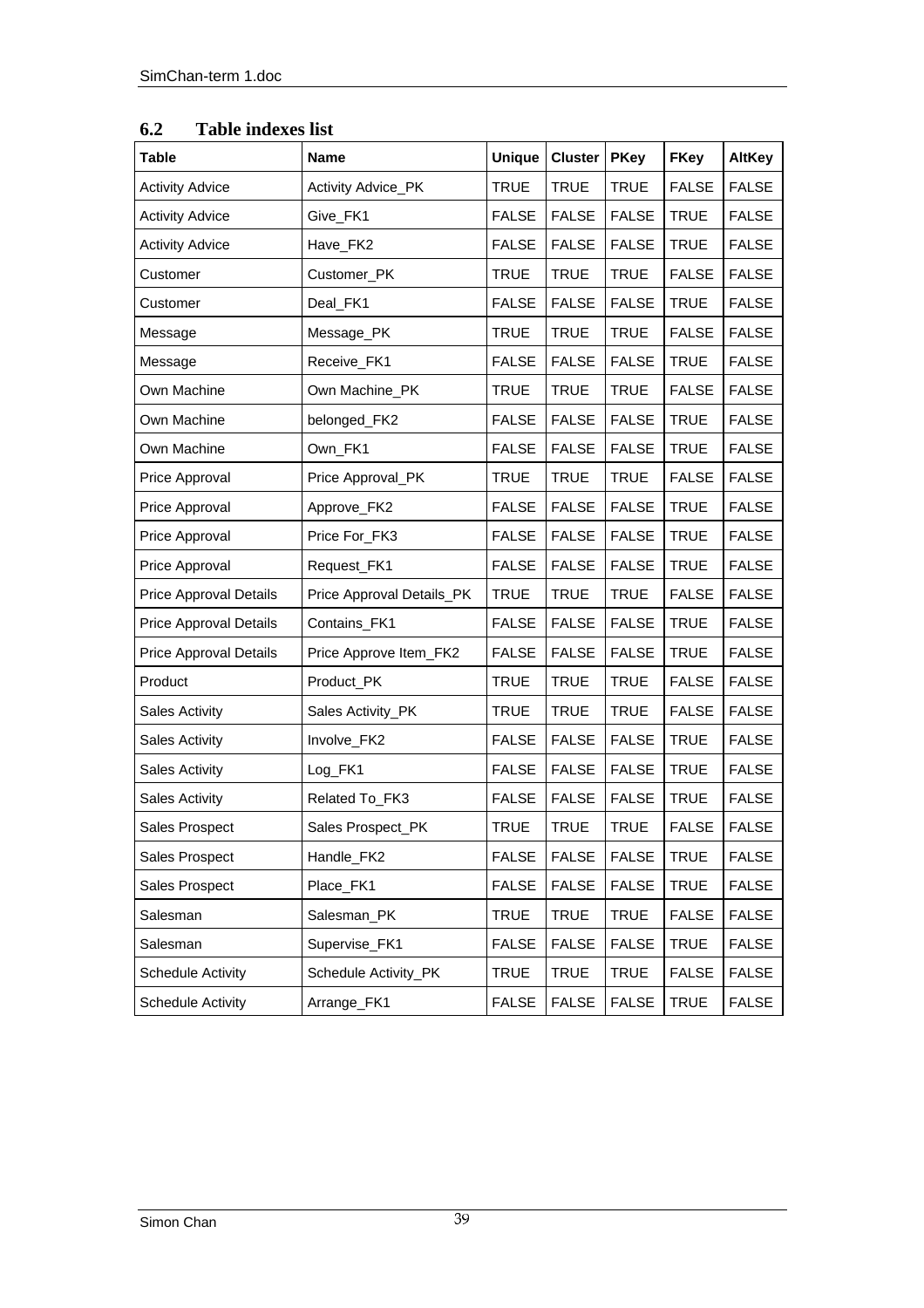## 6.2 Table indexes list

| Table | Name | Unique | Cluster | PKey | FKey | AltKey |
|---|---|---|---|---|---|---|
| Activity Advice | Activity Advice_PK | TRUE | TRUE | TRUE | FALSE | FALSE |
| Activity Advice | Give_FK1 | FALSE | FALSE | FALSE | TRUE | FALSE |
| Activity Advice | Have_FK2 | FALSE | FALSE | FALSE | TRUE | FALSE |
| Customer | Customer_PK | TRUE | TRUE | TRUE | FALSE | FALSE |
| Customer | Deal_FK1 | FALSE | FALSE | FALSE | TRUE | FALSE |
| Message | Message_PK | TRUE | TRUE | TRUE | FALSE | FALSE |
| Message | Receive_FK1 | FALSE | FALSE | FALSE | TRUE | FALSE |
| Own Machine | Own Machine_PK | TRUE | TRUE | TRUE | FALSE | FALSE |
| Own Machine | belonged_FK2 | FALSE | FALSE | FALSE | TRUE | FALSE |
| Own Machine | Own_FK1 | FALSE | FALSE | FALSE | TRUE | FALSE |
| Price Approval | Price Approval_PK | TRUE | TRUE | TRUE | FALSE | FALSE |
| Price Approval | Approve_FK2 | FALSE | FALSE | FALSE | TRUE | FALSE |
| Price Approval | Price For_FK3 | FALSE | FALSE | FALSE | TRUE | FALSE |
| Price Approval | Request_FK1 | FALSE | FALSE | FALSE | TRUE | FALSE |
| Price Approval Details | Price Approval Details_PK | TRUE | TRUE | TRUE | FALSE | FALSE |
| Price Approval Details | Contains_FK1 | FALSE | FALSE | FALSE | TRUE | FALSE |
| Price Approval Details | Price Approve Item_FK2 | FALSE | FALSE | FALSE | TRUE | FALSE |
| Product | Product_PK | TRUE | TRUE | TRUE | FALSE | FALSE |
| Sales Activity | Sales Activity_PK | TRUE | TRUE | TRUE | FALSE | FALSE |
| Sales Activity | Involve_FK2 | FALSE | FALSE | FALSE | TRUE | FALSE |
| Sales Activity | Log_FK1 | FALSE | FALSE | FALSE | TRUE | FALSE |
| Sales Activity | Related To_FK3 | FALSE | FALSE | FALSE | TRUE | FALSE |
| Sales Prospect | Sales Prospect_PK | TRUE | TRUE | TRUE | FALSE | FALSE |
| Sales Prospect | Handle_FK2 | FALSE | FALSE | FALSE | TRUE | FALSE |
| Sales Prospect | Place_FK1 | FALSE | FALSE | FALSE | TRUE | FALSE |
| Salesman | Salesman_PK | TRUE | TRUE | TRUE | FALSE | FALSE |
| Salesman | Supervise_FK1 | FALSE | FALSE | FALSE | TRUE | FALSE |
| Schedule Activity | Schedule Activity_PK | TRUE | TRUE | TRUE | FALSE | FALSE |
| Schedule Activity | Arrange_FK1 | FALSE | FALSE | FALSE | TRUE | FALSE |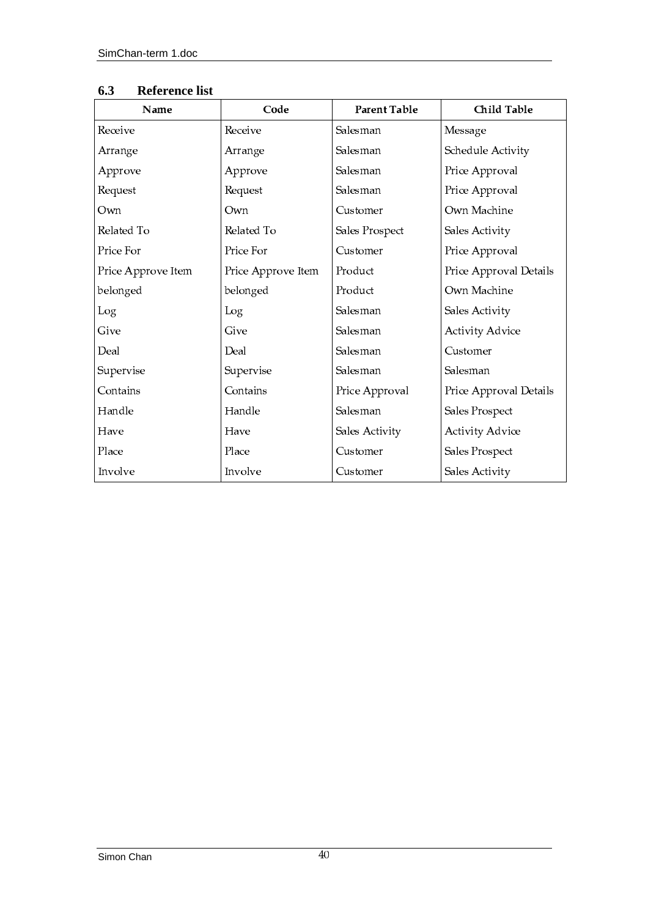### 6.3 Reference list

| Name | Code | Parent Table | Child Table |
|---|---|---|---|
| Receive | Receive | Salesman | Message |
| Arrange | Arrange | Salesman | Schedule Activity |
| Approve | Approve | Salesman | Price Approval |
| Request | Request | Salesman | Price Approval |
| Own | Own | Customer | Own Machine |
| Related To | Related To | Sales Prospect | Sales Activity |
| Price For | Price For | Customer | Price Approval |
| Price Approve Item | Price Approve Item | Product | Price Approval Details |
| belonged | belonged | Product | Own Machine |
| Log | Log | Salesman | Sales Activity |
| Give | Give | Salesman | Activity Advice |
| Deal | Deal | Salesman | Customer |
| Supervise | Supervise | Salesman | Salesman |
| Contains | Contains | Price Approval | Price Approval Details |
| Handle | Handle | Salesman | Sales Prospect |
| Have | Have | Sales Activity | Activity Advice |
| Place | Place | Customer | Sales Prospect |
| Involve | Involve | Customer | Sales Activity |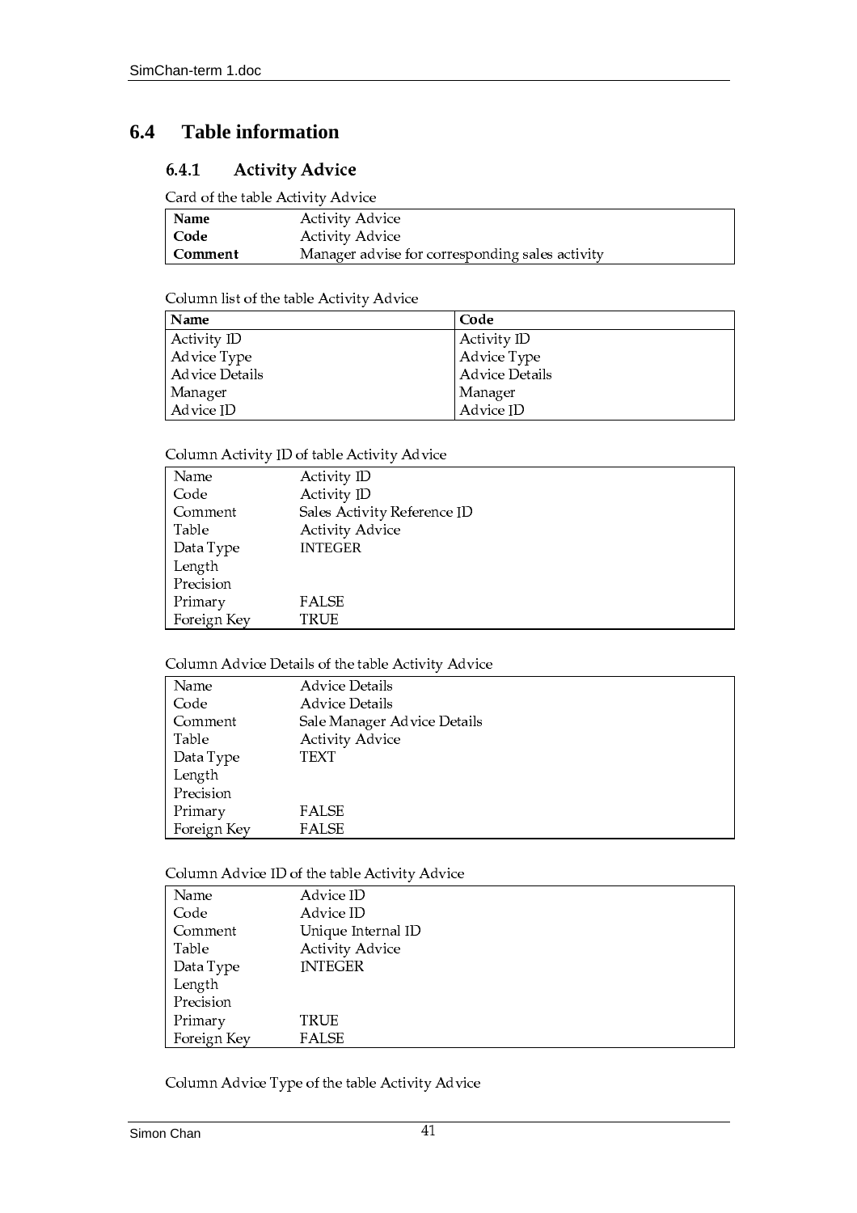## 6.4 Table information

### 6.4.1 Activity Advice

Card of the table Activity Advice

| **Name** | Activity Advice |
|---|---|
| **Code** | Activity Advice |
| **Comment** | Manager advise for corresponding sales activity |

Column list of the table Activity Advice

| Name | Code |
|---|---|
| Activity ID | Activity ID |
| Advice Type | Advice Type |
| Advice Details | Advice Details |
| Manager | Manager |
| Advice ID | Advice ID |

Column Activity ID of table Activity Advice

| Name | Activity ID |
|---|---|
| Code | Activity ID |
| Comment | Sales Activity Reference ID |
| Table | Activity Advice |
| Data Type | INTEGER |
| Length | |
| Precision | |
| Primary | FALSE |
| Foreign Key | TRUE |

Column Advice Details of the table Activity Advice

| Name | Advice Details |
|---|---|
| Code | Advice Details |
| Comment | Sale Manager Advice Details |
| Table | Activity Advice |
| Data Type | TEXT |
| Length | |
| Precision | |
| Primary | FALSE |
| Foreign Key | FALSE |

Column Advice ID of the table Activity Advice

| Name | Advice ID |
|---|---|
| Code | Advice ID |
| Comment | Unique Internal ID |
| Table | Activity Advice |
| Data Type | INTEGER |
| Length | |
| Precision | |
| Primary | TRUE |
| Foreign Key | FALSE |

Column Advice Type of the table Activity Advice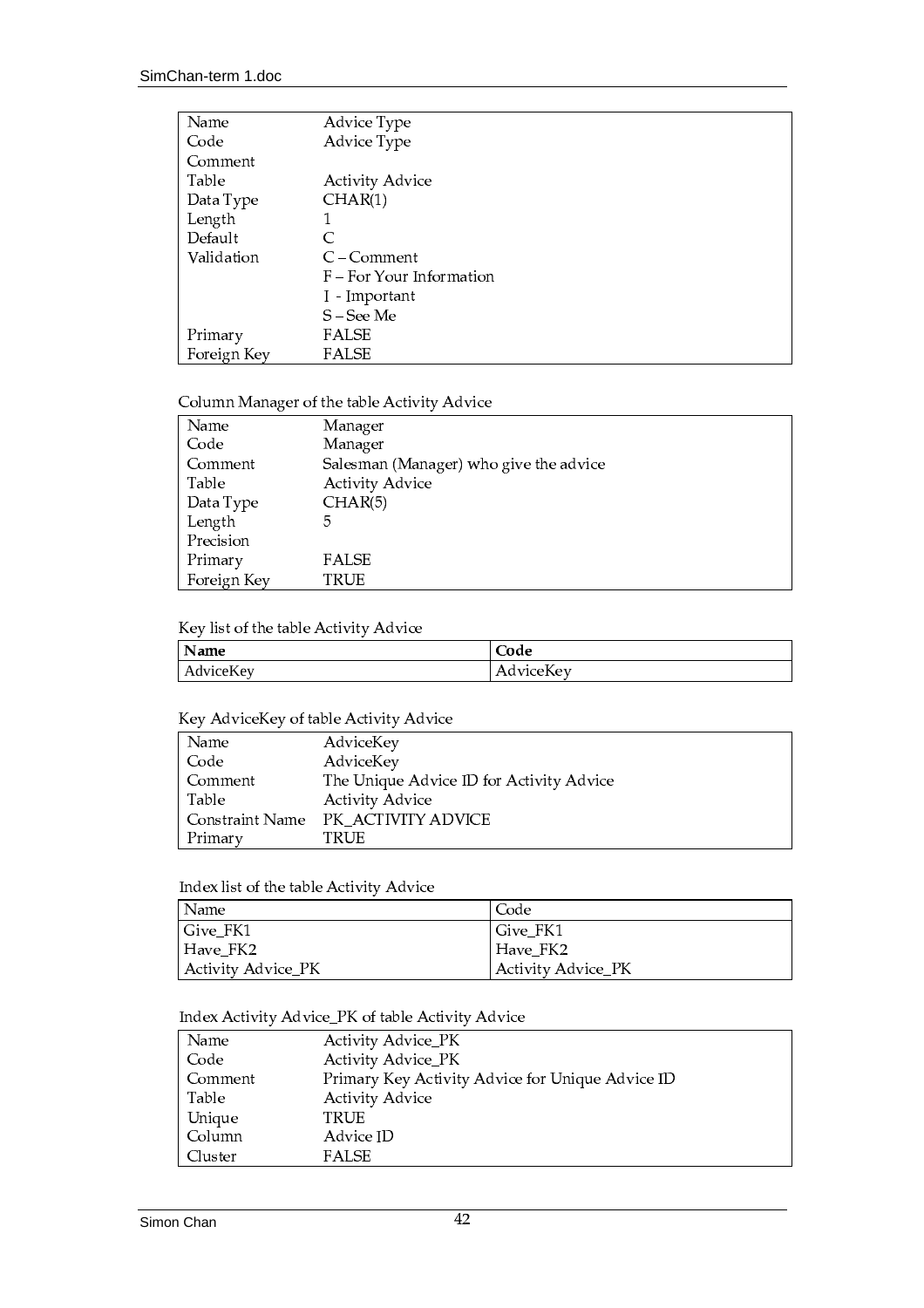| Name | Advice Type |
|---|---|
| Code | Advice Type |
| Comment | |
| Table | Activity Advice |
| Data Type | CHAR(1) |
| Length | 1 |
| Default | C |
| Validation | C – Comment<br>F – For Your Information<br>I - Important<br>S – See Me |
| Primary | FALSE |
| Foreign Key | FALSE |

Column Manager of the table Activity Advice

| Name | Manager |
|---|---|
| Code | Manager |
| Comment | Salesman (Manager) who give the advice |
| Table | Activity Advice |
| Data Type | CHAR(5) |
| Length | 5 |
| Precision | |
| Primary | FALSE |
| Foreign Key | TRUE |

Key list of the table Activity Advice

| **Name** | **Code** |
|---|---|
| AdviceKey | AdviceKey |

Key AdviceKey of table Activity Advice

| Name | AdviceKey |
|---|---|
| Code | AdviceKey |
| Comment | The Unique Advice ID for Activity Advice |
| Table | Activity Advice |
| Constraint Name | PK_ACTIVITY ADVICE |
| Primary | TRUE |

Index list of the table Activity Advice

| Name | Code |
|---|---|
| Give_FK1 | Give_FK1 |
| Have_FK2 | Have_FK2 |
| Activity Advice_PK | Activity Advice_PK |

Index Activity Advice_PK of table Activity Advice

| Name | Activity Advice_PK |
|---|---|
| Code | Activity Advice_PK |
| Comment | Primary Key Activity Advice for Unique Advice ID |
| Table | Activity Advice |
| Unique | TRUE |
| Column | Advice ID |
| Cluster | FALSE |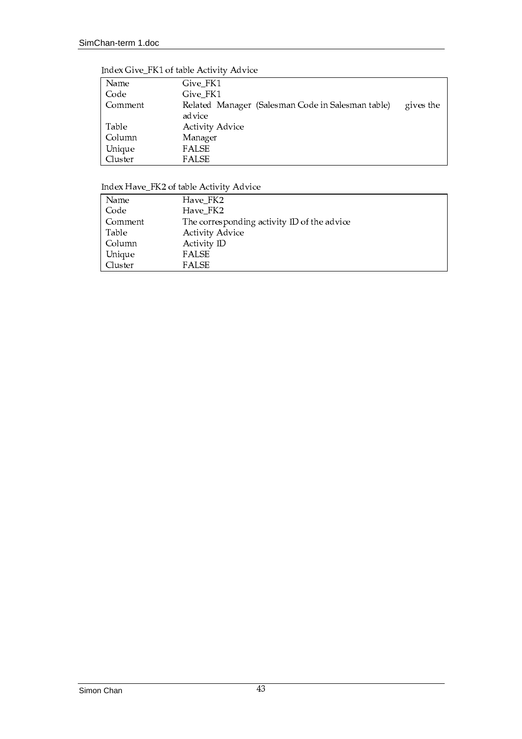Index Give_FK1 of table Activity Advice

| Name | Give_FK1 |
|---|---|
| Code | Give_FK1 |
| Comment | Related Manager (Salesman Code in Salesman table) gives the advice |
| Table | Activity Advice |
| Column | Manager |
| Unique | FALSE |
| Cluster | FALSE |

Index Have_FK2 of table Activity Advice

| Name | Have_FK2 |
|---|---|
| Code | Have_FK2 |
| Comment | The corresponding activity ID of the advice |
| Table | Activity Advice |
| Column | Activity ID |
| Unique | FALSE |
| Cluster | FALSE |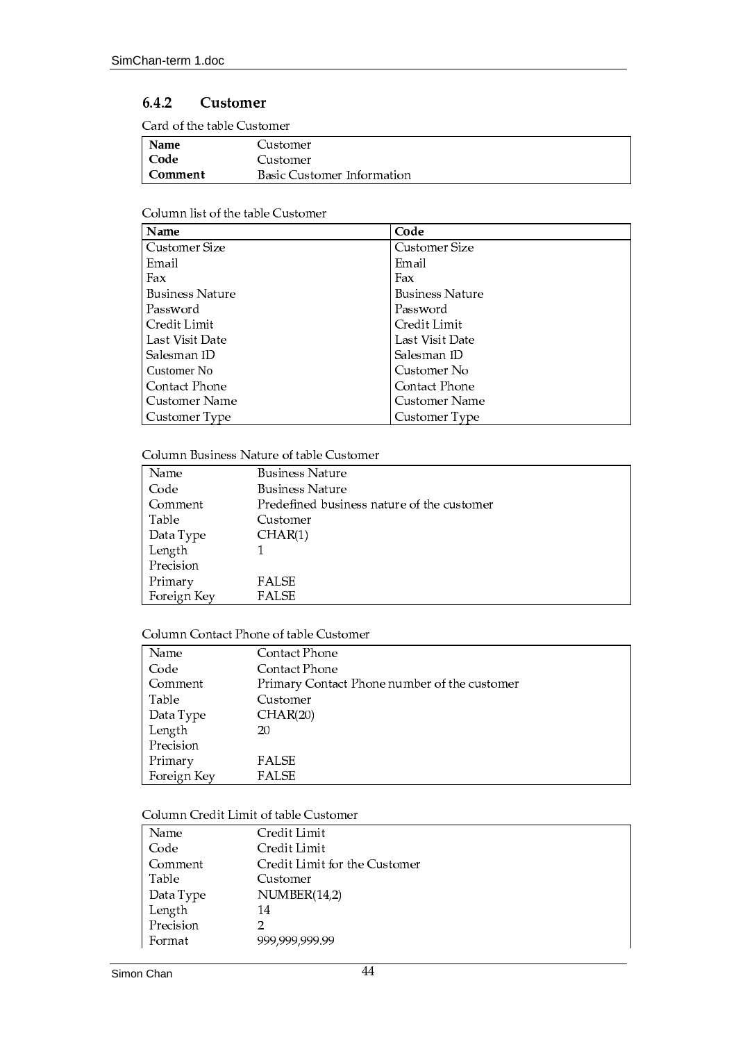### 6.4.2 Customer

Card of the table Customer

| **Name** | Customer |
|---|---|
| **Code** | Customer |
| **Comment** | Basic Customer Information |

Column list of the table Customer

| **Name** | **Code** |
|---|---|
| Customer Size | Customer Size |
| Email | Email |
| Fax | Fax |
| Business Nature | Business Nature |
| Password | Password |
| Credit Limit | Credit Limit |
| Last Visit Date | Last Visit Date |
| Salesman ID | Salesman ID |
| Customer No | Customer No |
| Contact Phone | Contact Phone |
| Customer Name | Customer Name |
| Customer Type | Customer Type |

Column Business Nature of table Customer

| Name | Business Nature |
|---|---|
| Code | Business Nature |
| Comment | Predefined business nature of the customer |
| Table | Customer |
| Data Type | CHAR(1) |
| Length | 1 |
| Precision | |
| Primary | FALSE |
| Foreign Key | FALSE |

Column Contact Phone of table Customer

| Name | Contact Phone |
|---|---|
| Code | Contact Phone |
| Comment | Primary Contact Phone number of the customer |
| Table | Customer |
| Data Type | CHAR(20) |
| Length | 20 |
| Precision | |
| Primary | FALSE |
| Foreign Key | FALSE |

Column Credit Limit of table Customer

| Name | Credit Limit |
|---|---|
| Code | Credit Limit |
| Comment | Credit Limit for the Customer |
| Table | Customer |
| Data Type | NUMBER(14,2) |
| Length | 14 |
| Precision | 2 |
| Format | 999,999,999.99 |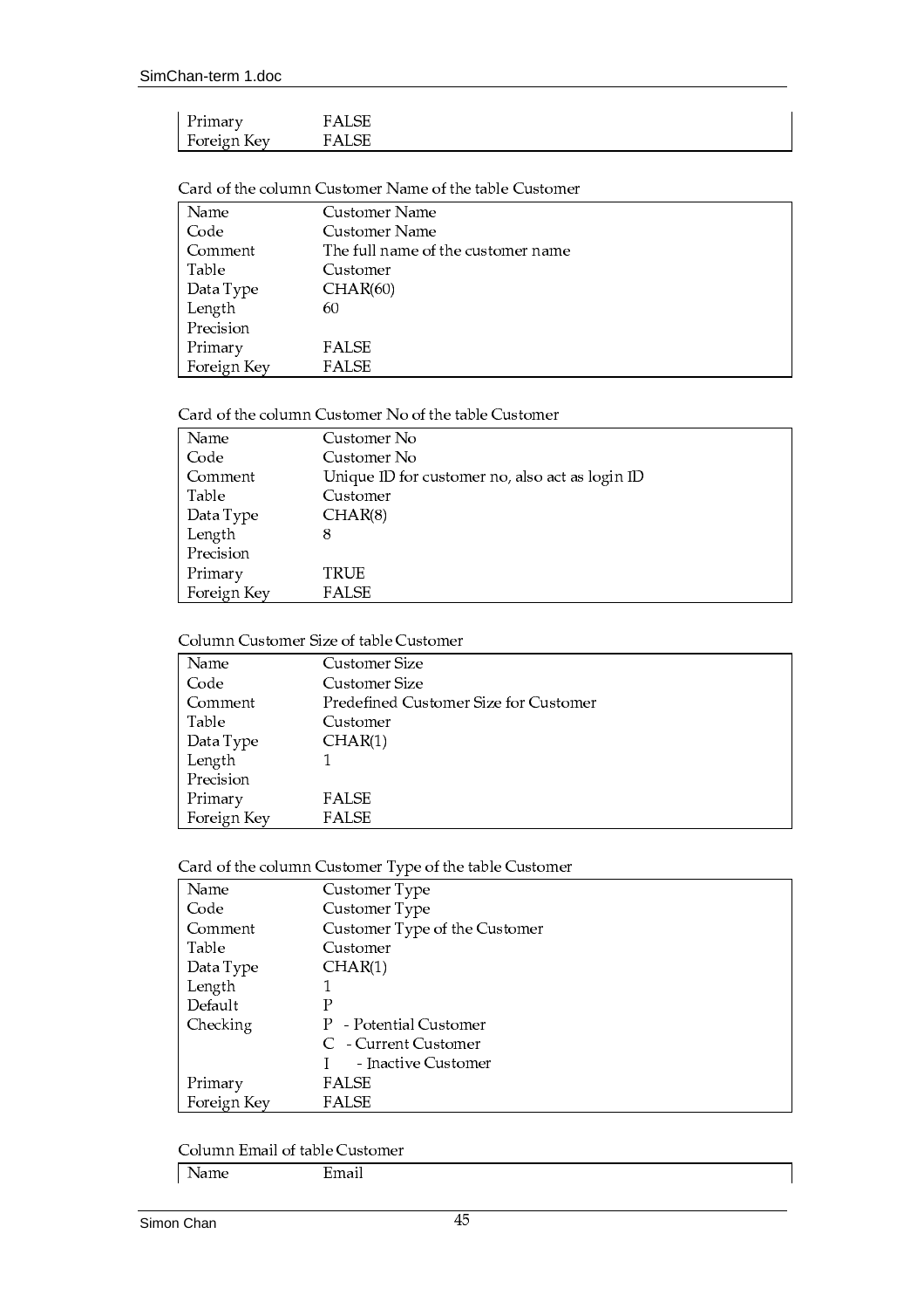| Primary | FALSE |
|---|---|
| Foreign Key | FALSE |

Card of the column Customer Name of the table Customer

| Name | Customer Name |
|---|---|
| Code | Customer Name |
| Comment | The full name of the customer name |
| Table | Customer |
| Data Type | CHAR(60) |
| Length | 60 |
| Precision | |
| Primary | FALSE |
| Foreign Key | FALSE |

Card of the column Customer No of the table Customer

| Name | Customer No |
|---|---|
| Code | Customer No |
| Comment | Unique ID for customer no, also act as login ID |
| Table | Customer |
| Data Type | CHAR(8) |
| Length | 8 |
| Precision | |
| Primary | TRUE |
| Foreign Key | FALSE |

Column Customer Size of table Customer

| Name | Customer Size |
|---|---|
| Code | Customer Size |
| Comment | Predefined Customer Size for Customer |
| Table | Customer |
| Data Type | CHAR(1) |
| Length | 1 |
| Precision | |
| Primary | FALSE |
| Foreign Key | FALSE |

Card of the column Customer Type of the table Customer

| Name | Customer Type |
|---|---|
| Code | Customer Type |
| Comment | Customer Type of the Customer |
| Table | Customer |
| Data Type | CHAR(1) |
| Length | 1 |
| Default | P |
| Checking | P - Potential Customer |
| | C - Current Customer |
| | I - Inactive Customer |
| Primary | FALSE |
| Foreign Key | FALSE |

Column Email of table Customer

| Name | Email |
|---|---|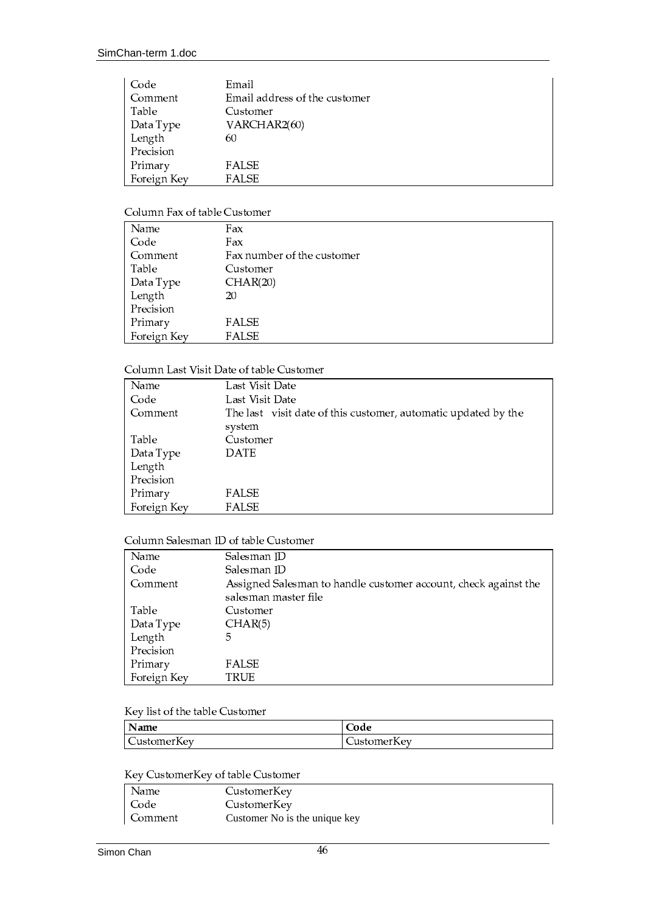| | |
|---|---|
| Code | Email |
| Comment | Email address of the customer |
| Table | Customer |
| Data Type | VARCHAR2(60) |
| Length | 60 |
| Precision | |
| Primary | FALSE |
| Foreign Key | FALSE |

Column Fax of table Customer

| | |
|---|---|
| Name | Fax |
| Code | Fax |
| Comment | Fax number of the customer |
| Table | Customer |
| Data Type | CHAR(20) |
| Length | 20 |
| Precision | |
| Primary | FALSE |
| Foreign Key | FALSE |

Column Last Visit Date of table Customer

| | |
|---|---|
| Name | Last Visit Date |
| Code | Last Visit Date |
| Comment | The last visit date of this customer, automatic updated by the system |
| Table | Customer |
| Data Type | DATE |
| Length | |
| Precision | |
| Primary | FALSE |
| Foreign Key | FALSE |

Column Salesman ID of table Customer

| | |
|---|---|
| Name | Salesman ID |
| Code | Salesman ID |
| Comment | Assigned Salesman to handle customer account, check against the salesman master file |
| Table | Customer |
| Data Type | CHAR(5) |
| Length | 5 |
| Precision | |
| Primary | FALSE |
| Foreign Key | TRUE |

Key list of the table Customer

| **Name** | **Code** |
|---|---|
| CustomerKey | CustomerKey |

Key CustomerKey of table Customer

| | |
|---|---|
| Name | CustomerKey |
| Code | CustomerKey |
| Comment | Customer No is the unique key |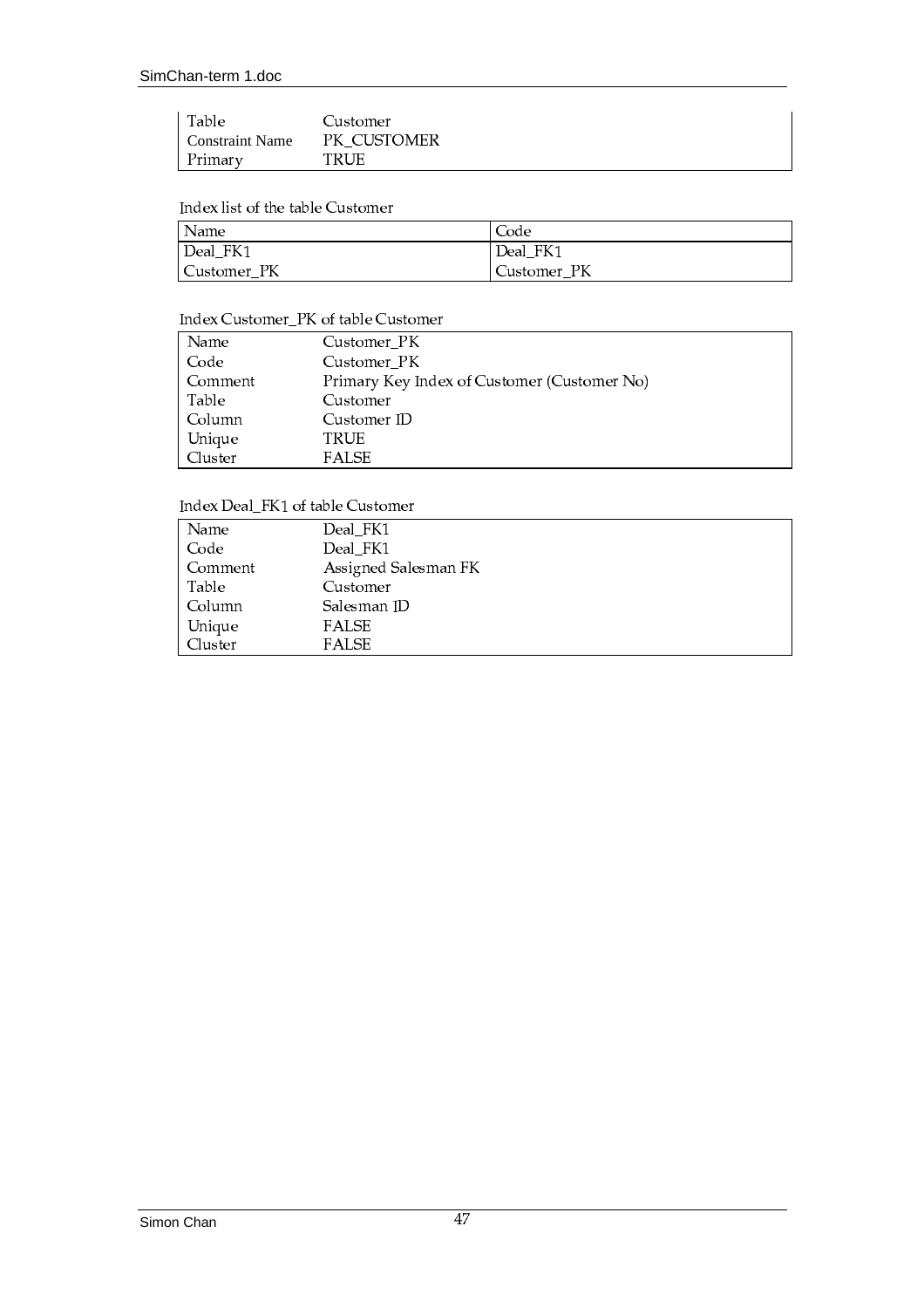| | |
|---|---|
| Table | Customer |
| Constraint Name | PK_CUSTOMER |
| Primary | TRUE |

Index list of the table Customer

| Name | Code |
|---|---|
| Deal_FK1 | Deal_FK1 |
| Customer_PK | Customer_PK |

Index Customer_PK of table Customer

| | |
|---|---|
| Name | Customer_PK |
| Code | Customer_PK |
| Comment | Primary Key Index of Customer (Customer No) |
| Table | Customer |
| Column | Customer ID |
| Unique | TRUE |
| Cluster | FALSE |

Index Deal_FK1 of table Customer

| | |
|---|---|
| Name | Deal_FK1 |
| Code | Deal_FK1 |
| Comment | Assigned Salesman FK |
| Table | Customer |
| Column | Salesman ID |
| Unique | FALSE |
| Cluster | FALSE |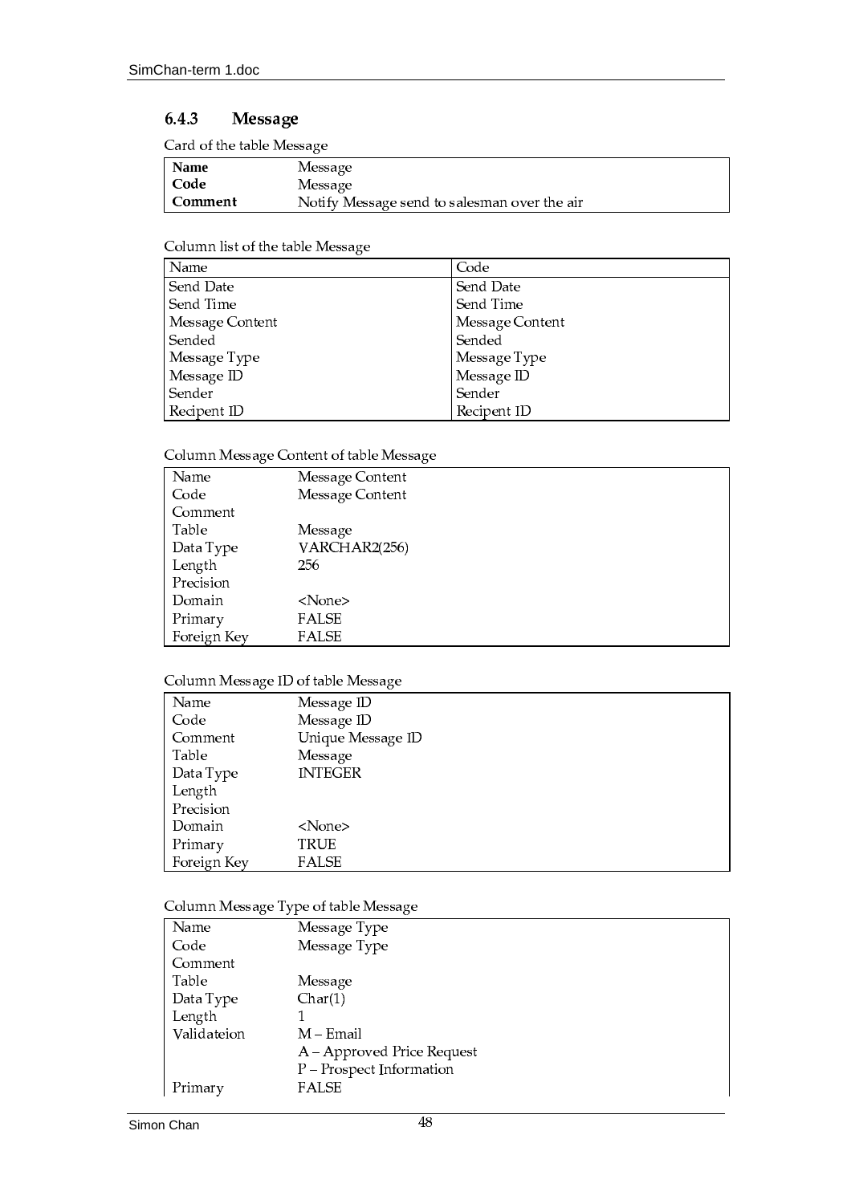### 6.4.3 Message

Card of the table Message

| | |
|---|---|
| **Name** | Message |
| **Code** | Message |
| **Comment** | Notify Message send to salesman over the air |

Column list of the table Message

| Name | Code |
|---|---|
| Send Date | Send Date |
| Send Time | Send Time |
| Message Content | Message Content |
| Sended | Sended |
| Message Type | Message Type |
| Message ID | Message ID |
| Sender | Sender |
| Recipent ID | Recipent ID |

Column Message Content of table Message

| | |
|---|---|
| Name | Message Content |
| Code | Message Content |
| Comment | |
| Table | Message |
| Data Type | VARCHAR2(256) |
| Length | 256 |
| Precision | |
| Domain | <None> |
| Primary | FALSE |
| Foreign Key | FALSE |

Column Message ID of table Message

| | |
|---|---|
| Name | Message ID |
| Code | Message ID |
| Comment | Unique Message ID |
| Table | Message |
| Data Type | INTEGER |
| Length | |
| Precision | |
| Domain | <None> |
| Primary | TRUE |
| Foreign Key | FALSE |

Column Message Type of table Message

| | |
|---|---|
| Name | Message Type |
| Code | Message Type |
| Comment | |
| Table | Message |
| Data Type | Char(1) |
| Length | 1 |
| Validateion | M – Email |
| | A – Approved Price Request |
| | P – Prospect Information |
| Primary | FALSE |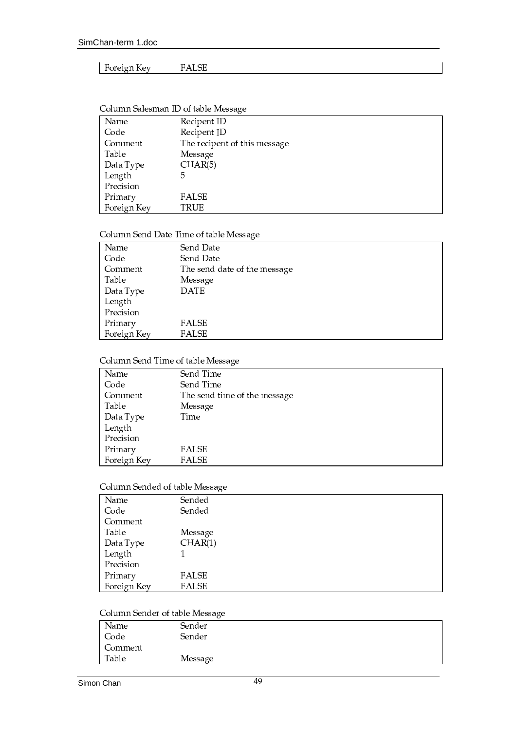| Foreign Key | FALSE |
|---|---|

Column Salesman ID of table Message

| Name | Recipent ID |
|---|---|
| Code | Recipent ID |
| Comment | The recipent of this message |
| Table | Message |
| Data Type | CHAR(5) |
| Length | 5 |
| Precision | |
| Primary | FALSE |
| Foreign Key | TRUE |

Column Send Date Time of table Message

| Name | Send Date |
|---|---|
| Code | Send Date |
| Comment | The send date of the message |
| Table | Message |
| Data Type | DATE |
| Length | |
| Precision | |
| Primary | FALSE |
| Foreign Key | FALSE |

Column Send Time of table Message

| Name | Send Time |
|---|---|
| Code | Send Time |
| Comment | The send time of the message |
| Table | Message |
| Data Type | Time |
| Length | |
| Precision | |
| Primary | FALSE |
| Foreign Key | FALSE |

Column Sended of table Message

| Name | Sended |
|---|---|
| Code | Sended |
| Comment | |
| Table | Message |
| Data Type | CHAR(1) |
| Length | 1 |
| Precision | |
| Primary | FALSE |
| Foreign Key | FALSE |

Column Sender of table Message

| Name | Sender |
|---|---|
| Code | Sender |
| Comment | |
| Table | Message |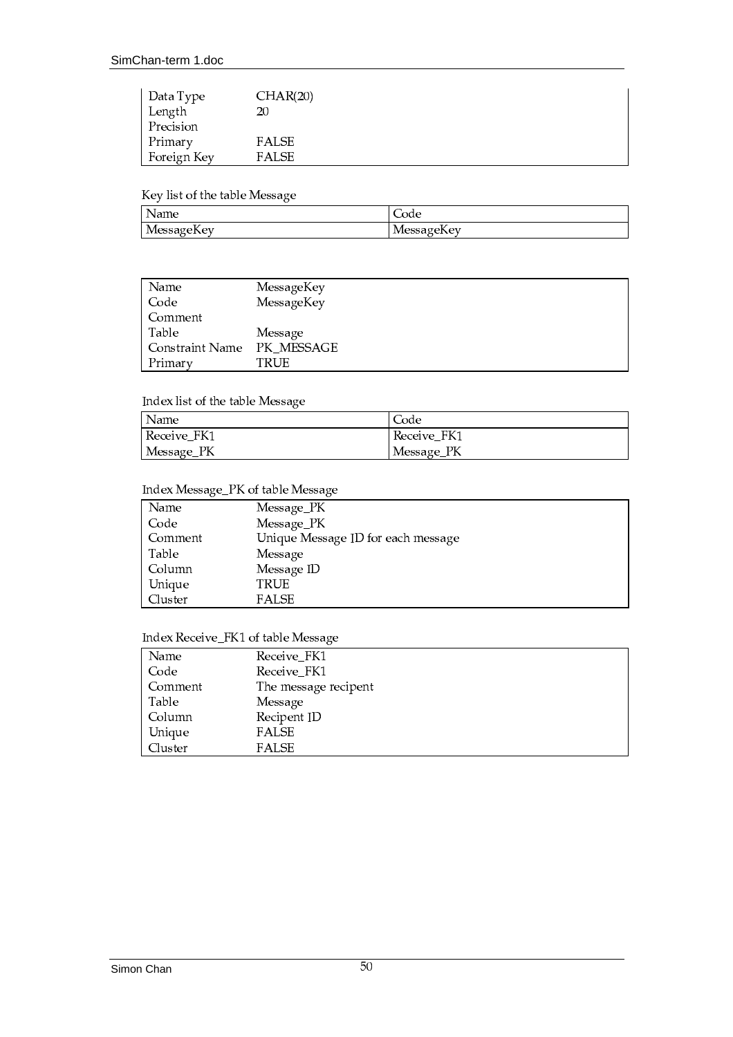| | |
|---|---|
| Data Type | CHAR(20) |
| Length | 20 |
| Precision | |
| Primary | FALSE |
| Foreign Key | FALSE |

Key list of the table Message

| Name | Code |
|---|---|
| MessageKey | MessageKey |

| | |
|---|---|
| Name | MessageKey |
| Code | MessageKey |
| Comment | |
| Table | Message |
| Constraint Name | PK_MESSAGE |
| Primary | TRUE |

Index list of the table Message

| Name | Code |
|---|---|
| Receive_FK1 | Receive_FK1 |
| Message_PK | Message_PK |

Index Message_PK of table Message

| | |
|---|---|
| Name | Message_PK |
| Code | Message_PK |
| Comment | Unique Message ID for each message |
| Table | Message |
| Column | Message ID |
| Unique | TRUE |
| Cluster | FALSE |

Index Receive_FK1 of table Message

| | |
|---|---|
| Name | Receive_FK1 |
| Code | Receive_FK1 |
| Comment | The message recipent |
| Table | Message |
| Column | Recipent ID |
| Unique | FALSE |
| Cluster | FALSE |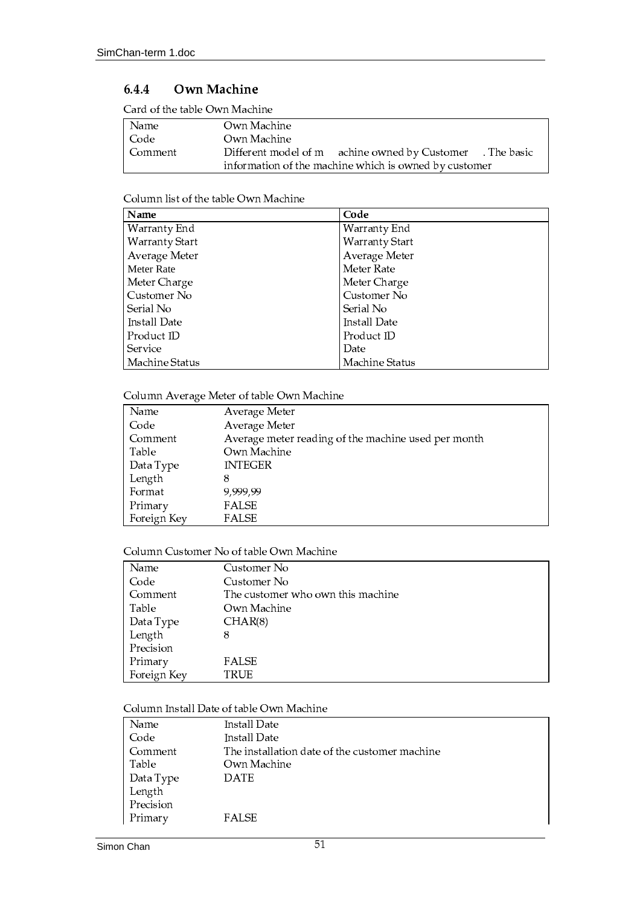### 6.4.4 Own Machine

Card of the table Own Machine

| | |
|---|---|
| Name | Own Machine |
| Code | Own Machine |
| Comment | Different model of m achine owned by Customer . The basic information of the machine which is owned by customer |

Column list of the table Own Machine

| Name | Code |
|---|---|
| Warranty End | Warranty End |
| Warranty Start | Warranty Start |
| Average Meter | Average Meter |
| Meter Rate | Meter Rate |
| Meter Charge | Meter Charge |
| Customer No | Customer No |
| Serial No | Serial No |
| Install Date | Install Date |
| Product ID | Product ID |
| Service | Date |
| Machine Status | Machine Status |

Column Average Meter of table Own Machine

| | |
|---|---|
| Name | Average Meter |
| Code | Average Meter |
| Comment | Average meter reading of the machine used per month |
| Table | Own Machine |
| Data Type | INTEGER |
| Length | 8 |
| Format | 9,999,99 |
| Primary | FALSE |
| Foreign Key | FALSE |

Column Customer No of table Own Machine

| | |
|---|---|
| Name | Customer No |
| Code | Customer No |
| Comment | The customer who own this machine |
| Table | Own Machine |
| Data Type | CHAR(8) |
| Length | 8 |
| Precision | |
| Primary | FALSE |
| Foreign Key | TRUE |

Column Install Date of table Own Machine

| | |
|---|---|
| Name | Install Date |
| Code | Install Date |
| Comment | The installation date of the customer machine |
| Table | Own Machine |
| Data Type | DATE |
| Length | |
| Precision | |
| Primary | FALSE |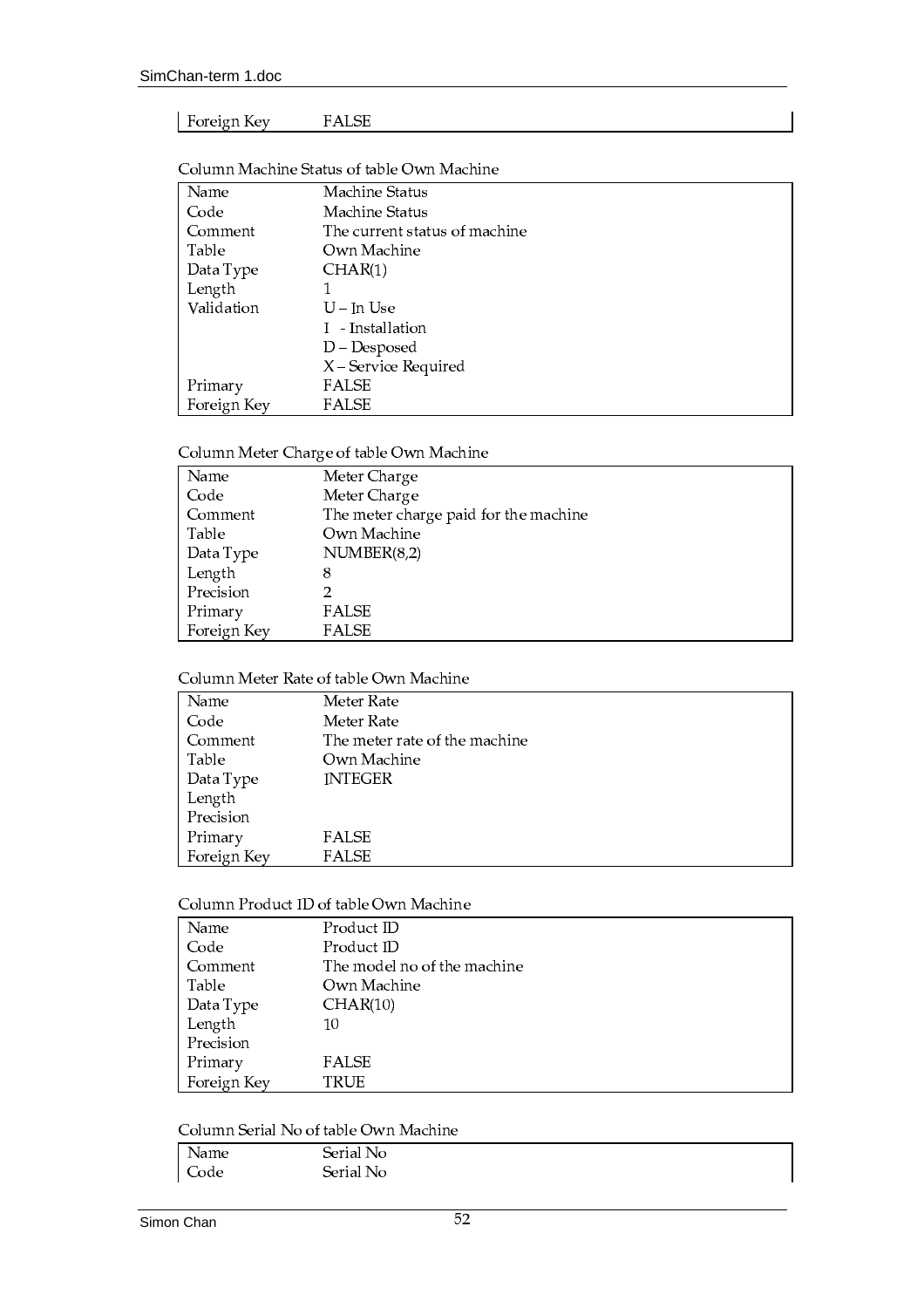| Foreign Key | FALSE |
|---|---|

Column Machine Status of table Own Machine

| Name | Machine Status |
|---|---|
| Code | Machine Status |
| Comment | The current status of machine |
| Table | Own Machine |
| Data Type | CHAR(1) |
| Length | 1 |
| Validation | U – In Use |
| | I - Installation |
| | D – Desposed |
| | X – Service Required |
| Primary | FALSE |
| Foreign Key | FALSE |

Column Meter Charge of table Own Machine

| Name | Meter Charge |
|---|---|
| Code | Meter Charge |
| Comment | The meter charge paid for the machine |
| Table | Own Machine |
| Data Type | NUMBER(8,2) |
| Length | 8 |
| Precision | 2 |
| Primary | FALSE |
| Foreign Key | FALSE |

Column Meter Rate of table Own Machine

| Name | Meter Rate |
|---|---|
| Code | Meter Rate |
| Comment | The meter rate of the machine |
| Table | Own Machine |
| Data Type | INTEGER |
| Length | |
| Precision | |
| Primary | FALSE |
| Foreign Key | FALSE |

Column Product ID of table Own Machine

| Name | Product ID |
|---|---|
| Code | Product ID |
| Comment | The model no of the machine |
| Table | Own Machine |
| Data Type | CHAR(10) |
| Length | 10 |
| Precision | |
| Primary | FALSE |
| Foreign Key | TRUE |

Column Serial No of table Own Machine

| Name | Serial No |
|---|---|
| Code | Serial No |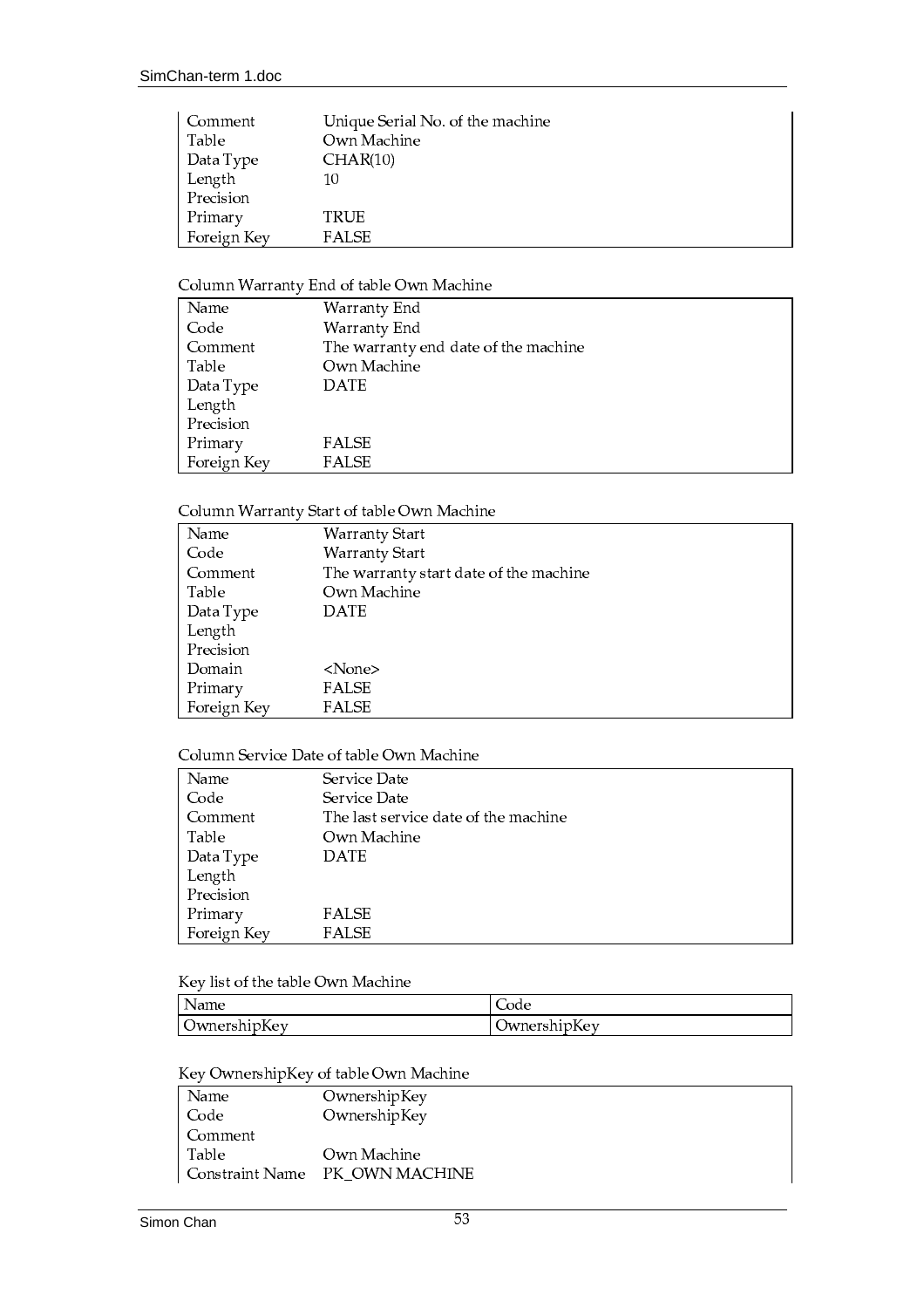| | |
|---|---|
| Comment | Unique Serial No. of the machine |
| Table | Own Machine |
| Data Type | CHAR(10) |
| Length | 10 |
| Precision | |
| Primary | TRUE |
| Foreign Key | FALSE |

Column Warranty End of table Own Machine

| | |
|---|---|
| Name | Warranty End |
| Code | Warranty End |
| Comment | The warranty end date of the machine |
| Table | Own Machine |
| Data Type | DATE |
| Length | |
| Precision | |
| Primary | FALSE |
| Foreign Key | FALSE |

Column Warranty Start of table Own Machine

| | |
|---|---|
| Name | Warranty Start |
| Code | Warranty Start |
| Comment | The warranty start date of the machine |
| Table | Own Machine |
| Data Type | DATE |
| Length | |
| Precision | |
| Domain | <None> |
| Primary | FALSE |
| Foreign Key | FALSE |

Column Service Date of table Own Machine

| | |
|---|---|
| Name | Service Date |
| Code | Service Date |
| Comment | The last service date of the machine |
| Table | Own Machine |
| Data Type | DATE |
| Length | |
| Precision | |
| Primary | FALSE |
| Foreign Key | FALSE |

Key list of the table Own Machine

| Name | Code |
|---|---|
| OwnershipKey | OwnershipKey |

Key OwnershipKey of table Own Machine

| | |
|---|---|
| Name | OwnershipKey |
| Code | OwnershipKey |
| Comment | |
| Table | Own Machine |
| Constraint Name | PK_OWN MACHINE |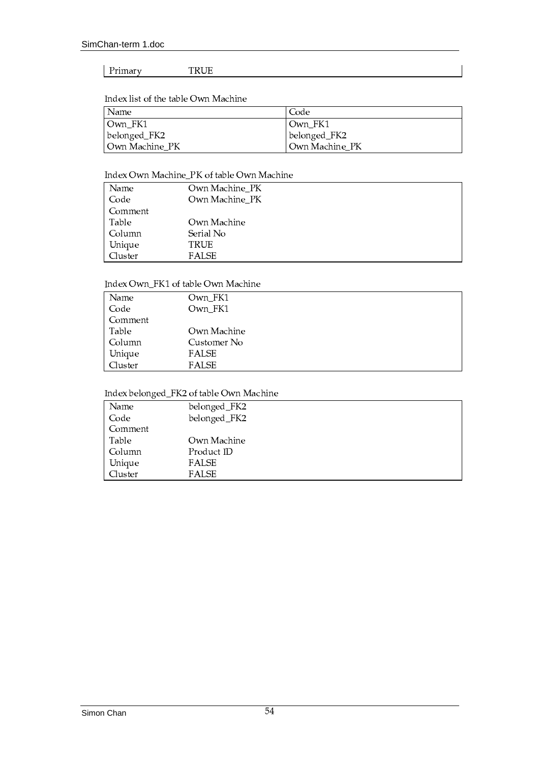| Primary | TRUE |
|---|---|

Index list of the table Own Machine

| Name | Code |
|---|---|
| Own_FK1 | Own_FK1 |
| belonged_FK2 | belonged_FK2 |
| Own Machine_PK | Own Machine_PK |

Index Own Machine_PK of table Own Machine

| | |
|---|---|
| Name | Own Machine_PK |
| Code | Own Machine_PK |
| Comment | |
| Table | Own Machine |
| Column | Serial No |
| Unique | TRUE |
| Cluster | FALSE |

Index Own_FK1 of table Own Machine

| | |
|---|---|
| Name | Own_FK1 |
| Code | Own_FK1 |
| Comment | |
| Table | Own Machine |
| Column | Customer No |
| Unique | FALSE |
| Cluster | FALSE |

Index belonged_FK2 of table Own Machine

| | |
|---|---|
| Name | belonged_FK2 |
| Code | belonged_FK2 |
| Comment | |
| Table | Own Machine |
| Column | Product ID |
| Unique | FALSE |
| Cluster | FALSE |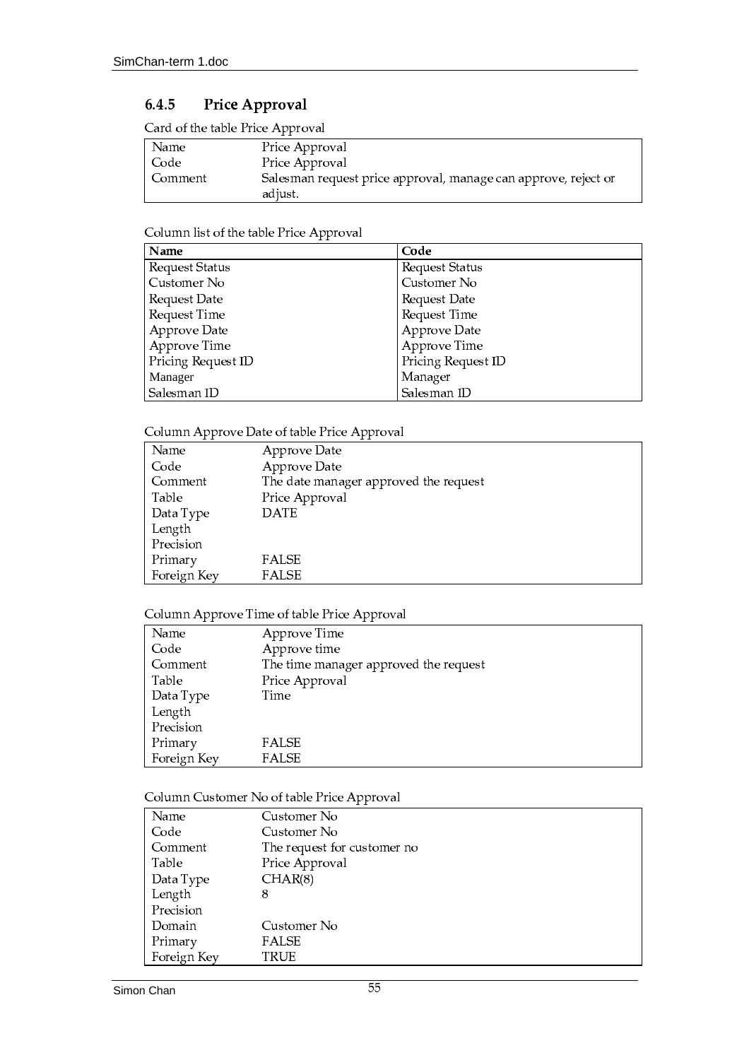### 6.4.5 Price Approval

Card of the table Price Approval

| | |
|---|---|
| Name | Price Approval |
| Code | Price Approval |
| Comment | Salesman request price approval, manage can approve, reject or adjust. |

Column list of the table Price Approval

| Name | Code |
|---|---|
| Request Status | Request Status |
| Customer No | Customer No |
| Request Date | Request Date |
| Request Time | Request Time |
| Approve Date | Approve Date |
| Approve Time | Approve Time |
| Pricing Request ID | Pricing Request ID |
| Manager | Manager |
| Salesman ID | Salesman ID |

Column Approve Date of table Price Approval

| | |
|---|---|
| Name | Approve Date |
| Code | Approve Date |
| Comment | The date manager approved the request |
| Table | Price Approval |
| Data Type | DATE |
| Length | |
| Precision | |
| Primary | FALSE |
| Foreign Key | FALSE |

Column Approve Time of table Price Approval

| | |
|---|---|
| Name | Approve Time |
| Code | Approve time |
| Comment | The time manager approved the request |
| Table | Price Approval |
| Data Type | Time |
| Length | |
| Precision | |
| Primary | FALSE |
| Foreign Key | FALSE |

Column Customer No of table Price Approval

| | |
|---|---|
| Name | Customer No |
| Code | Customer No |
| Comment | The request for customer no |
| Table | Price Approval |
| Data Type | CHAR(8) |
| Length | 8 |
| Precision | |
| Domain | Customer No |
| Primary | FALSE |
| Foreign Key | TRUE |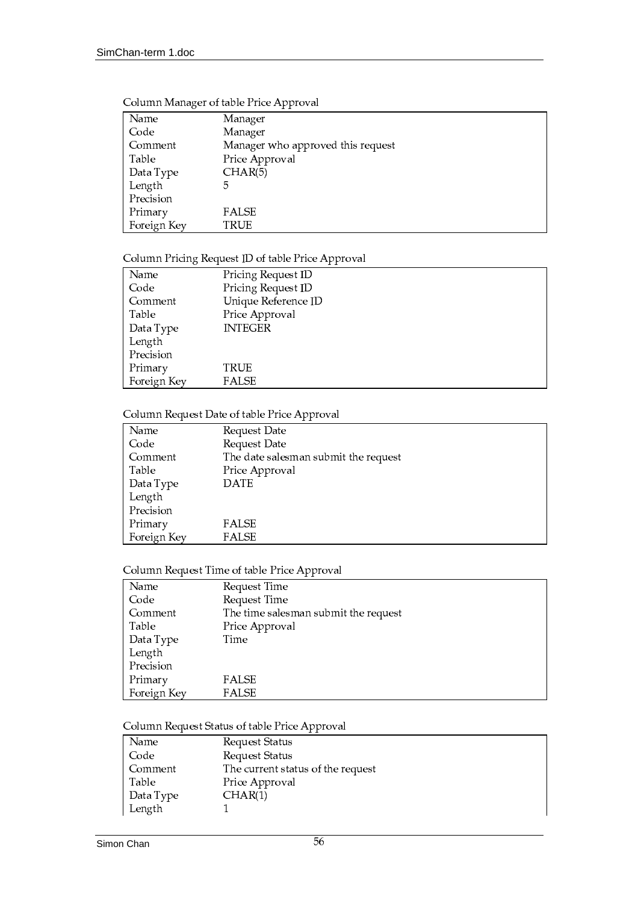Column Manager of table Price Approval

| Name | Manager |
|---|---|
| Code | Manager |
| Comment | Manager who approved this request |
| Table | Price Approval |
| Data Type | CHAR(5) |
| Length | 5 |
| Precision | |
| Primary | FALSE |
| Foreign Key | TRUE |

Column Pricing Request ID of table Price Approval

| Name | Pricing Request ID |
|---|---|
| Code | Pricing Request ID |
| Comment | Unique Reference ID |
| Table | Price Approval |
| Data Type | INTEGER |
| Length | |
| Precision | |
| Primary | TRUE |
| Foreign Key | FALSE |

Column Request Date of table Price Approval

| Name | Request Date |
|---|---|
| Code | Request Date |
| Comment | The date salesman submit the request |
| Table | Price Approval |
| Data Type | DATE |
| Length | |
| Precision | |
| Primary | FALSE |
| Foreign Key | FALSE |

Column Request Time of table Price Approval

| Name | Request Time |
|---|---|
| Code | Request Time |
| Comment | The time salesman submit the request |
| Table | Price Approval |
| Data Type | Time |
| Length | |
| Precision | |
| Primary | FALSE |
| Foreign Key | FALSE |

Column Request Status of table Price Approval

| Name | Request Status |
|---|---|
| Code | Request Status |
| Comment | The current status of the request |
| Table | Price Approval |
| Data Type | CHAR(1) |
| Length | 1 |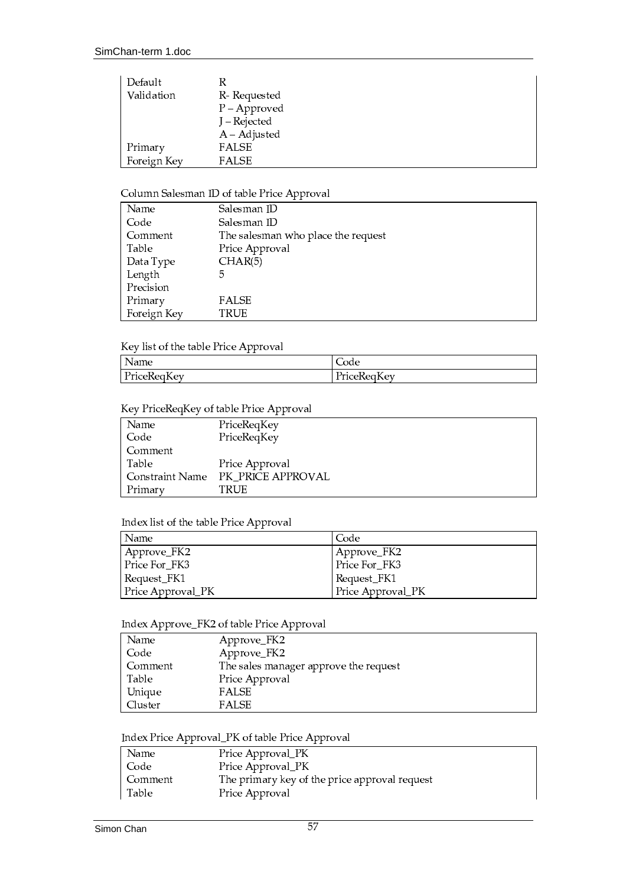| | |
|---|---|
| Default | R |
| Validation | R- Requested |
| | P – Approved |
| | J – Rejected |
| | A – Adjusted |
| Primary | FALSE |
| Foreign Key | FALSE |

Column Salesman ID of table Price Approval

| | |
|---|---|
| Name | Salesman ID |
| Code | Salesman ID |
| Comment | The salesman who place the request |
| Table | Price Approval |
| Data Type | CHAR(5) |
| Length | 5 |
| Precision | |
| Primary | FALSE |
| Foreign Key | TRUE |

Key list of the table Price Approval

| Name | Code |
|---|---|
| PriceReqKey | PriceReqKey |

Key PriceReqKey of table Price Approval

| | |
|---|---|
| Name | PriceReqKey |
| Code | PriceReqKey |
| Comment | |
| Table | Price Approval |
| Constraint Name | PK_PRICE APPROVAL |
| Primary | TRUE |

Index list of the table Price Approval

| Name | Code |
|---|---|
| Approve_FK2 | Approve_FK2 |
| Price For_FK3 | Price For_FK3 |
| Request_FK1 | Request_FK1 |
| Price Approval_PK | Price Approval_PK |

Index Approve_FK2 of table Price Approval

| | |
|---|---|
| Name | Approve_FK2 |
| Code | Approve_FK2 |
| Comment | The sales manager approve the request |
| Table | Price Approval |
| Unique | FALSE |
| Cluster | FALSE |

Index Price Approval_PK of table Price Approval

| | |
|---|---|
| Name | Price Approval_PK |
| Code | Price Approval_PK |
| Comment | The primary key of the price approval request |
| Table | Price Approval |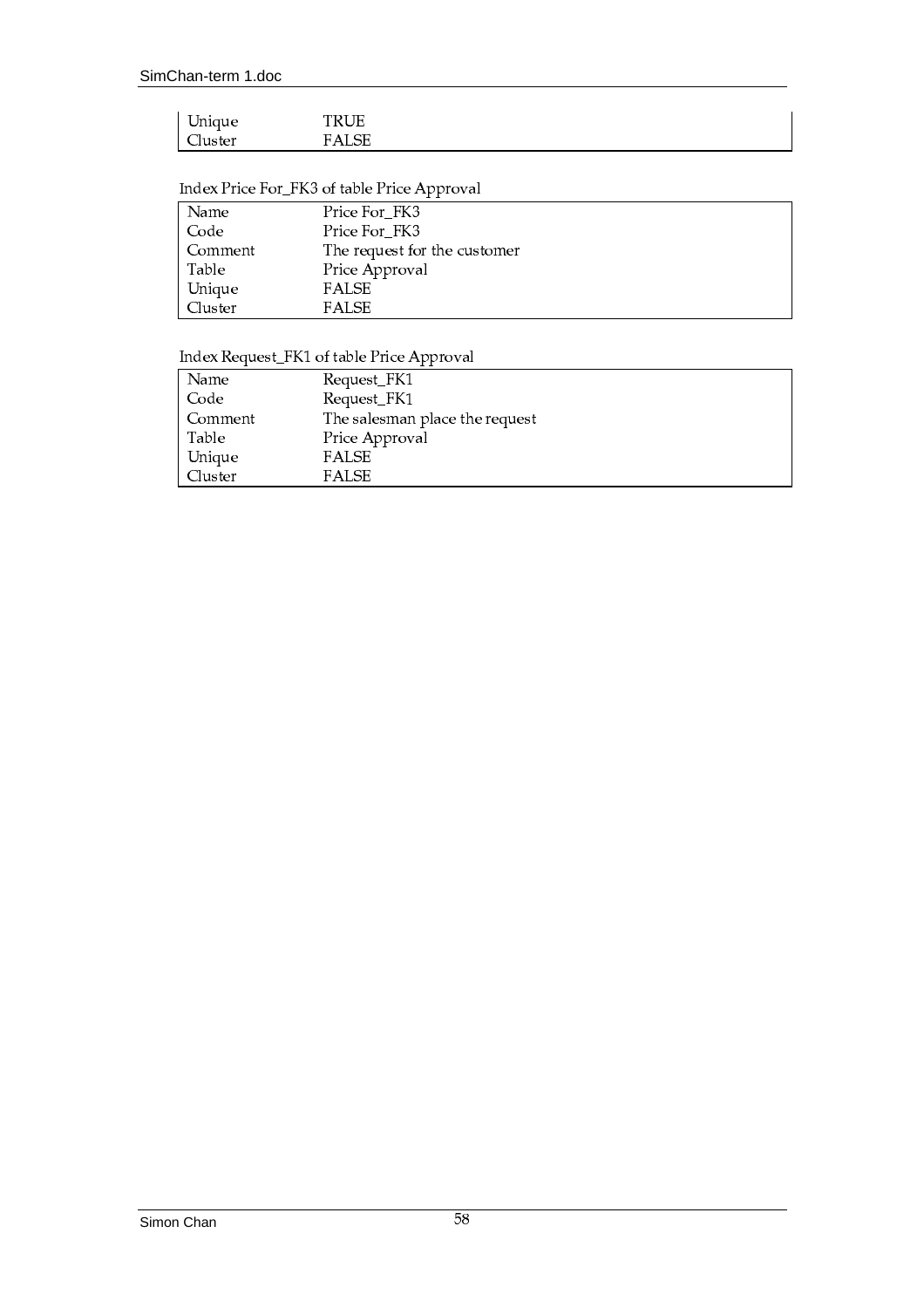| | |
|---|---|
| Unique | TRUE |
| Cluster | FALSE |

Index Price For_FK3 of table Price Approval

| | |
|---|---|
| Name | Price For_FK3 |
| Code | Price For_FK3 |
| Comment | The request for the customer |
| Table | Price Approval |
| Unique | FALSE |
| Cluster | FALSE |

Index Request_FK1 of table Price Approval

| | |
|---|---|
| Name | Request_FK1 |
| Code | Request_FK1 |
| Comment | The salesman place the request |
| Table | Price Approval |
| Unique | FALSE |
| Cluster | FALSE |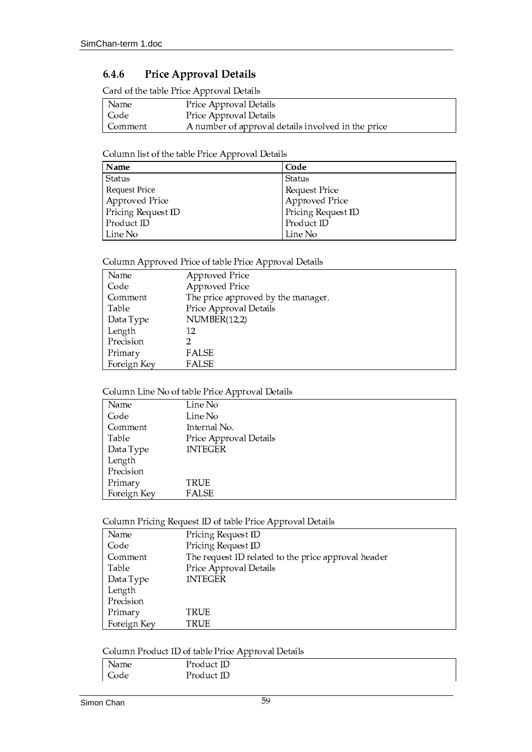### 6.4.6 Price Approval Details

Card of the table Price Approval Details

| | |
|---|---|
| Name | Price Approval Details |
| Code | Price Approval Details |
| Comment | A number of approval details involved in the price |

Column list of the table Price Approval Details

| Name | Code |
|---|---|
| Status | Status |
| Request Price | Request Price |
| Approved Price | Approved Price |
| Pricing Request ID | Pricing Request ID |
| Product ID | Product ID |
| Line No | Line No |

Column Approved Price of table Price Approval Details

| | |
|---|---|
| Name | Approved Price |
| Code | Approved Price |
| Comment | The price approved by the manager. |
| Table | Price Approval Details |
| Data Type | NUMBER(12,2) |
| Length | 12 |
| Precision | 2 |
| Primary | FALSE |
| Foreign Key | FALSE |

Column Line No of table Price Approval Details

| | |
|---|---|
| Name | Line No |
| Code | Line No |
| Comment | Internal No. |
| Table | Price Approval Details |
| Data Type | INTEGER |
| Length | |
| Precision | |
| Primary | TRUE |
| Foreign Key | FALSE |

Column Pricing Request ID of table Price Approval Details

| | |
|---|---|
| Name | Pricing Request ID |
| Code | Pricing Request ID |
| Comment | The request ID related to the price approval header |
| Table | Price Approval Details |
| Data Type | INTEGER |
| Length | |
| Precision | |
| Primary | TRUE |
| Foreign Key | TRUE |

Column Product ID of table Price Approval Details

| | |
|---|---|
| Name | Product ID |
| Code | Product ID |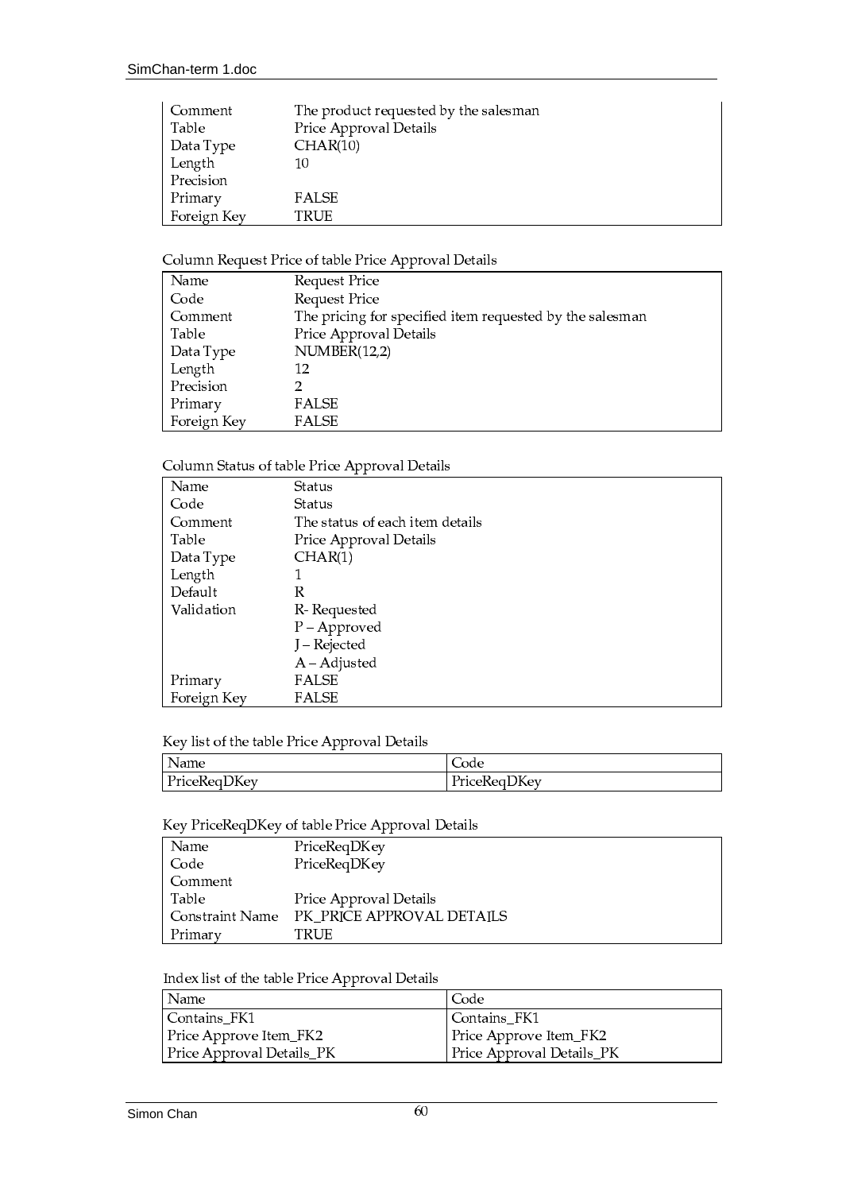| | |
|---|---|
| Comment | The product requested by the salesman |
| Table | Price Approval Details |
| Data Type | CHAR(10) |
| Length | 10 |
| Precision | |
| Primary | FALSE |
| Foreign Key | TRUE |

Column Request Price of table Price Approval Details

| | |
|---|---|
| Name | Request Price |
| Code | Request Price |
| Comment | The pricing for specified item requested by the salesman |
| Table | Price Approval Details |
| Data Type | NUMBER(12,2) |
| Length | 12 |
| Precision | 2 |
| Primary | FALSE |
| Foreign Key | FALSE |

Column Status of table Price Approval Details

| | |
|---|---|
| Name | Status |
| Code | Status |
| Comment | The status of each item details |
| Table | Price Approval Details |
| Data Type | CHAR(1) |
| Length | 1 |
| Default | R |
| Validation | R- Requested |
| | P – Approved |
| | J – Rejected |
| | A – Adjusted |
| Primary | FALSE |
| Foreign Key | FALSE |

Key list of the table Price Approval Details

| Name | Code |
|---|---|
| PriceReqDKey | PriceReqDKey |

Key PriceReqDKey of table Price Approval Details

| | |
|---|---|
| Name | PriceReqDKey |
| Code | PriceReqDKey |
| Comment | |
| Table | Price Approval Details |
| Constraint Name | PK_PRICE APPROVAL DETAILS |
| Primary | TRUE |

Index list of the table Price Approval Details

| Name | Code |
|---|---|
| Contains_FK1 | Contains_FK1 |
| Price Approve Item_FK2 | Price Approve Item_FK2 |
| Price Approval Details_PK | Price Approval Details_PK |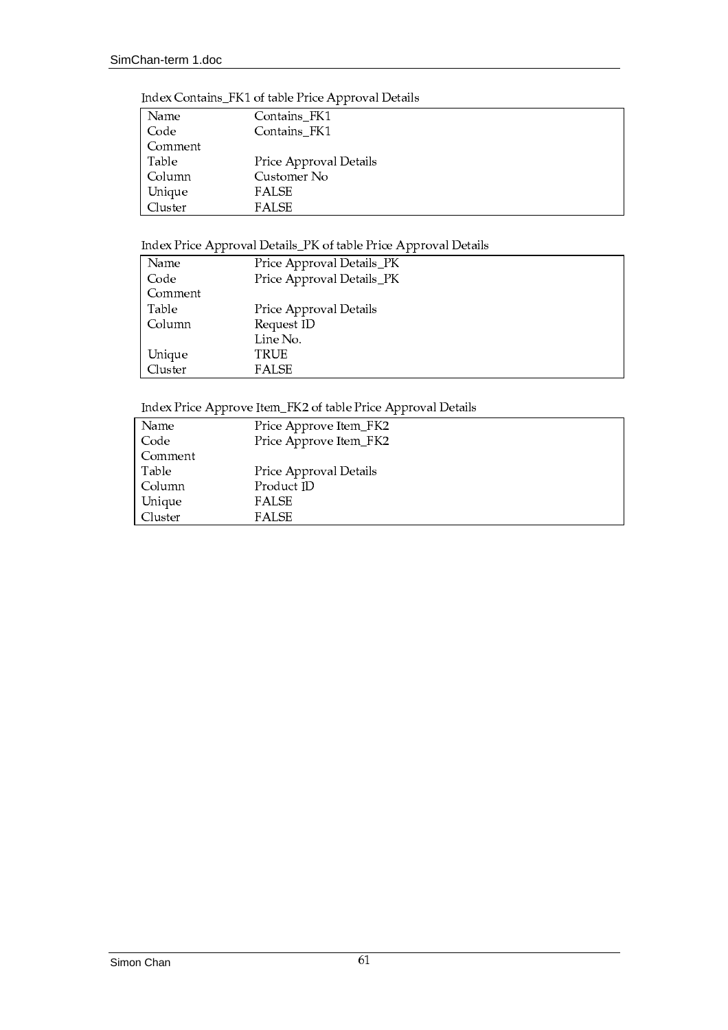Index Contains_FK1 of table Price Approval Details

| | |
|---|---|
| Name | Contains_FK1 |
| Code | Contains_FK1 |
| Comment | |
| Table | Price Approval Details |
| Column | Customer No |
| Unique | FALSE |
| Cluster | FALSE |

Index Price Approval Details_PK of table Price Approval Details

| | |
|---|---|
| Name | Price Approval Details_PK |
| Code | Price Approval Details_PK |
| Comment | |
| Table | Price Approval Details |
| Column | Request ID |
| | Line No. |
| Unique | TRUE |
| Cluster | FALSE |

Index Price Approve Item_FK2 of table Price Approval Details

| | |
|---|---|
| Name | Price Approve Item_FK2 |
| Code | Price Approve Item_FK2 |
| Comment | |
| Table | Price Approval Details |
| Column | Product ID |
| Unique | FALSE |
| Cluster | FALSE |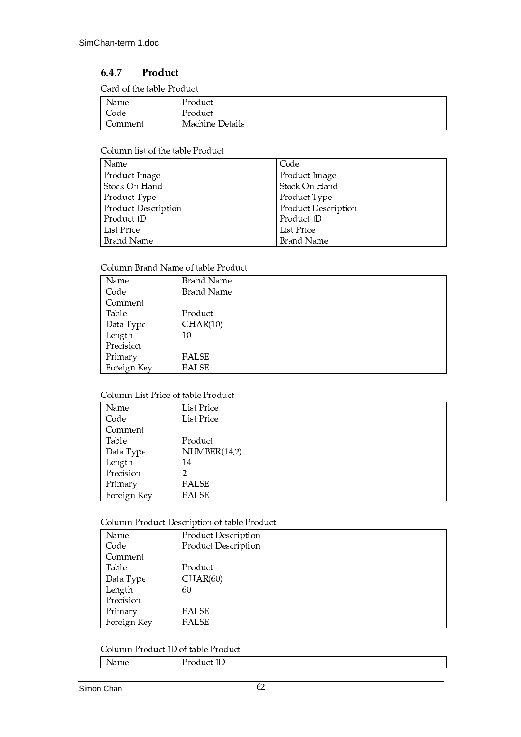### 6.4.7 Product

Card of the table Product

| | |
|---|---|
| Name | Product |
| Code | Product |
| Comment | Machine Details |

Column list of the table Product

| Name | Code |
|---|---|
| Product Image | Product Image |
| Stock On Hand | Stock On Hand |
| Product Type | Product Type |
| Product Description | Product Description |
| Product ID | Product ID |
| List Price | List Price |
| Brand Name | Brand Name |

Column Brand Name of table Product

| | |
|---|---|
| Name | Brand Name |
| Code | Brand Name |
| Comment | |
| Table | Product |
| Data Type | CHAR(10) |
| Length | 10 |
| Precision | |
| Primary | FALSE |
| Foreign Key | FALSE |

Column List Price of table Product

| | |
|---|---|
| Name | List Price |
| Code | List Price |
| Comment | |
| Table | Product |
| Data Type | NUMBER(14,2) |
| Length | 14 |
| Precision | 2 |
| Primary | FALSE |
| Foreign Key | FALSE |

Column Product Description of table Product

| | |
|---|---|
| Name | Product Description |
| Code | Product Description |
| Comment | |
| Table | Product |
| Data Type | CHAR(60) |
| Length | 60 |
| Precision | |
| Primary | FALSE |
| Foreign Key | FALSE |

Column Product ID of table Product

| | |
|---|---|
| Name | Product ID |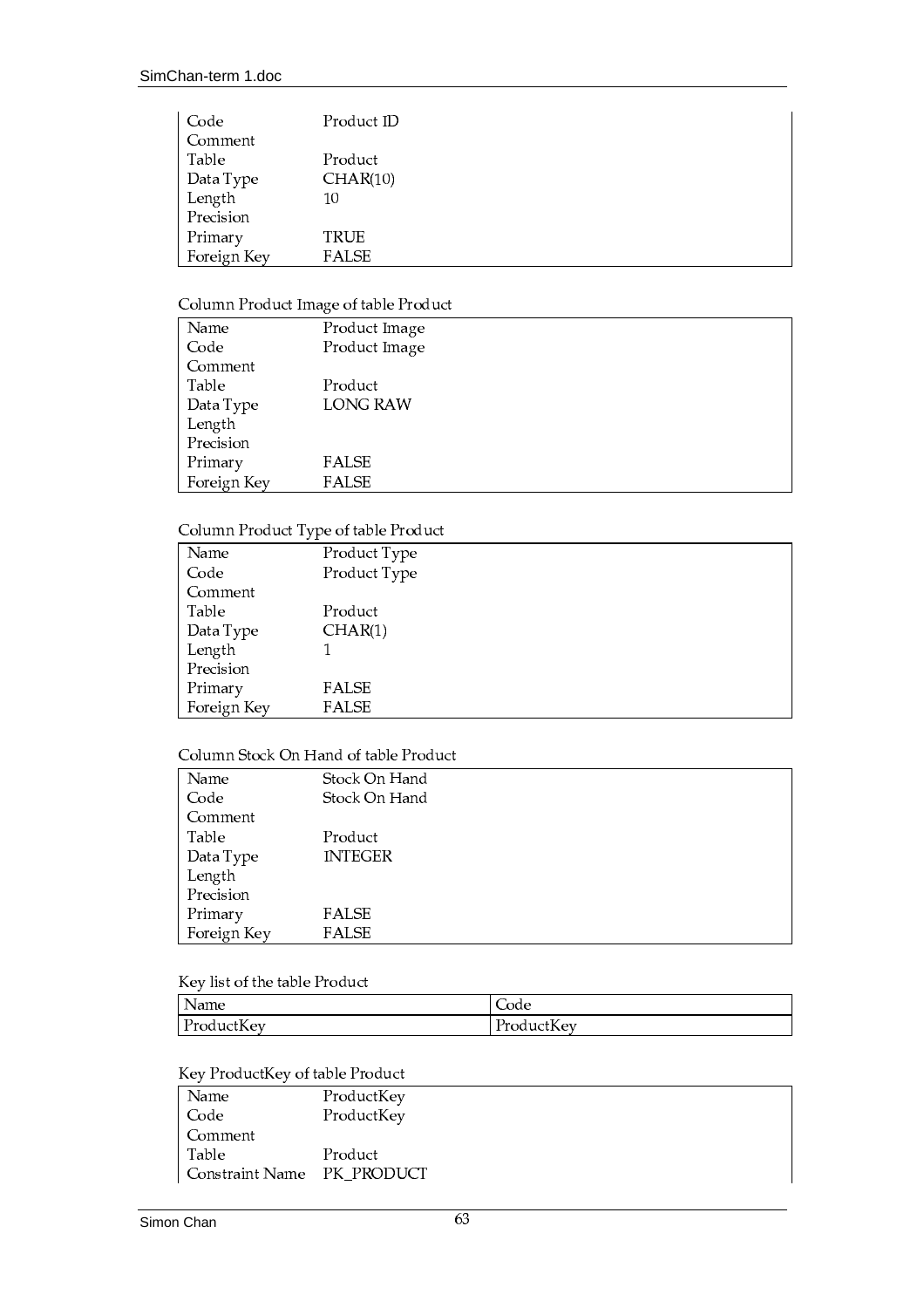| | |
|---|---|
| Code | Product ID |
| Comment | |
| Table | Product |
| Data Type | CHAR(10) |
| Length | 10 |
| Precision | |
| Primary | TRUE |
| Foreign Key | FALSE |

Column Product Image of table Product

| | |
|---|---|
| Name | Product Image |
| Code | Product Image |
| Comment | |
| Table | Product |
| Data Type | LONG RAW |
| Length | |
| Precision | |
| Primary | FALSE |
| Foreign Key | FALSE |

Column Product Type of table Product

| | |
|---|---|
| Name | Product Type |
| Code | Product Type |
| Comment | |
| Table | Product |
| Data Type | CHAR(1) |
| Length | 1 |
| Precision | |
| Primary | FALSE |
| Foreign Key | FALSE |

Column Stock On Hand of table Product

| | |
|---|---|
| Name | Stock On Hand |
| Code | Stock On Hand |
| Comment | |
| Table | Product |
| Data Type | INTEGER |
| Length | |
| Precision | |
| Primary | FALSE |
| Foreign Key | FALSE |

Key list of the table Product

| Name | Code |
|---|---|
| ProductKey | ProductKey |

Key ProductKey of table Product

| | |
|---|---|
| Name | ProductKey |
| Code | ProductKey |
| Comment | |
| Table | Product |
| Constraint Name | PK_PRODUCT |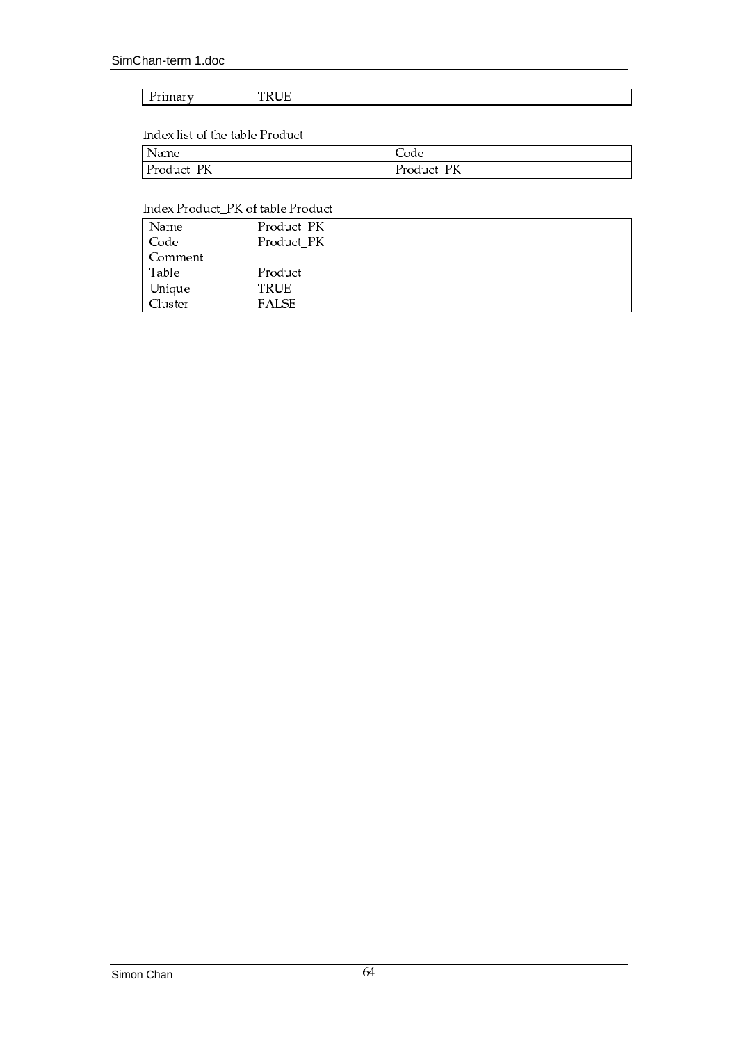| Primary | TRUE |
|---|---|

Index list of the table Product

| Name | Code |
|---|---|
| Product_PK | Product_PK |

Index Product_PK of table Product

| Name | Product_PK |
|---|---|
| Code | Product_PK |
| Comment | |
| Table | Product |
| Unique | TRUE |
| Cluster | FALSE |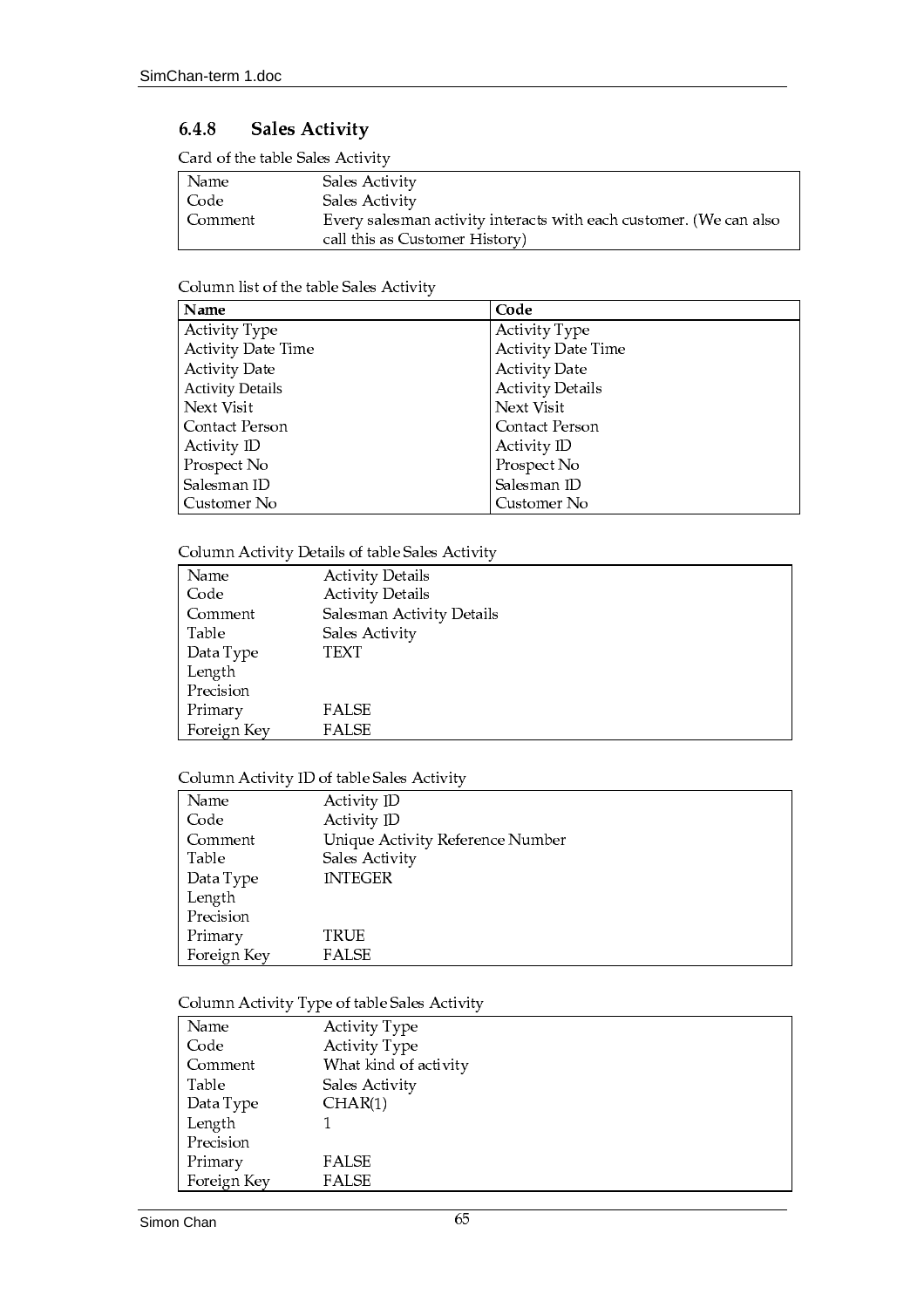### 6.4.8 Sales Activity

Card of the table Sales Activity

| | |
|---|---|
| Name | Sales Activity |
| Code | Sales Activity |
| Comment | Every salesman activity interacts with each customer. (We can also call this as Customer History) |

Column list of the table Sales Activity

| Name | Code |
|---|---|
| Activity Type | Activity Type |
| Activity Date Time | Activity Date Time |
| Activity Date | Activity Date |
| Activity Details | Activity Details |
| Next Visit | Next Visit |
| Contact Person | Contact Person |
| Activity ID | Activity ID |
| Prospect No | Prospect No |
| Salesman ID | Salesman ID |
| Customer No | Customer No |

Column Activity Details of table Sales Activity

| | |
|---|---|
| Name | Activity Details |
| Code | Activity Details |
| Comment | Salesman Activity Details |
| Table | Sales Activity |
| Data Type | TEXT |
| Length | |
| Precision | |
| Primary | FALSE |
| Foreign Key | FALSE |

Column Activity ID of table Sales Activity

| | |
|---|---|
| Name | Activity ID |
| Code | Activity ID |
| Comment | Unique Activity Reference Number |
| Table | Sales Activity |
| Data Type | INTEGER |
| Length | |
| Precision | |
| Primary | TRUE |
| Foreign Key | FALSE |

Column Activity Type of table Sales Activity

| | |
|---|---|
| Name | Activity Type |
| Code | Activity Type |
| Comment | What kind of activity |
| Table | Sales Activity |
| Data Type | CHAR(1) |
| Length | 1 |
| Precision | |
| Primary | FALSE |
| Foreign Key | FALSE |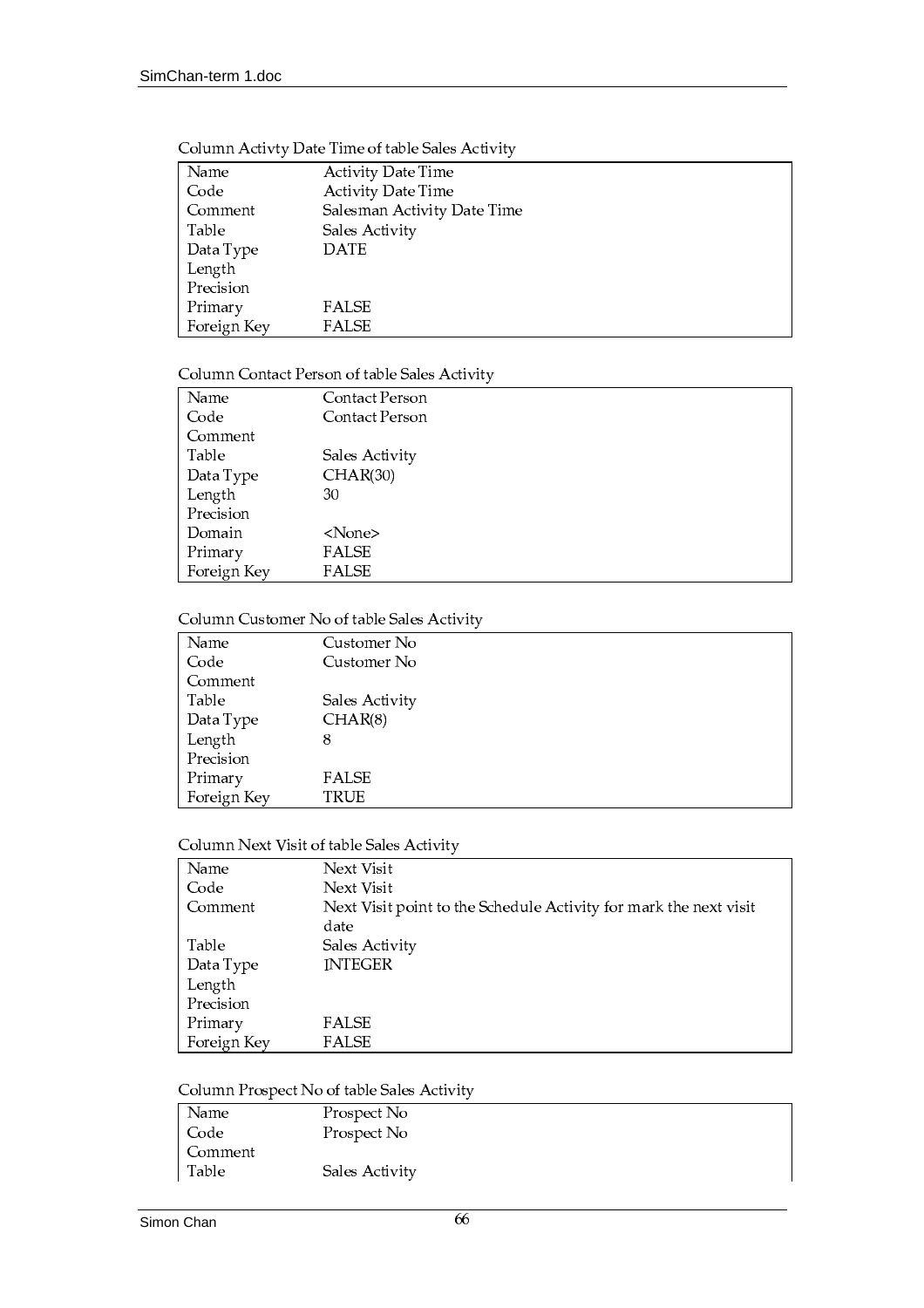Column Activty Date Time of table Sales Activity

| Name | Activity Date Time |
|---|---|
| Code | Activity Date Time |
| Comment | Salesman Activity Date Time |
| Table | Sales Activity |
| Data Type | DATE |
| Length | |
| Precision | |
| Primary | FALSE |
| Foreign Key | FALSE |

Column Contact Person of table Sales Activity

| Name | Contact Person |
|---|---|
| Code | Contact Person |
| Comment | |
| Table | Sales Activity |
| Data Type | CHAR(30) |
| Length | 30 |
| Precision | |
| Domain | <None> |
| Primary | FALSE |
| Foreign Key | FALSE |

Column Customer No of table Sales Activity

| Name | Customer No |
|---|---|
| Code | Customer No |
| Comment | |
| Table | Sales Activity |
| Data Type | CHAR(8) |
| Length | 8 |
| Precision | |
| Primary | FALSE |
| Foreign Key | TRUE |

Column Next Visit of table Sales Activity

| Name | Next Visit |
|---|---|
| Code | Next Visit |
| Comment | Next Visit point to the Schedule Activity for mark the next visit date |
| Table | Sales Activity |
| Data Type | INTEGER |
| Length | |
| Precision | |
| Primary | FALSE |
| Foreign Key | FALSE |

Column Prospect No of table Sales Activity

| Name | Prospect No |
|---|---|
| Code | Prospect No |
| Comment | |
| Table | Sales Activity |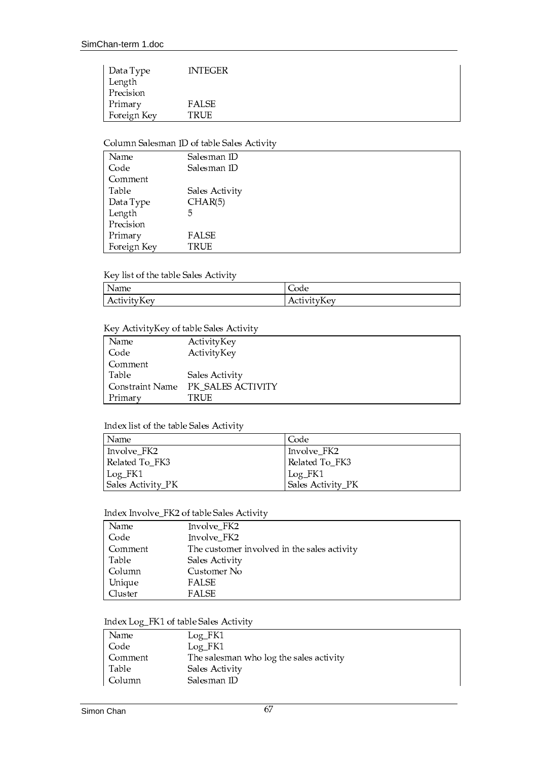| | |
|---|---|
| Data Type | INTEGER |
| Length | |
| Precision | |
| Primary | FALSE |
| Foreign Key | TRUE |

Column Salesman ID of table Sales Activity

| | |
|---|---|
| Name | Salesman ID |
| Code | Salesman ID |
| Comment | |
| Table | Sales Activity |
| Data Type | CHAR(5) |
| Length | 5 |
| Precision | |
| Primary | FALSE |
| Foreign Key | TRUE |

Key list of the table Sales Activity

| Name | Code |
|---|---|
| ActivityKey | ActivityKey |

Key ActivityKey of table Sales Activity

| | |
|---|---|
| Name | ActivityKey |
| Code | ActivityKey |
| Comment | |
| Table | Sales Activity |
| Constraint Name | PK_SALES ACTIVITY |
| Primary | TRUE |

Index list of the table Sales Activity

| Name | Code |
|---|---|
| Involve_FK2 | Involve_FK2 |
| Related To_FK3 | Related To_FK3 |
| Log_FK1 | Log_FK1 |
| Sales Activity_PK | Sales Activity_PK |

Index Involve_FK2 of table Sales Activity

| | |
|---|---|
| Name | Involve_FK2 |
| Code | Involve_FK2 |
| Comment | The customer involved in the sales activity |
| Table | Sales Activity |
| Column | Customer No |
| Unique | FALSE |
| Cluster | FALSE |

Index Log_FK1 of table Sales Activity

| | |
|---|---|
| Name | Log_FK1 |
| Code | Log_FK1 |
| Comment | The salesman who log the sales activity |
| Table | Sales Activity |
| Column | Salesman ID |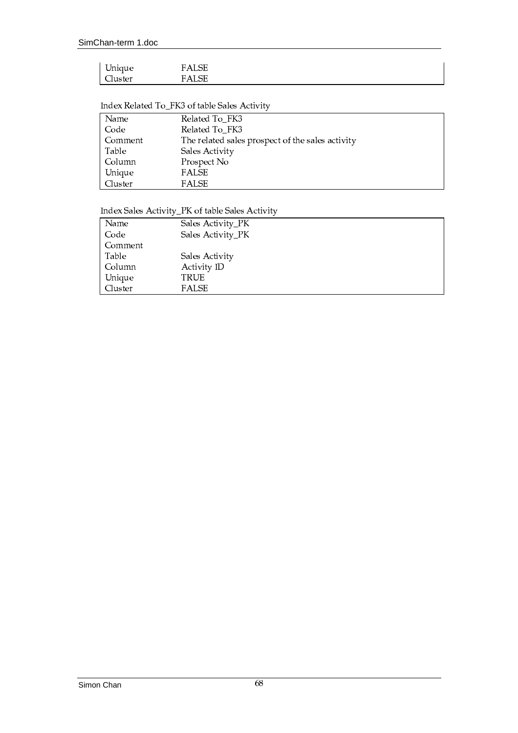| | |
|---|---|
| Unique | FALSE |
| Cluster | FALSE |

Index Related To_FK3 of table Sales Activity

| | |
|---|---|
| Name | Related To_FK3 |
| Code | Related To_FK3 |
| Comment | The related sales prospect of the sales activity |
| Table | Sales Activity |
| Column | Prospect No |
| Unique | FALSE |
| Cluster | FALSE |

Index Sales Activity_PK of table Sales Activity

| | |
|---|---|
| Name | Sales Activity_PK |
| Code | Sales Activity_PK |
| Comment | |
| Table | Sales Activity |
| Column | Activity ID |
| Unique | TRUE |
| Cluster | FALSE |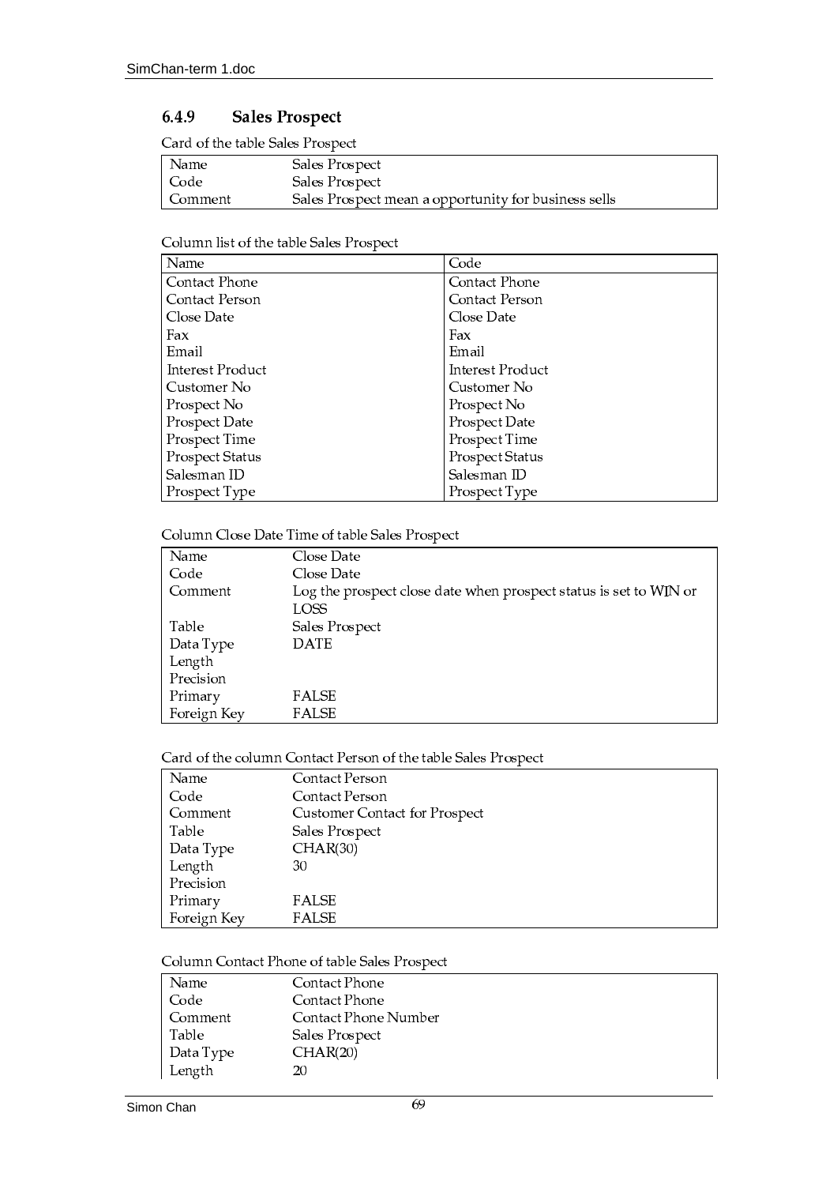### 6.4.9 Sales Prospect

Card of the table Sales Prospect

| | |
|---|---|
| Name | Sales Prospect |
| Code | Sales Prospect |
| Comment | Sales Prospect mean a opportunity for business sells |

Column list of the table Sales Prospect

| Name | Code |
|---|---|
| Contact Phone | Contact Phone |
| Contact Person | Contact Person |
| Close Date | Close Date |
| Fax | Fax |
| Email | Email |
| Interest Product | Interest Product |
| Customer No | Customer No |
| Prospect No | Prospect No |
| Prospect Date | Prospect Date |
| Prospect Time | Prospect Time |
| Prospect Status | Prospect Status |
| Salesman ID | Salesman ID |
| Prospect Type | Prospect Type |

Column Close Date Time of table Sales Prospect

| | |
|---|---|
| Name | Close Date |
| Code | Close Date |
| Comment | Log the prospect close date when prospect status is set to WIN or LOSS |
| Table | Sales Prospect |
| Data Type | DATE |
| Length | |
| Precision | |
| Primary | FALSE |
| Foreign Key | FALSE |

Card of the column Contact Person of the table Sales Prospect

| | |
|---|---|
| Name | Contact Person |
| Code | Contact Person |
| Comment | Customer Contact for Prospect |
| Table | Sales Prospect |
| Data Type | CHAR(30) |
| Length | 30 |
| Precision | |
| Primary | FALSE |
| Foreign Key | FALSE |

Column Contact Phone of table Sales Prospect

| | |
|---|---|
| Name | Contact Phone |
| Code | Contact Phone |
| Comment | Contact Phone Number |
| Table | Sales Prospect |
| Data Type | CHAR(20) |
| Length | 20 |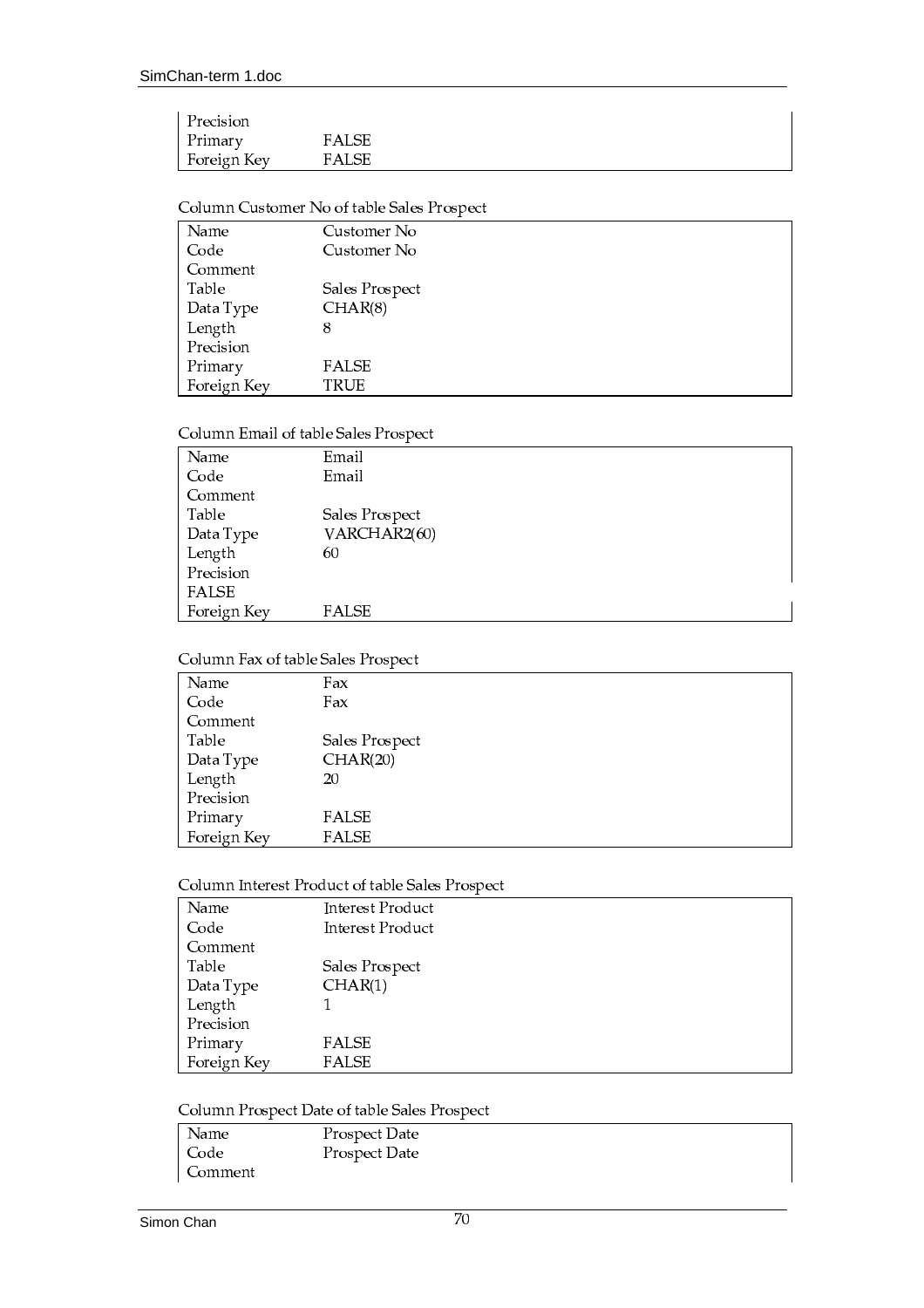| | |
|---|---|
| Precision | |
| Primary | FALSE |
| Foreign Key | FALSE |

Column Customer No of table Sales Prospect

| | |
|---|---|
| Name | Customer No |
| Code | Customer No |
| Comment | |
| Table | Sales Prospect |
| Data Type | CHAR(8) |
| Length | 8 |
| Precision | |
| Primary | FALSE |
| Foreign Key | TRUE |

Column Email of table Sales Prospect

| | |
|---|---|
| Name | Email |
| Code | Email |
| Comment | |
| Table | Sales Prospect |
| Data Type | VARCHAR2(60) |
| Length | 60 |
| Precision | |
| FALSE | |
| Foreign Key | FALSE |

Column Fax of table Sales Prospect

| | |
|---|---|
| Name | Fax |
| Code | Fax |
| Comment | |
| Table | Sales Prospect |
| Data Type | CHAR(20) |
| Length | 20 |
| Precision | |
| Primary | FALSE |
| Foreign Key | FALSE |

Column Interest Product of table Sales Prospect

| | |
|---|---|
| Name | Interest Product |
| Code | Interest Product |
| Comment | |
| Table | Sales Prospect |
| Data Type | CHAR(1) |
| Length | 1 |
| Precision | |
| Primary | FALSE |
| Foreign Key | FALSE |

Column Prospect Date of table Sales Prospect

| | |
|---|---|
| Name | Prospect Date |
| Code | Prospect Date |
| Comment | |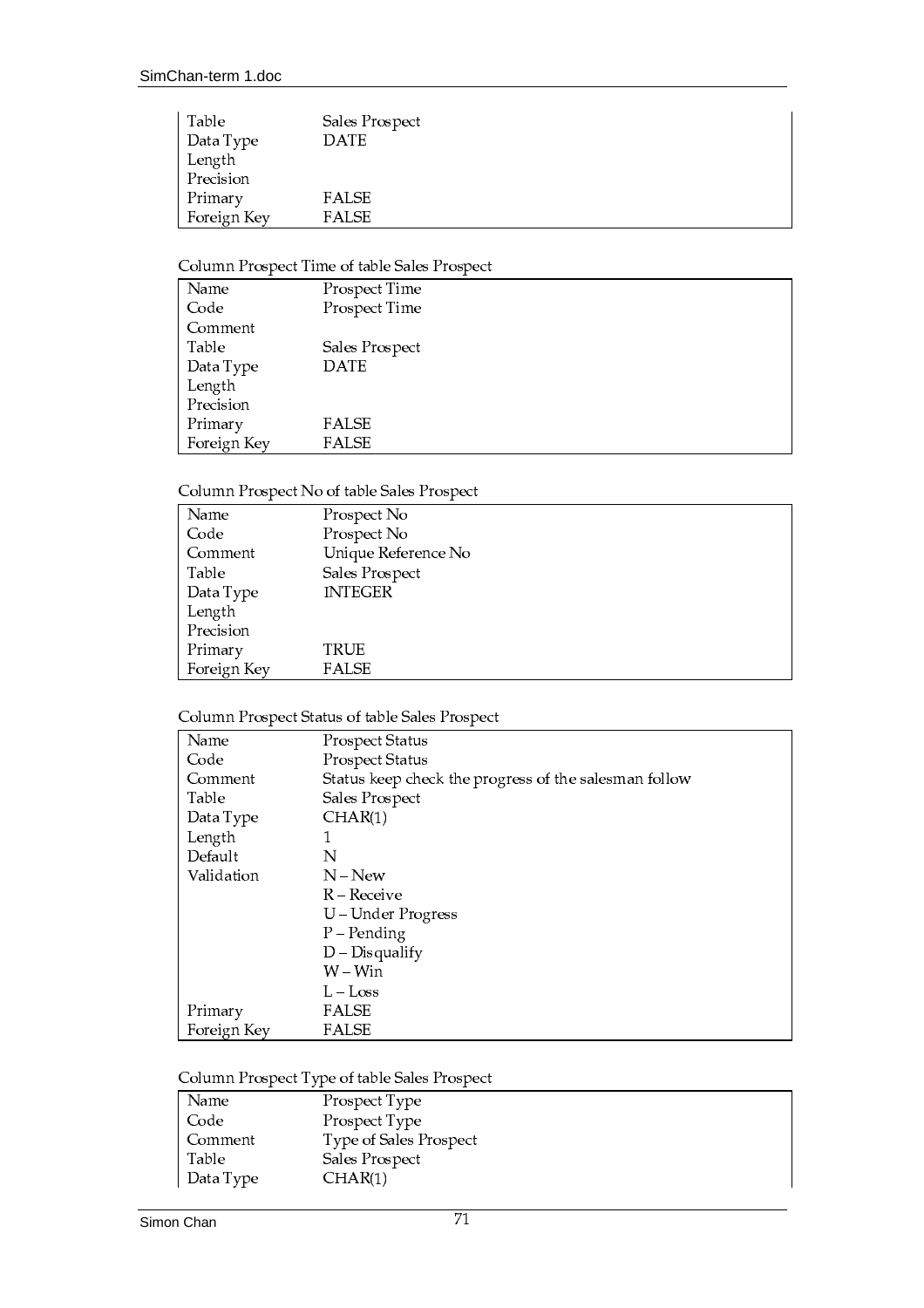| Table | Sales Prospect |
|---|---|
| Data Type | DATE |
| Length | |
| Precision | |
| Primary | FALSE |
| Foreign Key | FALSE |

Column Prospect Time of table Sales Prospect

| Name | Prospect Time |
|---|---|
| Code | Prospect Time |
| Comment | |
| Table | Sales Prospect |
| Data Type | DATE |
| Length | |
| Precision | |
| Primary | FALSE |
| Foreign Key | FALSE |

Column Prospect No of table Sales Prospect

| Name | Prospect No |
|---|---|
| Code | Prospect No |
| Comment | Unique Reference No |
| Table | Sales Prospect |
| Data Type | INTEGER |
| Length | |
| Precision | |
| Primary | TRUE |
| Foreign Key | FALSE |

Column Prospect Status of table Sales Prospect

| Name | Prospect Status |
|---|---|
| Code | Prospect Status |
| Comment | Status keep check the progress of the salesman follow |
| Table | Sales Prospect |
| Data Type | CHAR(1) |
| Length | 1 |
| Default | N |
| Validation | N – New |
| | R – Receive |
| | U – Under Progress |
| | P – Pending |
| | D – Disqualify |
| | W – Win |
| | L – Loss |
| Primary | FALSE |
| Foreign Key | FALSE |

Column Prospect Type of table Sales Prospect

| Name | Prospect Type |
|---|---|
| Code | Prospect Type |
| Comment | Type of Sales Prospect |
| Table | Sales Prospect |
| Data Type | CHAR(1) |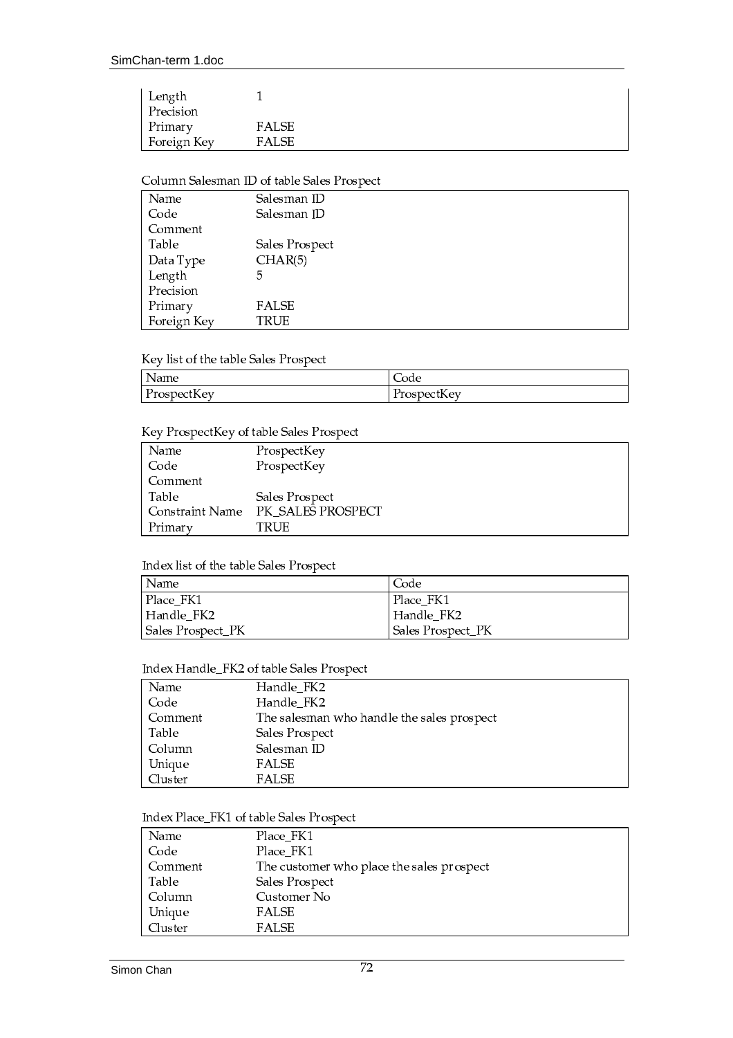| | |
|---|---|
| Length | 1 |
| Precision | |
| Primary | FALSE |
| Foreign Key | FALSE |

Column Salesman ID of table Sales Prospect

| | |
|---|---|
| Name | Salesman ID |
| Code | Salesman ID |
| Comment | |
| Table | Sales Prospect |
| Data Type | CHAR(5) |
| Length | 5 |
| Precision | |
| Primary | FALSE |
| Foreign Key | TRUE |

Key list of the table Sales Prospect

| Name | Code |
|---|---|
| ProspectKey | ProspectKey |

Key ProspectKey of table Sales Prospect

| | |
|---|---|
| Name | ProspectKey |
| Code | ProspectKey |
| Comment | |
| Table | Sales Prospect |
| Constraint Name | PK_SALES PROSPECT |
| Primary | TRUE |

Index list of the table Sales Prospect

| Name | Code |
|---|---|
| Place_FK1 | Place_FK1 |
| Handle_FK2 | Handle_FK2 |
| Sales Prospect_PK | Sales Prospect_PK |

Index Handle_FK2 of table Sales Prospect

| | |
|---|---|
| Name | Handle_FK2 |
| Code | Handle_FK2 |
| Comment | The salesman who handle the sales prospect |
| Table | Sales Prospect |
| Column | Salesman ID |
| Unique | FALSE |
| Cluster | FALSE |

Index Place_FK1 of table Sales Prospect

| | |
|---|---|
| Name | Place_FK1 |
| Code | Place_FK1 |
| Comment | The customer who place the sales prospect |
| Table | Sales Prospect |
| Column | Customer No |
| Unique | FALSE |
| Cluster | FALSE |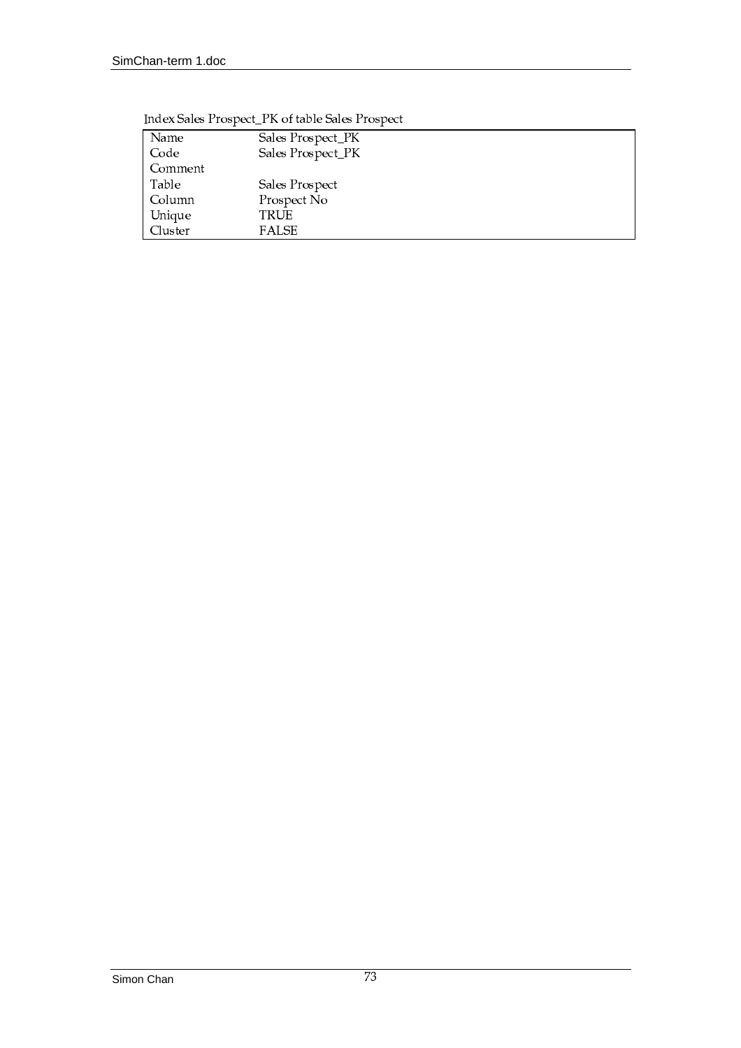Index Sales Prospect_PK of table Sales Prospect

| Name | Sales Prospect_PK |
|---|---|
| Code | Sales Prospect_PK |
| Comment | |
| Table | Sales Prospect |
| Column | Prospect No |
| Unique | TRUE |
| Cluster | FALSE |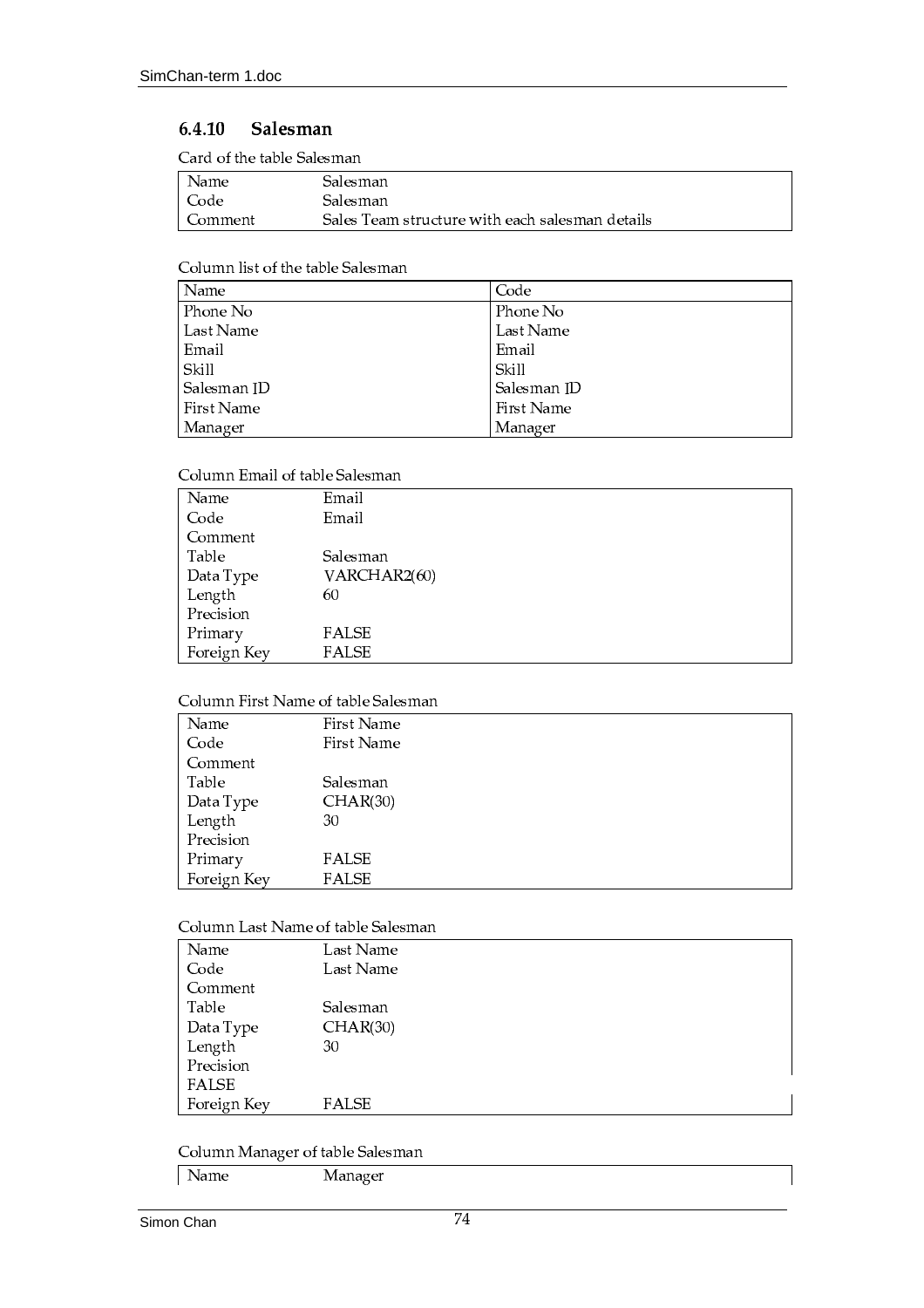### 6.4.10 Salesman

Card of the table Salesman

| | |
|---|---|
| Name | Salesman |
| Code | Salesman |
| Comment | Sales Team structure with each salesman details |

Column list of the table Salesman

| Name | Code |
|---|---|
| Phone No | Phone No |
| Last Name | Last Name |
| Email | Email |
| Skill | Skill |
| Salesman ID | Salesman ID |
| First Name | First Name |
| Manager | Manager |

Column Email of table Salesman

| | |
|---|---|
| Name | Email |
| Code | Email |
| Comment | |
| Table | Salesman |
| Data Type | VARCHAR2(60) |
| Length | 60 |
| Precision | |
| Primary | FALSE |
| Foreign Key | FALSE |

Column First Name of table Salesman

| | |
|---|---|
| Name | First Name |
| Code | First Name |
| Comment | |
| Table | Salesman |
| Data Type | CHAR(30) |
| Length | 30 |
| Precision | |
| Primary | FALSE |
| Foreign Key | FALSE |

Column Last Name of table Salesman

| | |
|---|---|
| Name | Last Name |
| Code | Last Name |
| Comment | |
| Table | Salesman |
| Data Type | CHAR(30) |
| Length | 30 |
| Precision | |
| FALSE | |
| Foreign Key | FALSE |

Column Manager of table Salesman

| | |
|---|---|
| Name | Manager |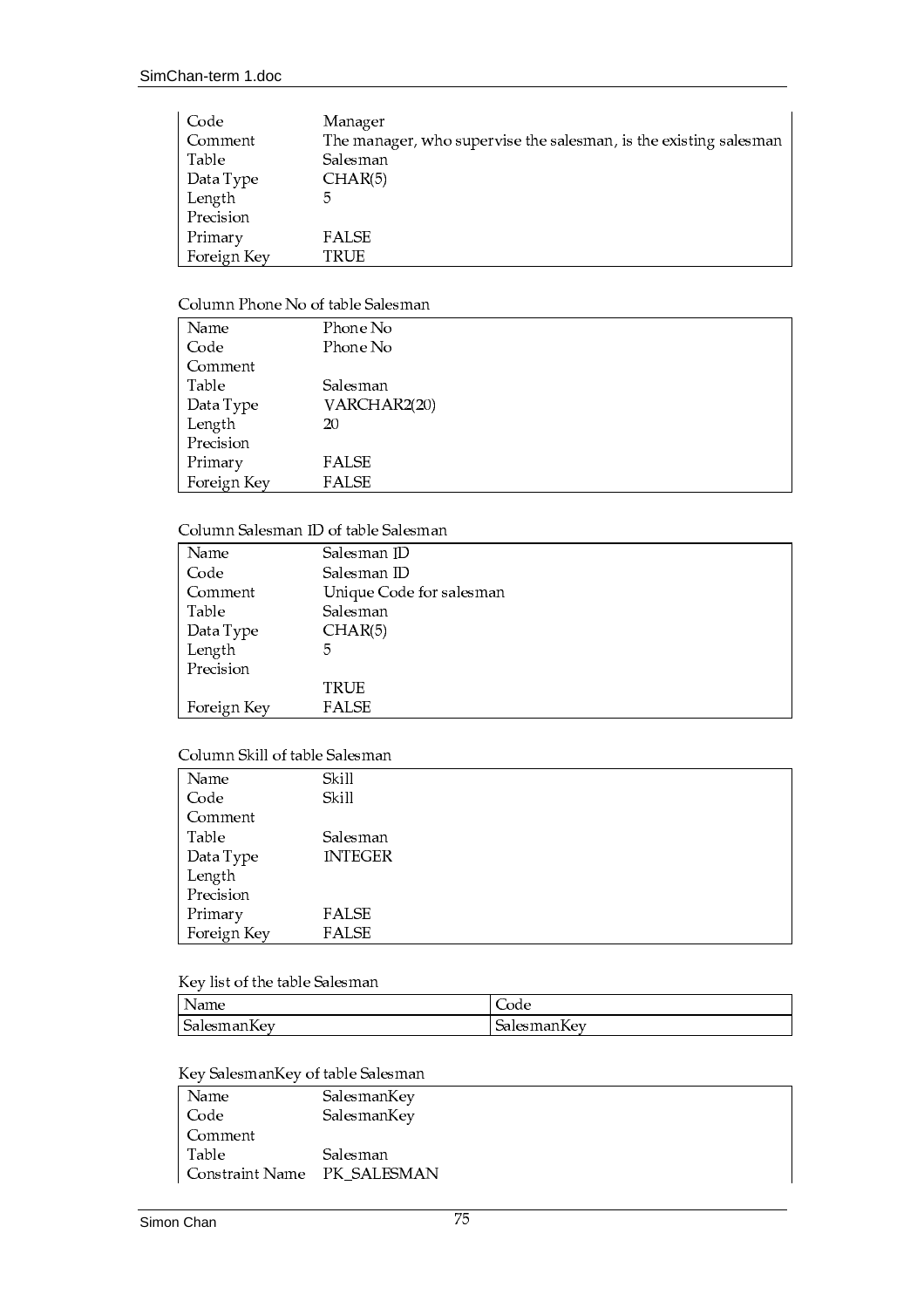| | |
|---|---|
| Code | Manager |
| Comment | The manager, who supervise the salesman, is the existing salesman |
| Table | Salesman |
| Data Type | CHAR(5) |
| Length | 5 |
| Precision | |
| Primary | FALSE |
| Foreign Key | TRUE |

Column Phone No of table Salesman

| | |
|---|---|
| Name | Phone No |
| Code | Phone No |
| Comment | |
| Table | Salesman |
| Data Type | VARCHAR2(20) |
| Length | 20 |
| Precision | |
| Primary | FALSE |
| Foreign Key | FALSE |

Column Salesman ID of table Salesman

| | |
|---|---|
| Name | Salesman ID |
| Code | Salesman ID |
| Comment | Unique Code for salesman |
| Table | Salesman |
| Data Type | CHAR(5) |
| Length | 5 |
| Precision | |
| | TRUE |
| Foreign Key | FALSE |

Column Skill of table Salesman

| | |
|---|---|
| Name | Skill |
| Code | Skill |
| Comment | |
| Table | Salesman |
| Data Type | INTEGER |
| Length | |
| Precision | |
| Primary | FALSE |
| Foreign Key | FALSE |

Key list of the table Salesman

| Name | Code |
|---|---|
| SalesmanKey | SalesmanKey |

Key SalesmanKey of table Salesman

| | |
|---|---|
| Name | SalesmanKey |
| Code | SalesmanKey |
| Comment | |
| Table | Salesman |
| Constraint Name | PK_SALESMAN |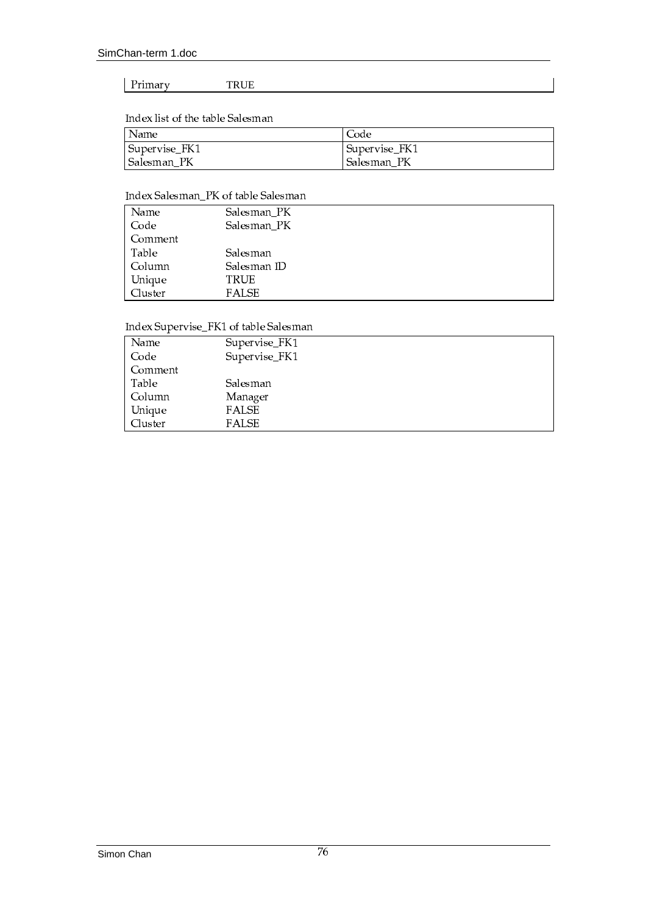| Primary | TRUE |
|---|---|

Index list of the table Salesman

| Name | Code |
|---|---|
| Supervise_FK1 | Supervise_FK1 |
| Salesman_PK | Salesman_PK |

Index Salesman_PK of table Salesman

| | |
|---|---|
| Name | Salesman_PK |
| Code | Salesman_PK |
| Comment | |
| Table | Salesman |
| Column | Salesman ID |
| Unique | TRUE |
| Cluster | FALSE |

Index Supervise_FK1 of table Salesman

| | |
|---|---|
| Name | Supervise_FK1 |
| Code | Supervise_FK1 |
| Comment | |
| Table | Salesman |
| Column | Manager |
| Unique | FALSE |
| Cluster | FALSE |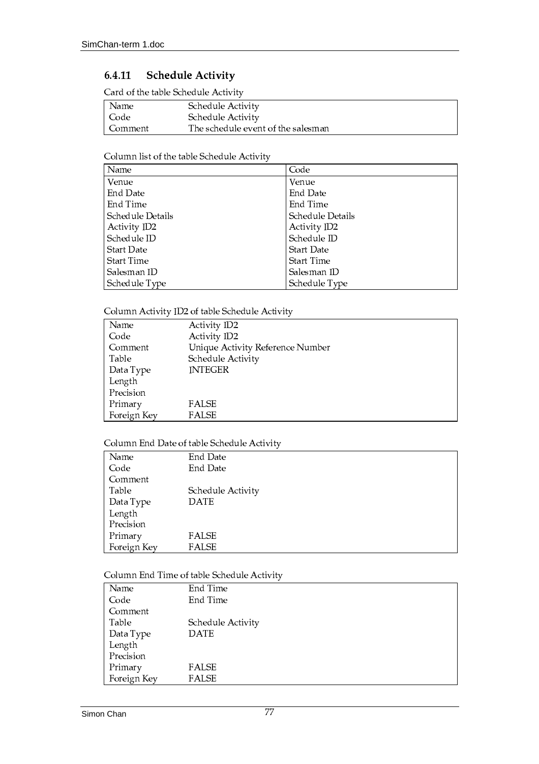### 6.4.11 Schedule Activity

Card of the table Schedule Activity

| | |
|---|---|
| Name | Schedule Activity |
| Code | Schedule Activity |
| Comment | The schedule event of the salesman |

Column list of the table Schedule Activity

| Name | Code |
|---|---|
| Venue | Venue |
| End Date | End Date |
| End Time | End Time |
| Schedule Details | Schedule Details |
| Activity ID2 | Activity ID2 |
| Schedule ID | Schedule ID |
| Start Date | Start Date |
| Start Time | Start Time |
| Salesman ID | Salesman ID |
| Schedule Type | Schedule Type |

Column Activity ID2 of table Schedule Activity

| | |
|---|---|
| Name | Activity ID2 |
| Code | Activity ID2 |
| Comment | Unique Activity Reference Number |
| Table | Schedule Activity |
| Data Type | INTEGER |
| Length | |
| Precision | |
| Primary | FALSE |
| Foreign Key | FALSE |

Column End Date of table Schedule Activity

| | |
|---|---|
| Name | End Date |
| Code | End Date |
| Comment | |
| Table | Schedule Activity |
| Data Type | DATE |
| Length | |
| Precision | |
| Primary | FALSE |
| Foreign Key | FALSE |

Column End Time of table Schedule Activity

| | |
|---|---|
| Name | End Time |
| Code | End Time |
| Comment | |
| Table | Schedule Activity |
| Data Type | DATE |
| Length | |
| Precision | |
| Primary | FALSE |
| Foreign Key | FALSE |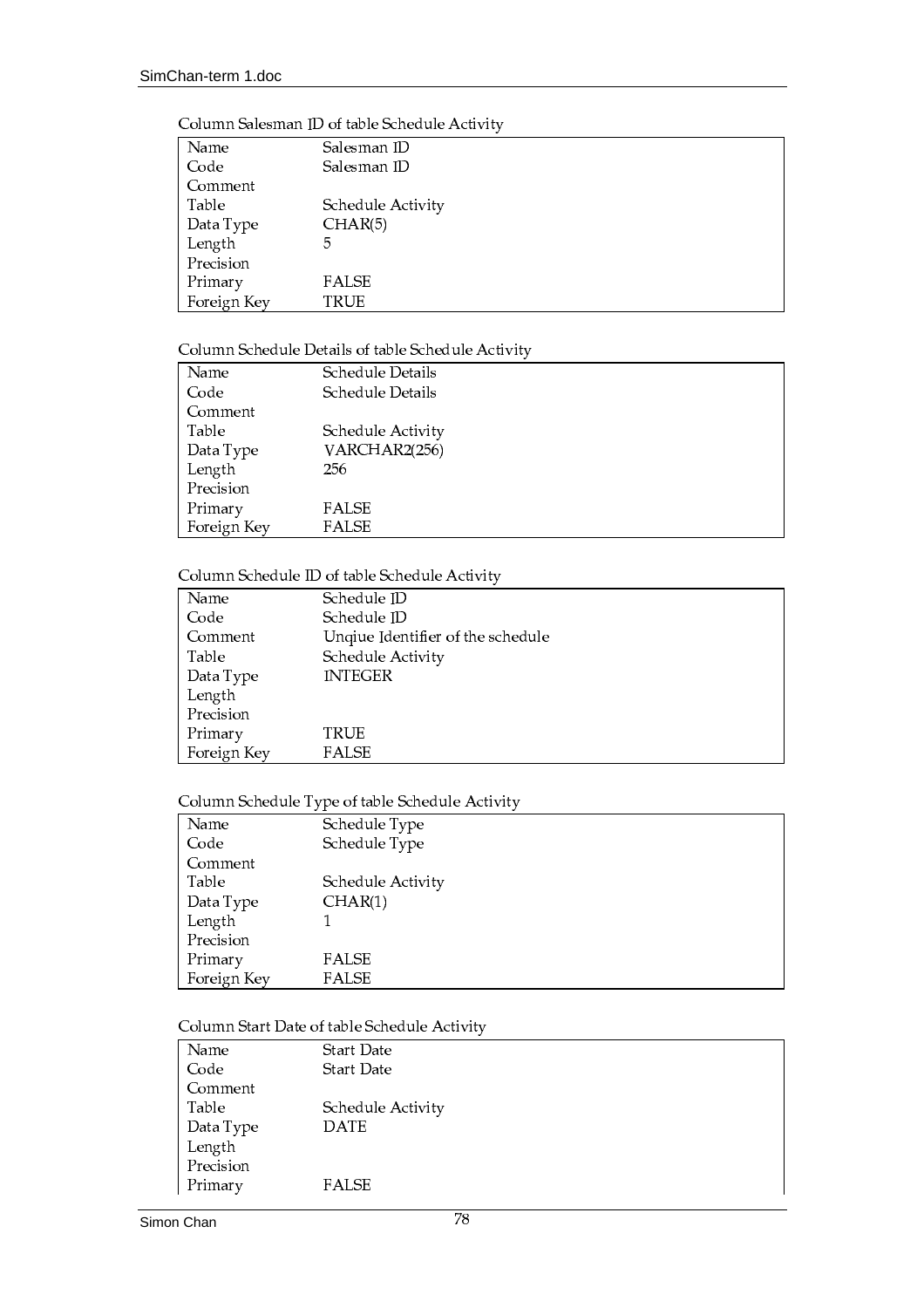Column Salesman ID of table Schedule Activity

| | |
|---|---|
| Name | Salesman ID |
| Code | Salesman ID |
| Comment | |
| Table | Schedule Activity |
| Data Type | CHAR(5) |
| Length | 5 |
| Precision | |
| Primary | FALSE |
| Foreign Key | TRUE |

Column Schedule Details of table Schedule Activity

| | |
|---|---|
| Name | Schedule Details |
| Code | Schedule Details |
| Comment | |
| Table | Schedule Activity |
| Data Type | VARCHAR2(256) |
| Length | 256 |
| Precision | |
| Primary | FALSE |
| Foreign Key | FALSE |

Column Schedule ID of table Schedule Activity

| | |
|---|---|
| Name | Schedule ID |
| Code | Schedule ID |
| Comment | Unqiue Identifier of the schedule |
| Table | Schedule Activity |
| Data Type | INTEGER |
| Length | |
| Precision | |
| Primary | TRUE |
| Foreign Key | FALSE |

Column Schedule Type of table Schedule Activity

| | |
|---|---|
| Name | Schedule Type |
| Code | Schedule Type |
| Comment | |
| Table | Schedule Activity |
| Data Type | CHAR(1) |
| Length | 1 |
| Precision | |
| Primary | FALSE |
| Foreign Key | FALSE |

Column Start Date of table Schedule Activity

| | |
|---|---|
| Name | Start Date |
| Code | Start Date |
| Comment | |
| Table | Schedule Activity |
| Data Type | DATE |
| Length | |
| Precision | |
| Primary | FALSE |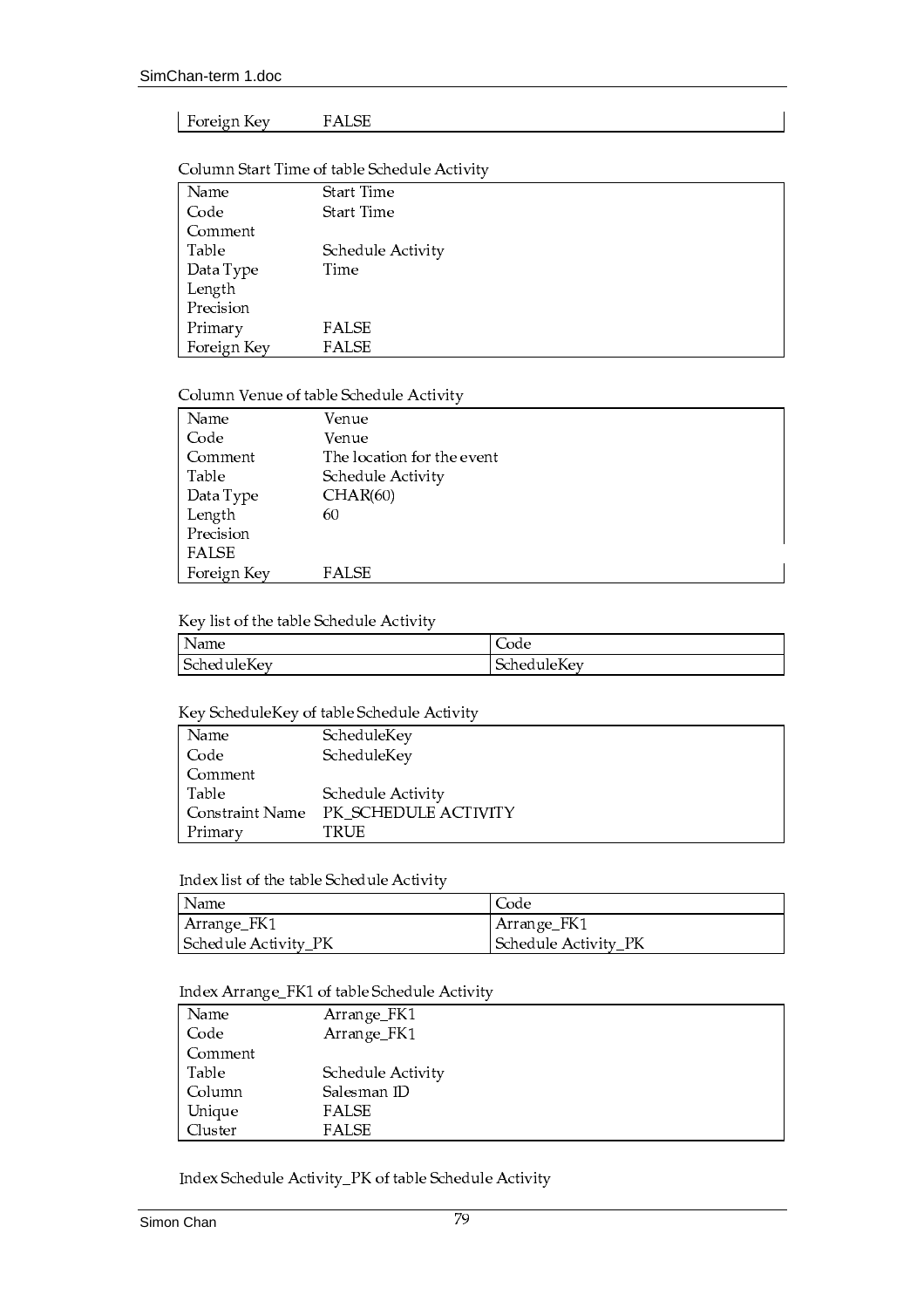| Foreign Key | FALSE |
|---|---|

Column Start Time of table Schedule Activity

| Name | Start Time |
|---|---|
| Code | Start Time |
| Comment | |
| Table | Schedule Activity |
| Data Type | Time |
| Length | |
| Precision | |
| Primary | FALSE |
| Foreign Key | FALSE |

Column Venue of table Schedule Activity

| Name | Venue |
|---|---|
| Code | Venue |
| Comment | The location for the event |
| Table | Schedule Activity |
| Data Type | CHAR(60) |
| Length | 60 |
| Precision | |
| FALSE | |
| Foreign Key | FALSE |

Key list of the table Schedule Activity

| Name | Code |
|---|---|
| ScheduleKey | ScheduleKey |

Key ScheduleKey of table Schedule Activity

| Name | ScheduleKey |
|---|---|
| Code | ScheduleKey |
| Comment | |
| Table | Schedule Activity |
| Constraint Name | PK_SCHEDULE ACTIVITY |
| Primary | TRUE |

Index list of the table Schedule Activity

| Name | Code |
|---|---|
| Arrange_FK1 | Arrange_FK1 |
| Schedule Activity_PK | Schedule Activity_PK |

Index Arrange_FK1 of table Schedule Activity

| Name | Arrange_FK1 |
|---|---|
| Code | Arrange_FK1 |
| Comment | |
| Table | Schedule Activity |
| Column | Salesman ID |
| Unique | FALSE |
| Cluster | FALSE |

Index Schedule Activity_PK of table Schedule Activity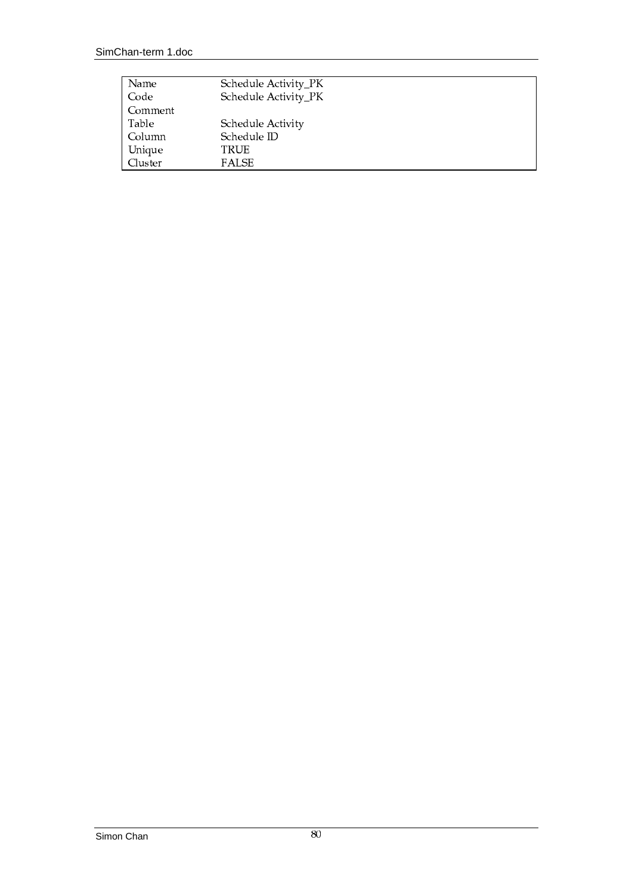| Name | Schedule Activity_PK |
| --- | --- |
| Code | Schedule Activity_PK |
| Comment | |
| Table | Schedule Activity |
| Column | Schedule ID |
| Unique | TRUE |
| Cluster | FALSE |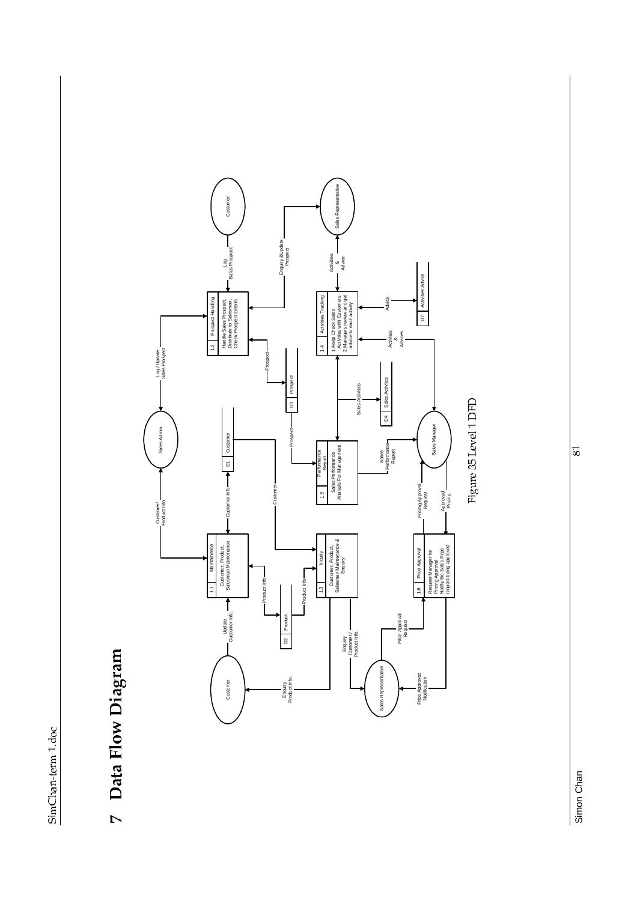# 7 Data Flow Diagram

Figure 35 Level 1 DFD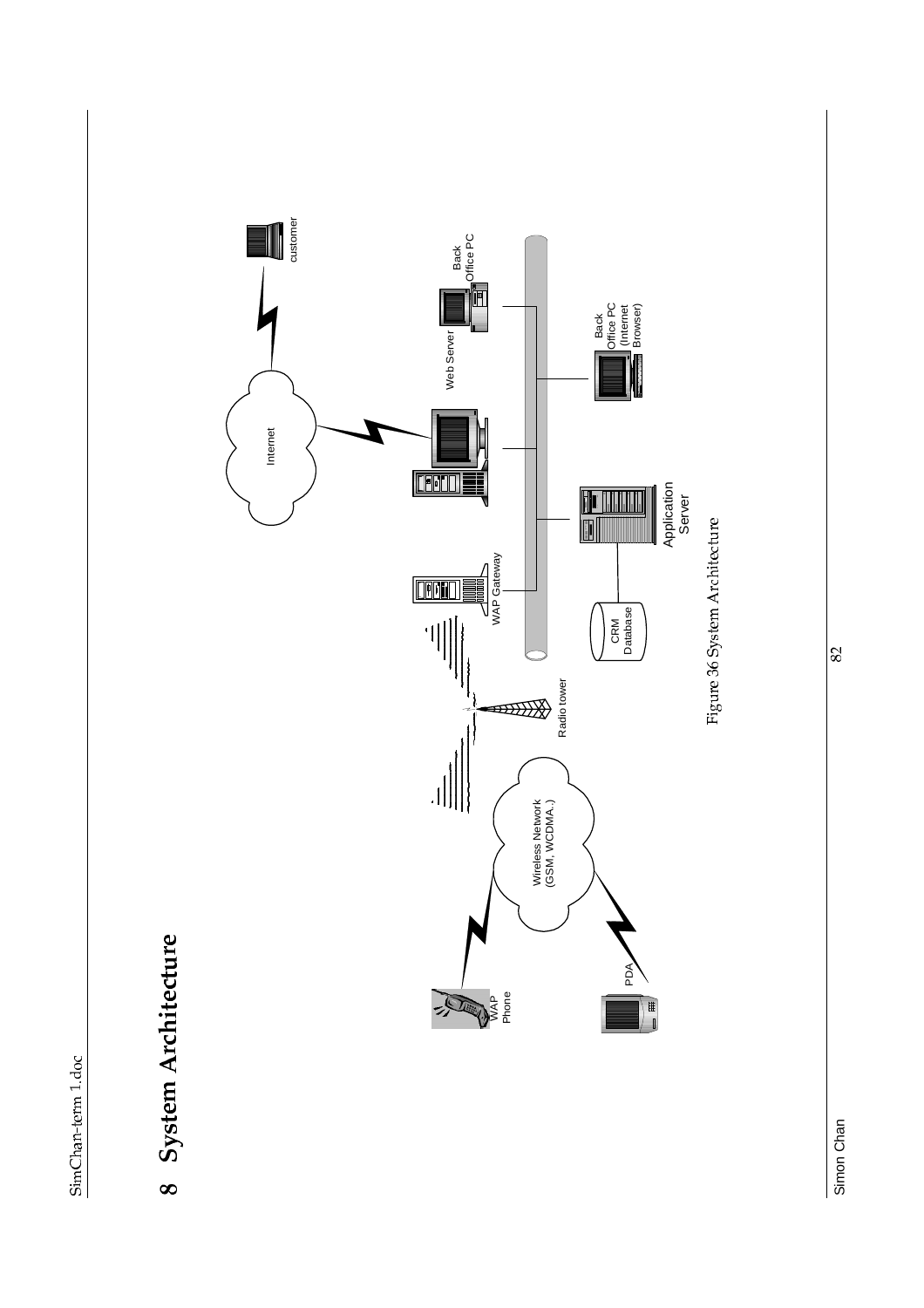# 8 System Architecture

Wireless Network (GSM, WCDMA..)

WAP Phone

PDA

Radio tower

WAP Gateway

Internet

customer

Web Server

Back Office PC

Back Office PC (Internet Browser)

Application Server

CRM Database

Figure 36 System Architecture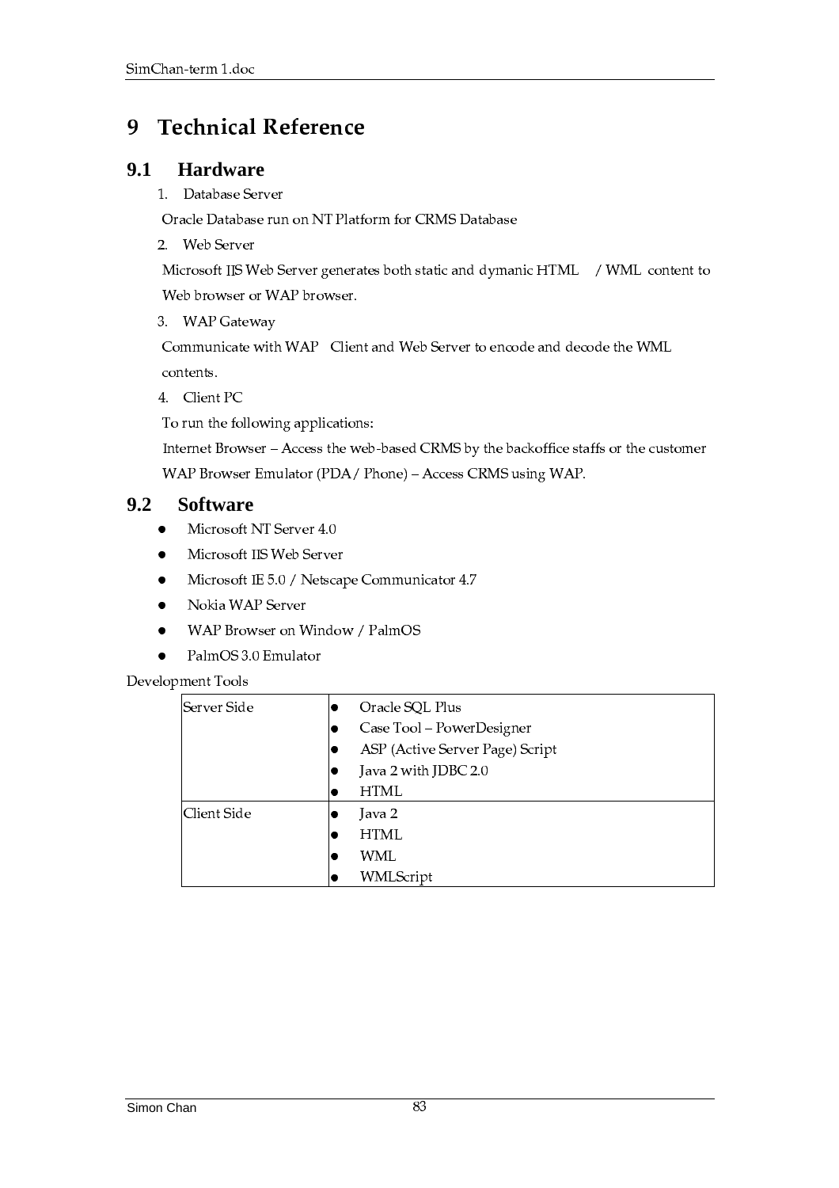# 9 Technical Reference

## 9.1 Hardware

1. Database Server

   Oracle Database run on NT Platform for CRMS Database

2. Web Server

   Microsoft IIS Web Server generates both static and dymanic HTML / WML content to Web browser or WAP browser.

3. WAP Gateway

   Communicate with WAP Client and Web Server to encode and decode the WML contents.

4. Client PC

   To run the following applications:

   Internet Browser – Access the web-based CRMS by the backoffice staffs or the customer

   WAP Browser Emulator (PDA / Phone) – Access CRMS using WAP.

## 9.2 Software

- Microsoft NT Server 4.0
- Microsoft IIS Web Server
- Microsoft IE 5.0 / Netscape Communicator 4.7
- Nokia WAP Server
- WAP Browser on Window / PalmOS
- PalmOS 3.0 Emulator

Development Tools

| | |
|---|---|
| Server Side | • Oracle SQL Plus<br>• Case Tool – PowerDesigner<br>• ASP (Active Server Page) Script<br>• Java 2 with JDBC 2.0<br>• HTML |
| Client Side | • Java 2<br>• HTML<br>• WML<br>• WMLScript |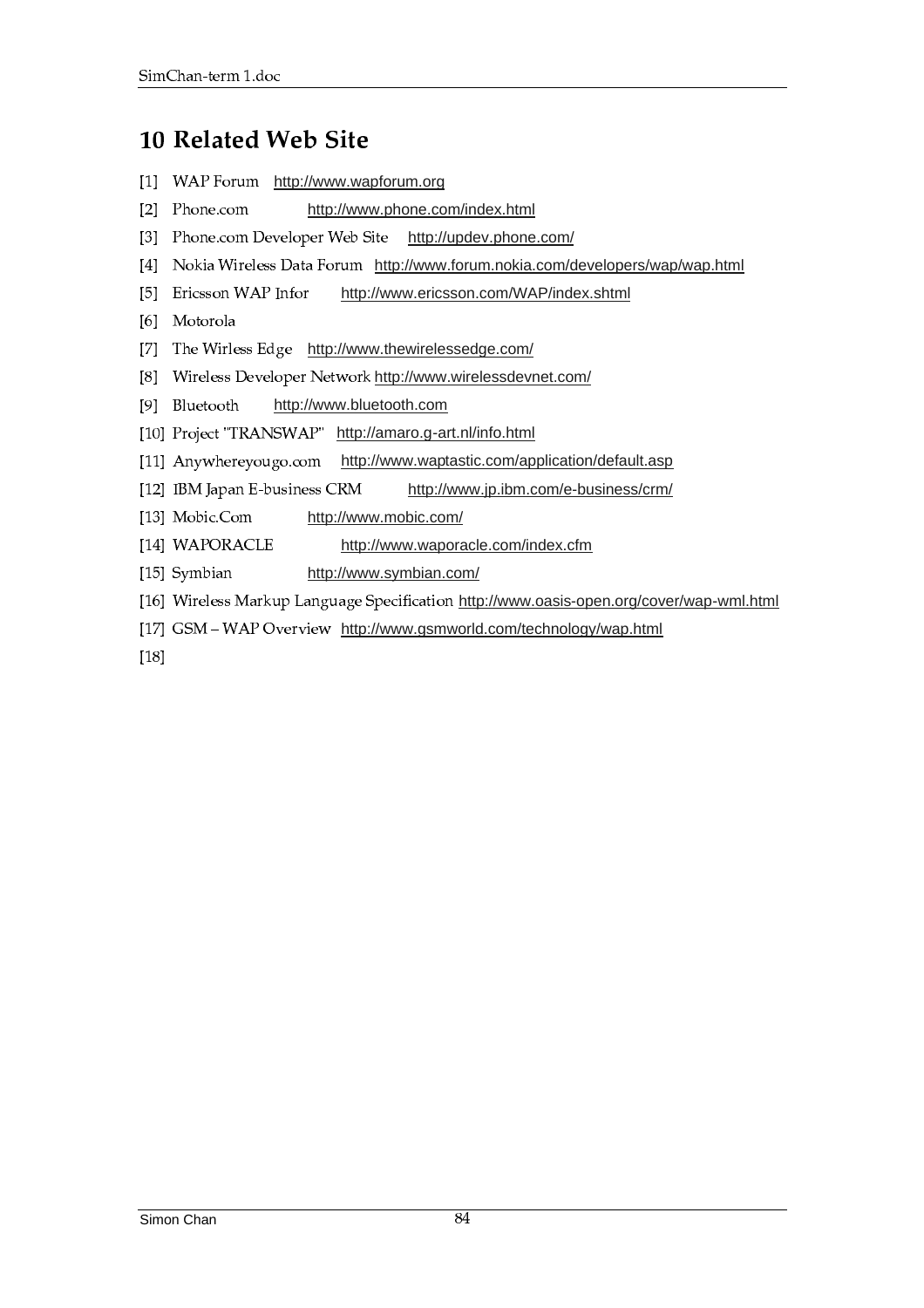# 10 Related Web Site

[1] WAP Forum http://www.wapforum.org

[2] Phone.com http://www.phone.com/index.html

[3] Phone.com Developer Web Site http://updev.phone.com/

[4] Nokia Wireless Data Forum http://www.forum.nokia.com/developers/wap/wap.html

[5] Ericsson WAP Infor http://www.ericsson.com/WAP/index.shtml

[6] Motorola

[7] The Wirless Edge http://www.thewirelessedge.com/

[8] Wireless Developer Network http://www.wirelessdevnet.com/

[9] Bluetooth http://www.bluetooth.com

[10] Project "TRANSWAP" http://amaro.g-art.nl/info.html

[11] Anywhereyougo.com http://www.waptastic.com/application/default.asp

[12] IBM Japan E-business CRM http://www.jp.ibm.com/e-business/crm/

[13] Mobic.Com http://www.mobic.com/

[14] WAPORACLE http://www.waporacle.com/index.cfm

[15] Symbian http://www.symbian.com/

[16] Wireless Markup Language Specification http://www.oasis-open.org/cover/wap-wml.html

[17] GSM – WAP Overview http://www.gsmworld.com/technology/wap.html

[18]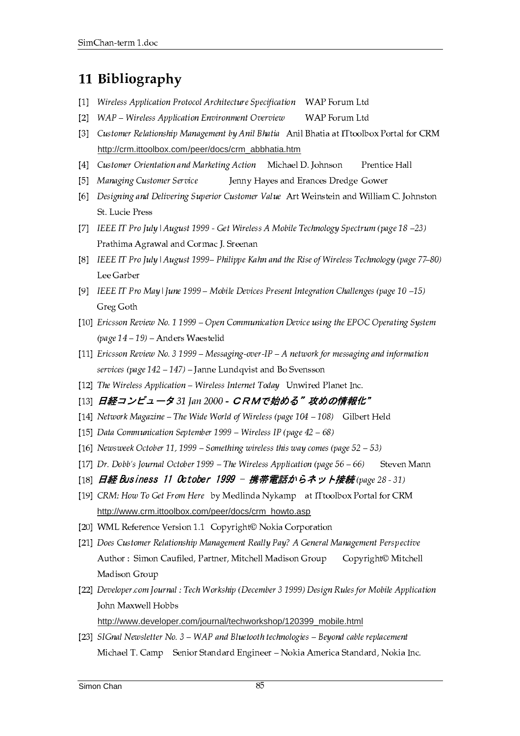# 11 Bibliography

[1] *Wireless Application Protocol Architecture Specification* WAP Forum Ltd

[2] *WAP – Wireless Application Environment Overview* WAP Forum Ltd

[3] *Customer Relationship Management by Anil Bhatia* Anil Bhatia at ITtoolbox Portal for CRM http://crm.ittoolbox.com/peer/docs/crm_abbhatia.htm

[4] *Customer Orientation and Marketing Action* Michael D. Johnson Prentice Hall

[5] *Managing Customer Service* Jenny Hayes and Erances Dredge Gower

[6] *Designing and Delivering Superior Customer Value* Art Weinstein and William C. Johnston St. Lucie Press

[7] *IEEE IT Pro July | August 1999 - Get Wireless A Mobile Technology Spectrum (page 18 –23)* Prathima Agrawal and Cormac J. Sreenan

[8] *IEEE IT Pro July | August 1999– Philippe Kahn and the Rise of Wireless Technology (page 77–80)* Lee Garber

[9] *IEEE IT Pro May | June 1999 – Mobile Devices Present Integration Challenges (page 10 –15)* Greg Goth

[10] *Ericsson Review No. 1 1999 – Open Communication Device using the EPOC Operating System (page 14 – 19)* – Anders Waestelid

[11] *Ericsson Review No. 3 1999 – Messaging-over-IP – A network for messaging and information services (page 142 – 147)* – Janne Lundqvist and Bo Svensson

[12] *The Wireless Application – Wireless Internet Today* Unwired Planet Inc.

[13] ***日経コンピュータ** 31 Jan 2000 - **ＣＲＭで始める”攻めの情報化”***

[14] *Network Magazine – The Wide World of Wireless (page 104 – 108)* Gilbert Held

[15] *Data Communication September 1999 – Wireless IP (page 42 – 68)*

[16] *Newsweek October 11, 1999 – Something wireless this way comes (page 52 – 53)*

[17] *Dr. Dobb's Journal October 1999 – The Wireless Application (page 56 – 66)* Steven Mann

[18] ***日経 Business 11 October 1999 – 携帯電話からネット接続** (page 28 - 31)*

[19] *CRM: How To Get From Here* by Medlinda Nykamp at ITtoolbox Portal for CRM http://www.crm.ittoolbox.com/peer/docs/crm_howto.asp

[20] WML Reference Version 1.1 Copyright© Nokia Corporation

[21] *Does Customer Relationship Management Really Pay? A General Management Perspective* Author : Simon Caufiled, Partner, Mitchell Madison Group Copyright© Mitchell Madison Group

[22] *Developer.com Journal : Tech Workship (December 3 1999) Design Rules for Mobile Application* John Maxwell Hobbs http://www.developer.com/journal/techworkshop/120399_mobile.html

[23] *SIGnal Newsletter No. 3 – WAP and Bluetooth technologies – Beyond cable replacement* Michael T. Camp Senior Standard Engineer – Nokia America Standard, Nokia Inc.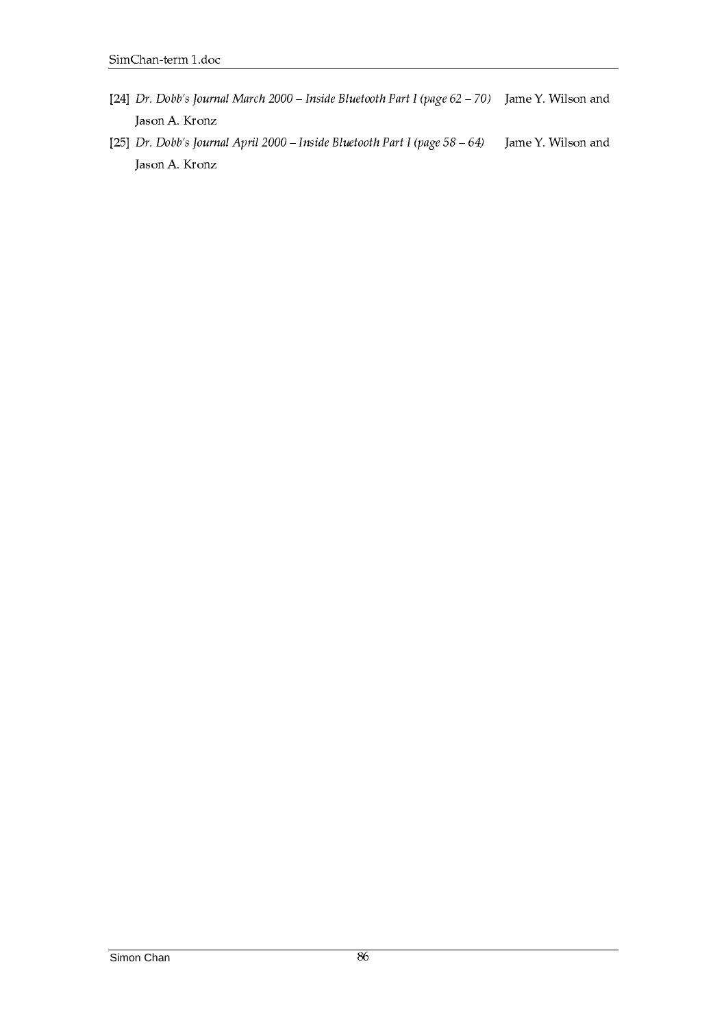[24] *Dr. Dobb's Journal March 2000 – Inside Bluetooth Part I (page 62 – 70)* Jame Y. Wilson and Jason A. Kronz

[25] *Dr. Dobb's Journal April 2000 – Inside Bluetooth Part I (page 58 – 64)* Jame Y. Wilson and Jason A. Kronz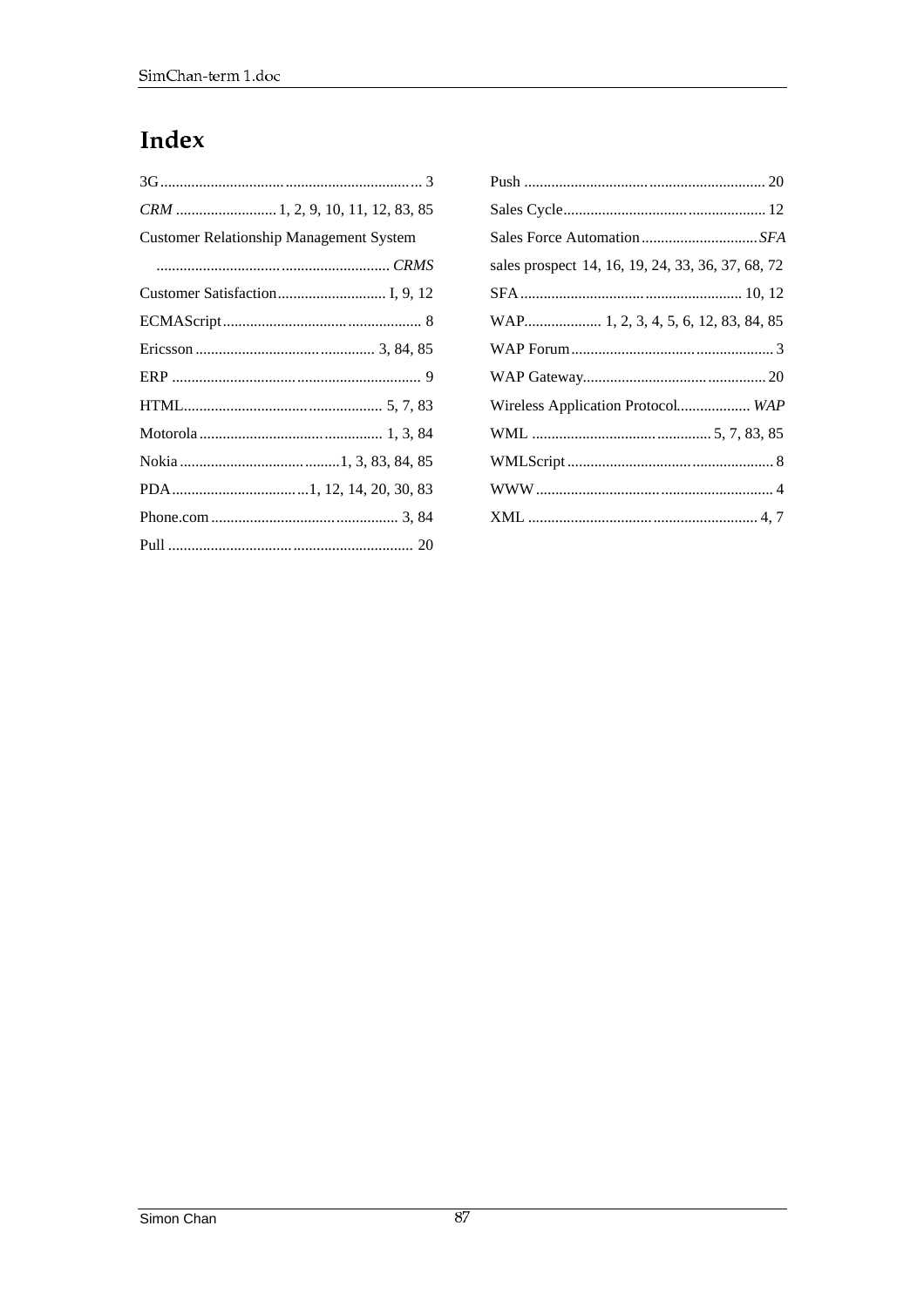# Index

3G ................................................................ 3
*CRM* ......................... 1, 2, 9, 10, 11, 12, 83, 85
Customer Relationship Management System
............................................................ *CRMS*
Customer Satisfaction ........................... I, 9, 12
ECMAScript ................................................... 8
Ericsson ........................................... 3, 84, 85
ERP ................................................................ 9
HTML ............................................... 5, 7, 83
Motorola ............................................ 1, 3, 84
Nokia ......................................... 1, 3, 83, 84, 85
PDA ................................. 1, 12, 14, 20, 30, 83
Phone.com ............................................ 3, 84
Pull .............................................................. 20
Push ............................................................. 20
Sales Cycle .................................................... 12
Sales Force Automation .............................. *SFA*
sales prospect 14, 16, 19, 24, 33, 36, 37, 68, 72
SFA ......................................................... 10, 12
WAP .................... 1, 2, 3, 4, 5, 6, 12, 83, 84, 85
WAP Forum .................................................... 3
WAP Gateway ............................................... 20
Wireless Application Protocol ................... *WAP*
WML .......................................... 5, 7, 83, 85
WMLScript ...................................................... 8
WWW ............................................................. 4
XML ............................................................ 4, 7